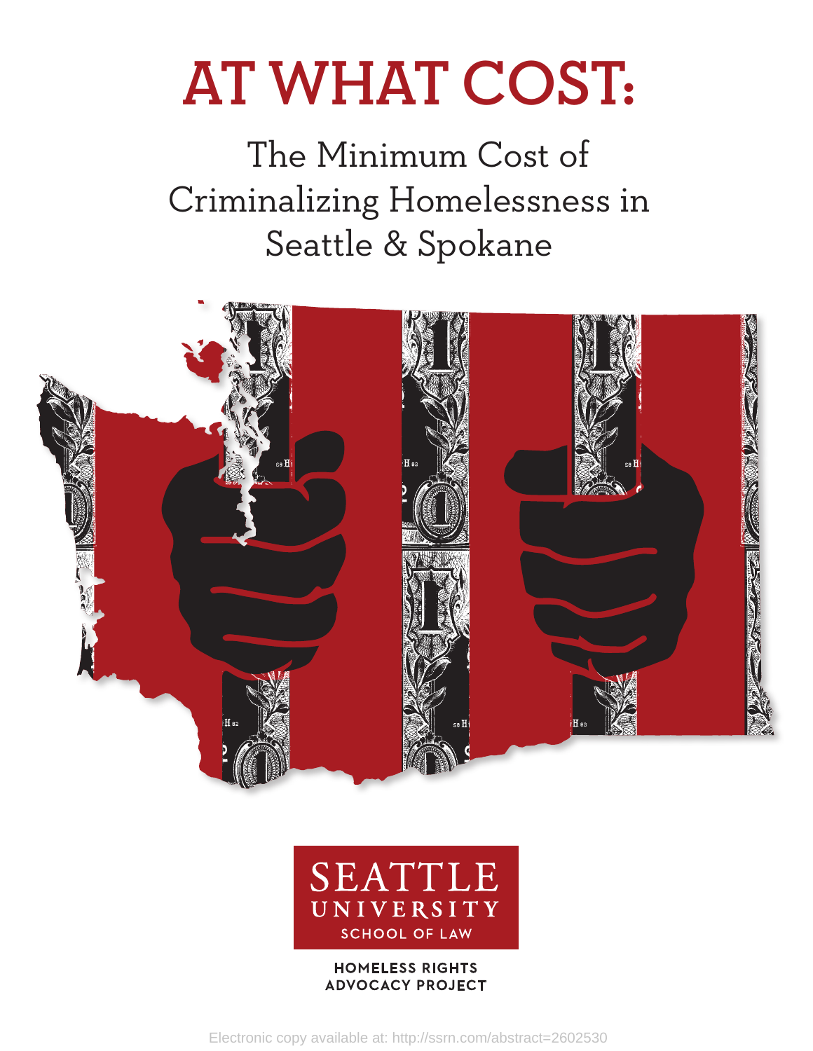# AT WHAT COST:

## The Minimum Cost of Criminalizing Homelessness in Seattle & Spokane

SEATTLE UNIVERSITY SCHOOL OF LAW

HOMELESS RIGHTS ADVOCACY PROJECT

Electronic copy available at: http://ssrn.com/abstract=2602530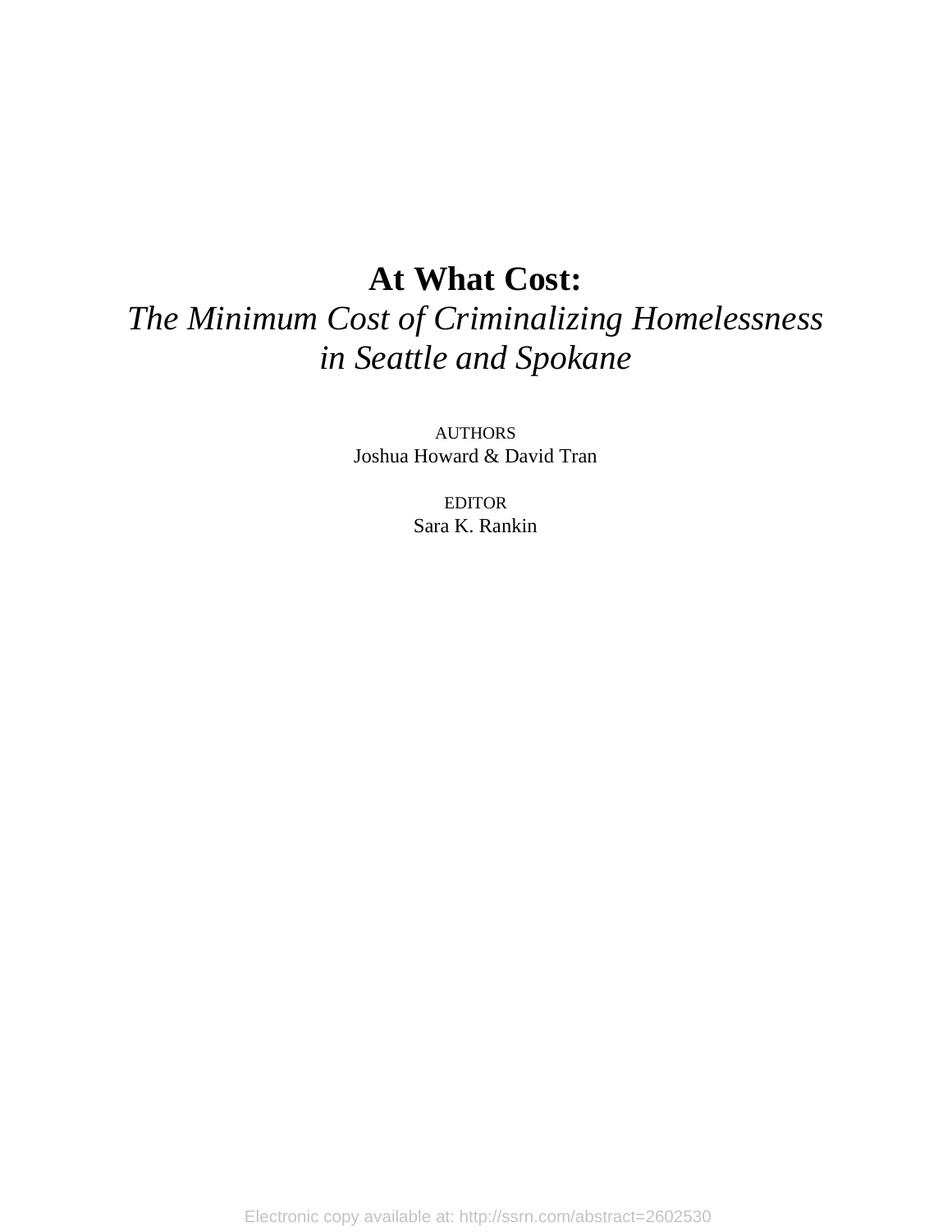# At What Cost:

*The Minimum Cost of Criminalizing Homelessness in Seattle and Spokane*

AUTHORS
Joshua Howard & David Tran

EDITOR
Sara K. Rankin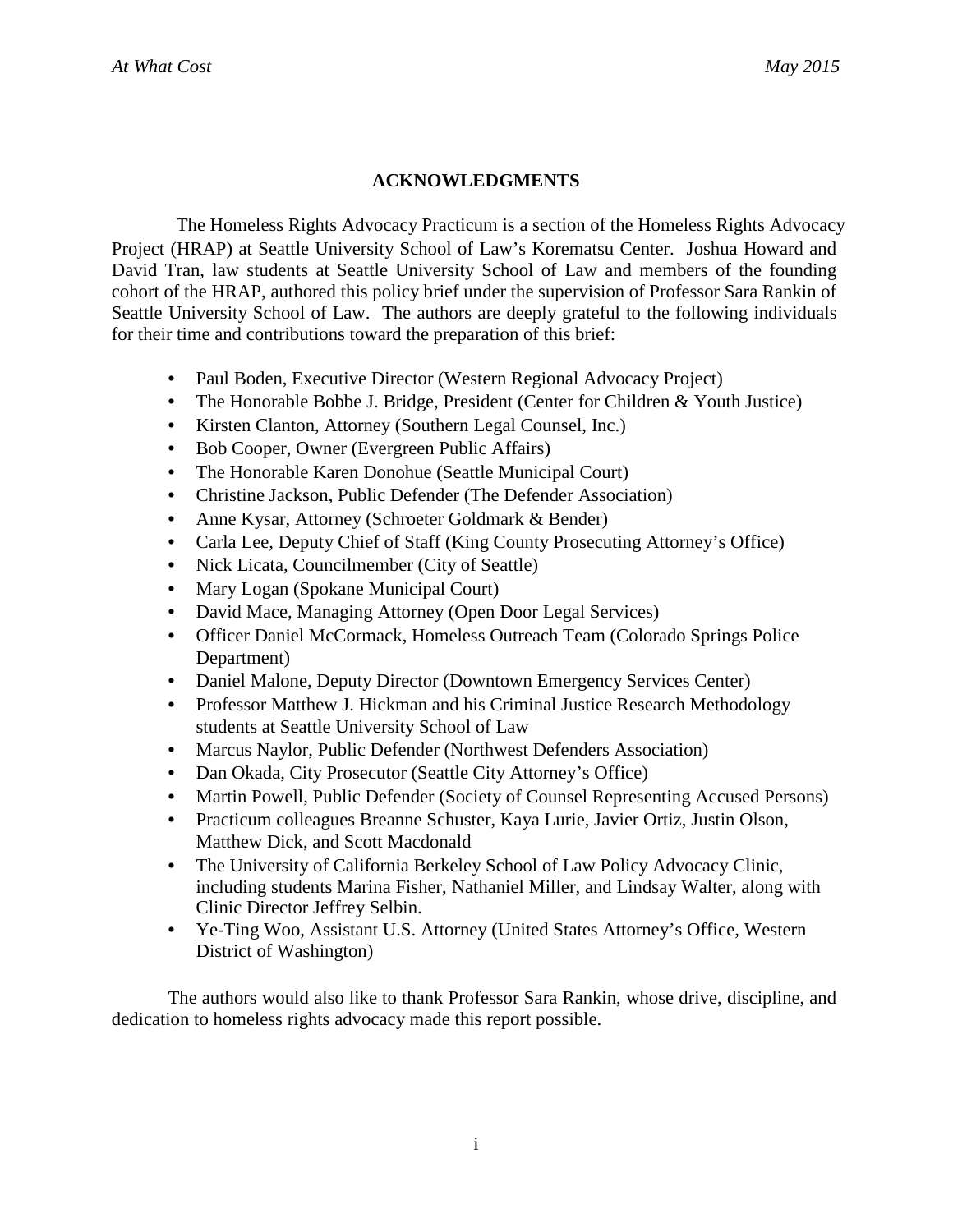## ACKNOWLEDGMENTS

The Homeless Rights Advocacy Practicum is a section of the Homeless Rights Advocacy Project (HRAP) at Seattle University School of Law's Korematsu Center. Joshua Howard and David Tran, law students at Seattle University School of Law and members of the founding cohort of the HRAP, authored this policy brief under the supervision of Professor Sara Rankin of Seattle University School of Law. The authors are deeply grateful to the following individuals for their time and contributions toward the preparation of this brief:

- Paul Boden, Executive Director (Western Regional Advocacy Project)
- The Honorable Bobbe J. Bridge, President (Center for Children & Youth Justice)
- Kirsten Clanton, Attorney (Southern Legal Counsel, Inc.)
- Bob Cooper, Owner (Evergreen Public Affairs)
- The Honorable Karen Donohue (Seattle Municipal Court)
- Christine Jackson, Public Defender (The Defender Association)
- Anne Kysar, Attorney (Schroeter Goldmark & Bender)
- Carla Lee, Deputy Chief of Staff (King County Prosecuting Attorney's Office)
- Nick Licata, Councilmember (City of Seattle)
- Mary Logan (Spokane Municipal Court)
- David Mace, Managing Attorney (Open Door Legal Services)
- Officer Daniel McCormack, Homeless Outreach Team (Colorado Springs Police Department)
- Daniel Malone, Deputy Director (Downtown Emergency Services Center)
- Professor Matthew J. Hickman and his Criminal Justice Research Methodology students at Seattle University School of Law
- Marcus Naylor, Public Defender (Northwest Defenders Association)
- Dan Okada, City Prosecutor (Seattle City Attorney's Office)
- Martin Powell, Public Defender (Society of Counsel Representing Accused Persons)
- Practicum colleagues Breanne Schuster, Kaya Lurie, Javier Ortiz, Justin Olson, Matthew Dick, and Scott Macdonald
- The University of California Berkeley School of Law Policy Advocacy Clinic, including students Marina Fisher, Nathaniel Miller, and Lindsay Walter, along with Clinic Director Jeffrey Selbin.
- Ye-Ting Woo, Assistant U.S. Attorney (United States Attorney's Office, Western District of Washington)

The authors would also like to thank Professor Sara Rankin, whose drive, discipline, and dedication to homeless rights advocacy made this report possible.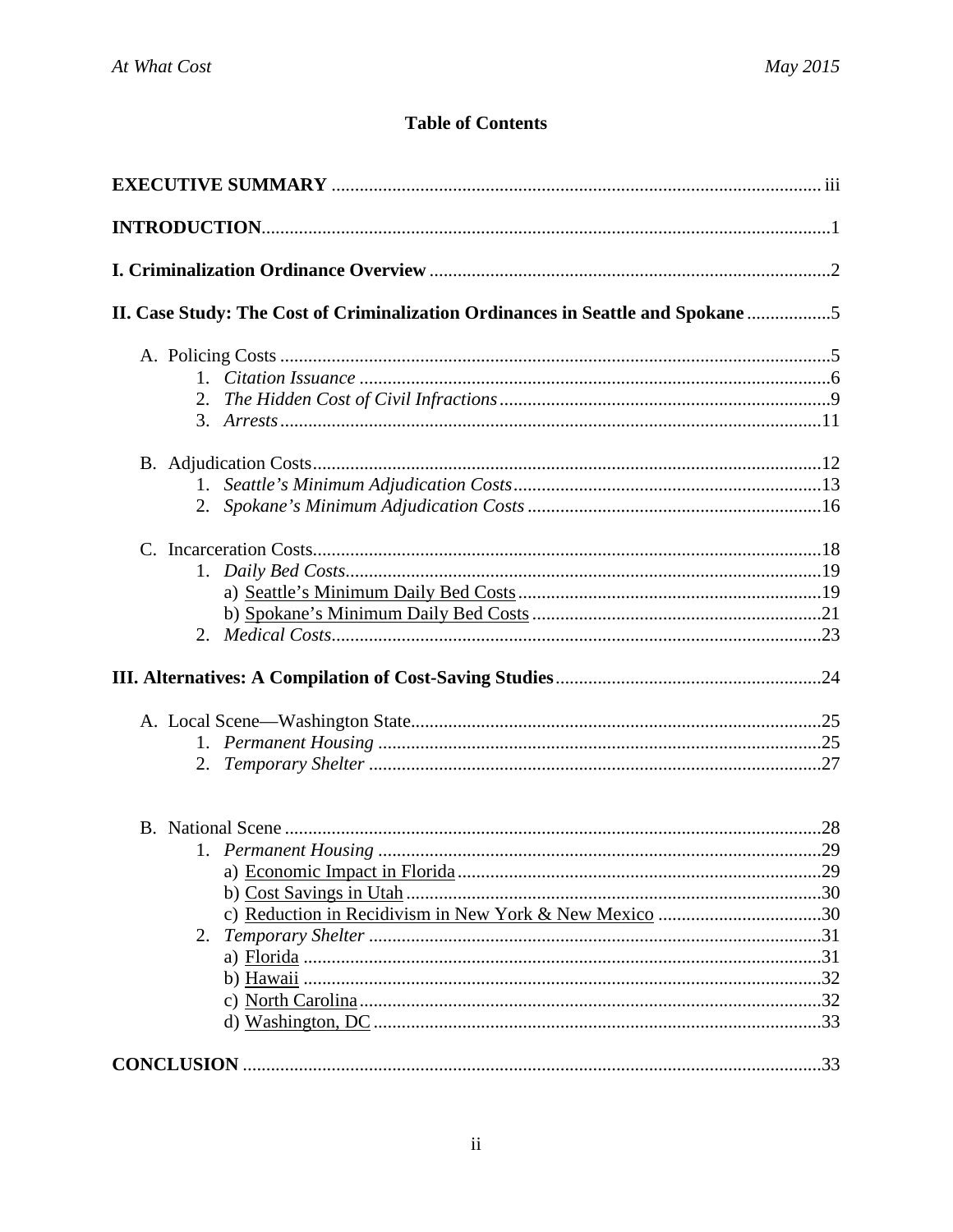## Table of Contents

**EXECUTIVE SUMMARY** ........ iii

**INTRODUCTION** ........ 1

**I. Criminalization Ordinance Overview** ........ 2

**II. Case Study: The Cost of Criminalization Ordinances in Seattle and Spokane** ........ 5

- A. Policing Costs ........ 5
  1. *Citation Issuance* ........ 6
  2. *The Hidden Cost of Civil Infractions* ........ 9
  3. *Arrests* ........ 11
- B. Adjudication Costs ........ 12
  1. *Seattle's Minimum Adjudication Costs* ........ 13
  2. *Spokane's Minimum Adjudication Costs* ........ 16
- C. Incarceration Costs ........ 18
  1. *Daily Bed Costs* ........ 19
     - a) Seattle's Minimum Daily Bed Costs ........ 19
     - b) Spokane's Minimum Daily Bed Costs ........ 21
  2. *Medical Costs* ........ 23

**III. Alternatives: A Compilation of Cost-Saving Studies** ........ 24

- A. Local Scene—Washington State ........ 25
  1. *Permanent Housing* ........ 25
  2. *Temporary Shelter* ........ 27
- B. National Scene ........ 28
  1. *Permanent Housing* ........ 29
     - a) Economic Impact in Florida ........ 29
     - b) Cost Savings in Utah ........ 30
     - c) Reduction in Recidivism in New York & New Mexico ........ 30
  2. *Temporary Shelter* ........ 31
     - a) Florida ........ 31
     - b) Hawaii ........ 32
     - c) North Carolina ........ 32
     - d) Washington, DC ........ 33

**CONCLUSION** ........ 33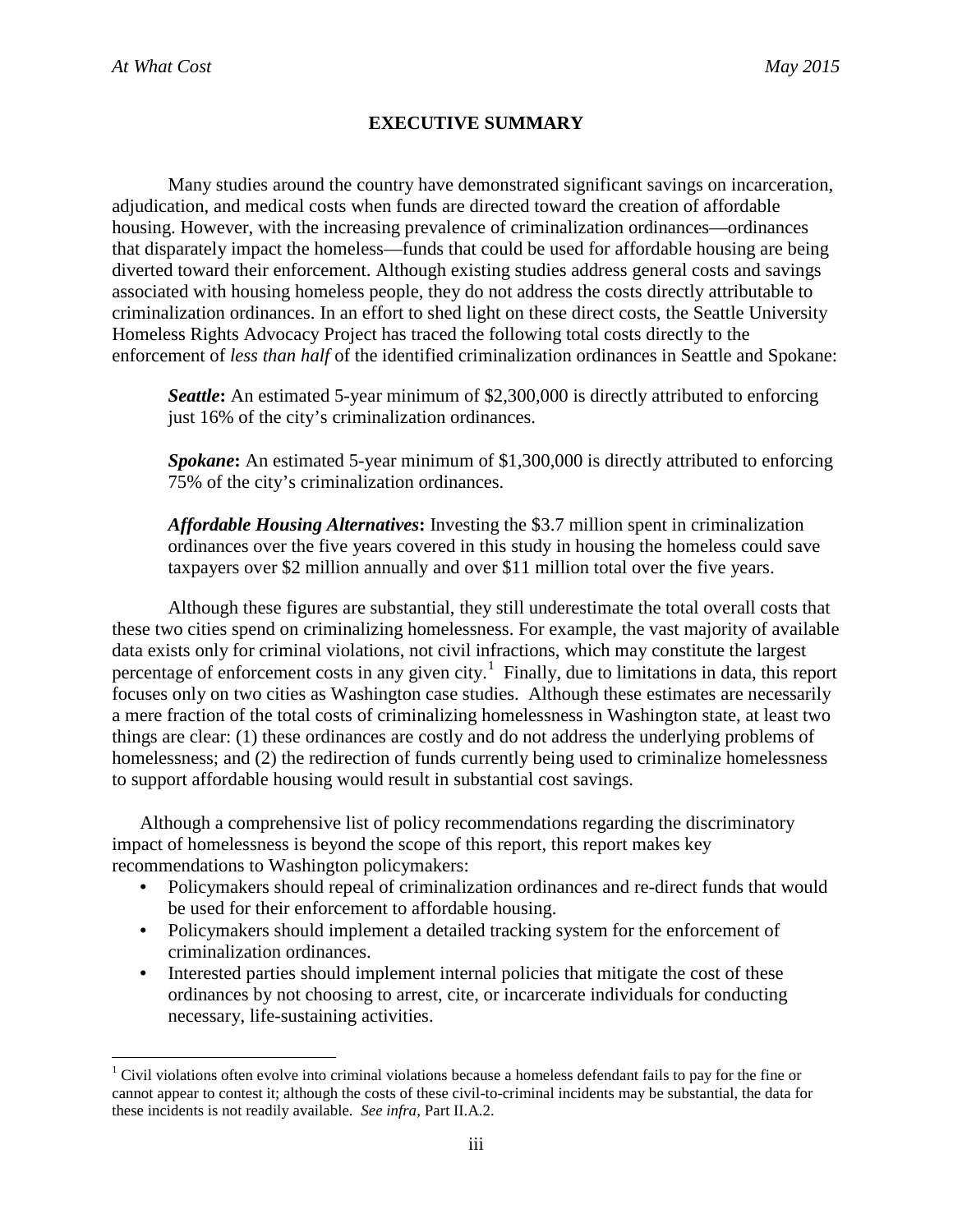## EXECUTIVE SUMMARY

Many studies around the country have demonstrated significant savings on incarceration, adjudication, and medical costs when funds are directed toward the creation of affordable housing. However, with the increasing prevalence of criminalization ordinances—ordinances that disparately impact the homeless—funds that could be used for affordable housing are being diverted toward their enforcement. Although existing studies address general costs and savings associated with housing homeless people, they do not address the costs directly attributable to criminalization ordinances. In an effort to shed light on these direct costs, the Seattle University Homeless Rights Advocacy Project has traced the following total costs directly to the enforcement of *less than half* of the identified criminalization ordinances in Seattle and Spokane:

> ***Seattle*****:** An estimated 5-year minimum of $2,300,000 is directly attributed to enforcing just 16% of the city's criminalization ordinances.
>
> ***Spokane*****:** An estimated 5-year minimum of $1,300,000 is directly attributed to enforcing 75% of the city's criminalization ordinances.
>
> ***Affordable Housing Alternatives*****:** Investing the $3.7 million spent in criminalization ordinances over the five years covered in this study in housing the homeless could save taxpayers over $2 million annually and over $11 million total over the five years.

Although these figures are substantial, they still underestimate the total overall costs that these two cities spend on criminalizing homelessness. For example, the vast majority of available data exists only for criminal violations, not civil infractions, which may constitute the largest percentage of enforcement costs in any given city.[1] Finally, due to limitations in data, this report focuses only on two cities as Washington case studies. Although these estimates are necessarily a mere fraction of the total costs of criminalizing homelessness in Washington state, at least two things are clear: (1) these ordinances are costly and do not address the underlying problems of homelessness; and (2) the redirection of funds currently being used to criminalize homelessness to support affordable housing would result in substantial cost savings.

Although a comprehensive list of policy recommendations regarding the discriminatory impact of homelessness is beyond the scope of this report, this report makes key recommendations to Washington policymakers:

- Policymakers should repeal of criminalization ordinances and re-direct funds that would be used for their enforcement to affordable housing.
- Policymakers should implement a detailed tracking system for the enforcement of criminalization ordinances.
- Interested parties should implement internal policies that mitigate the cost of these ordinances by not choosing to arrest, cite, or incarcerate individuals for conducting necessary, life-sustaining activities.

---

[1] Civil violations often evolve into criminal violations because a homeless defendant fails to pay for the fine or cannot appear to contest it; although the costs of these civil-to-criminal incidents may be substantial, the data for these incidents is not readily available. *See infra*, Part II.A.2.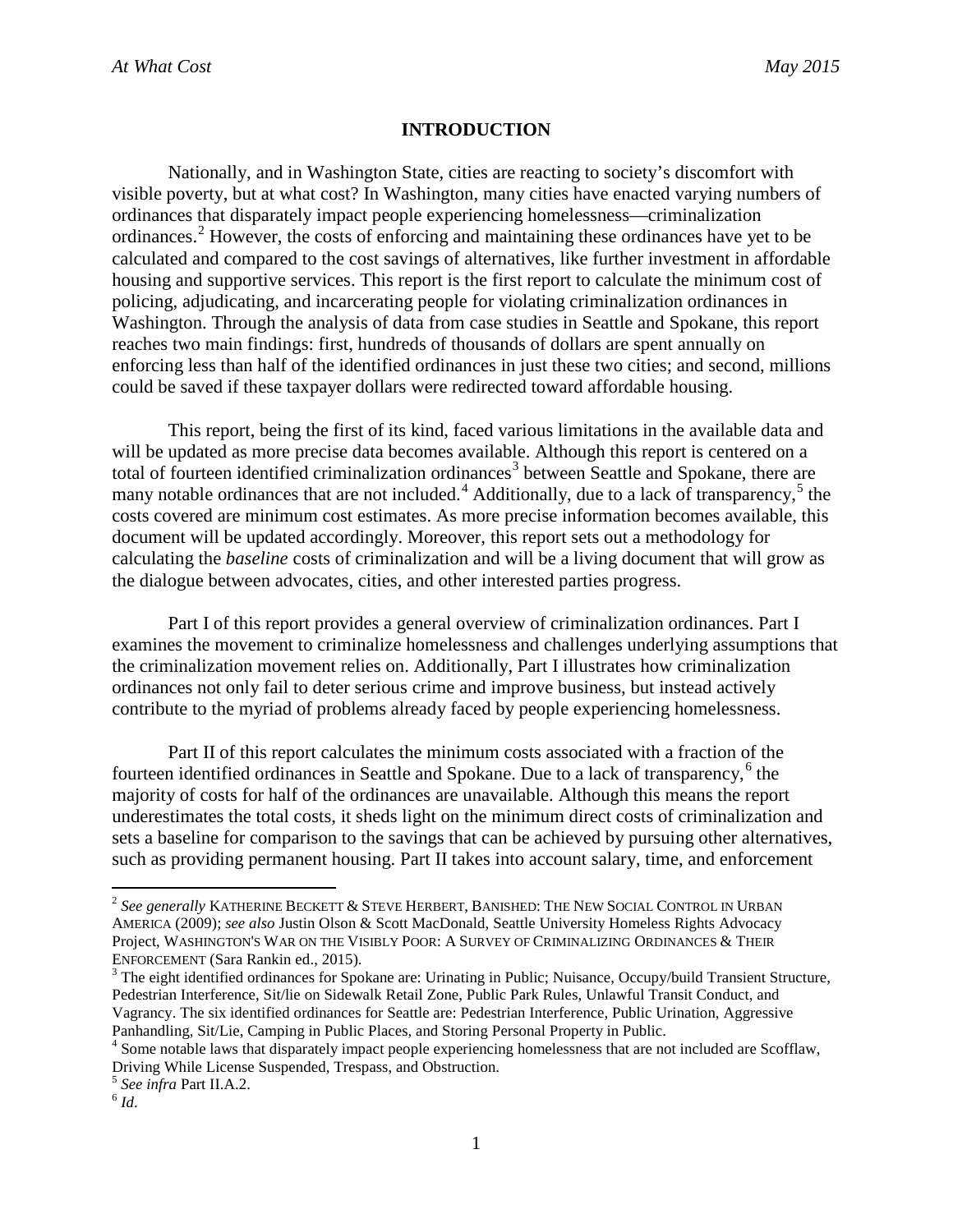## INTRODUCTION

Nationally, and in Washington State, cities are reacting to society's discomfort with visible poverty, but at what cost? In Washington, many cities have enacted varying numbers of ordinances that disparately impact people experiencing homelessness—criminalization ordinances.[2] However, the costs of enforcing and maintaining these ordinances have yet to be calculated and compared to the cost savings of alternatives, like further investment in affordable housing and supportive services. This report is the first report to calculate the minimum cost of policing, adjudicating, and incarcerating people for violating criminalization ordinances in Washington. Through the analysis of data from case studies in Seattle and Spokane, this report reaches two main findings: first, hundreds of thousands of dollars are spent annually on enforcing less than half of the identified ordinances in just these two cities; and second, millions could be saved if these taxpayer dollars were redirected toward affordable housing.

This report, being the first of its kind, faced various limitations in the available data and will be updated as more precise data becomes available. Although this report is centered on a total of fourteen identified criminalization ordinances[3] between Seattle and Spokane, there are many notable ordinances that are not included.[4] Additionally, due to a lack of transparency,[5] the costs covered are minimum cost estimates. As more precise information becomes available, this document will be updated accordingly. Moreover, this report sets out a methodology for calculating the *baseline* costs of criminalization and will be a living document that will grow as the dialogue between advocates, cities, and other interested parties progress.

Part I of this report provides a general overview of criminalization ordinances. Part I examines the movement to criminalize homelessness and challenges underlying assumptions that the criminalization movement relies on. Additionally, Part I illustrates how criminalization ordinances not only fail to deter serious crime and improve business, but instead actively contribute to the myriad of problems already faced by people experiencing homelessness.

Part II of this report calculates the minimum costs associated with a fraction of the fourteen identified ordinances in Seattle and Spokane. Due to a lack of transparency,[6] the majority of costs for half of the ordinances are unavailable. Although this means the report underestimates the total costs, it sheds light on the minimum direct costs of criminalization and sets a baseline for comparison to the savings that can be achieved by pursuing other alternatives, such as providing permanent housing. Part II takes into account salary, time, and enforcement

---

[2] *See generally* KATHERINE BECKETT & STEVE HERBERT, BANISHED: THE NEW SOCIAL CONTROL IN URBAN AMERICA (2009); *see also* Justin Olson & Scott MacDonald, Seattle University Homeless Rights Advocacy Project, WASHINGTON'S WAR ON THE VISIBLY POOR: A SURVEY OF CRIMINALIZING ORDINANCES & THEIR ENFORCEMENT (Sara Rankin ed., 2015).

[3] The eight identified ordinances for Spokane are: Urinating in Public; Nuisance, Occupy/build Transient Structure, Pedestrian Interference, Sit/lie on Sidewalk Retail Zone, Public Park Rules, Unlawful Transit Conduct, and Vagrancy. The six identified ordinances for Seattle are: Pedestrian Interference, Public Urination, Aggressive Panhandling, Sit/Lie, Camping in Public Places, and Storing Personal Property in Public.

[4] Some notable laws that disparately impact people experiencing homelessness that are not included are Scofflaw, Driving While License Suspended, Trespass, and Obstruction.

[5] *See infra* Part II.A.2.

[6] *Id*.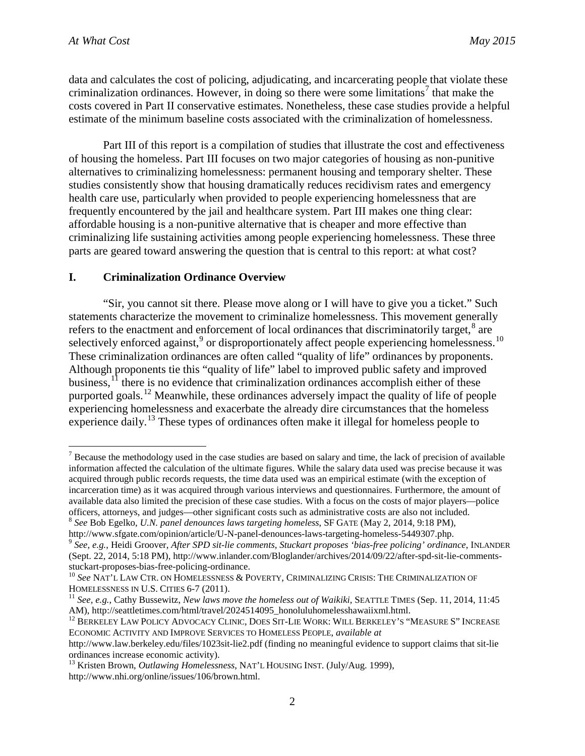data and calculates the cost of policing, adjudicating, and incarcerating people that violate these criminalization ordinances. However, in doing so there were some limitations[7] that make the costs covered in Part II conservative estimates. Nonetheless, these case studies provide a helpful estimate of the minimum baseline costs associated with the criminalization of homelessness.

Part III of this report is a compilation of studies that illustrate the cost and effectiveness of housing the homeless. Part III focuses on two major categories of housing as non-punitive alternatives to criminalizing homelessness: permanent housing and temporary shelter. These studies consistently show that housing dramatically reduces recidivism rates and emergency health care use, particularly when provided to people experiencing homelessness that are frequently encountered by the jail and healthcare system. Part III makes one thing clear: affordable housing is a non-punitive alternative that is cheaper and more effective than criminalizing life sustaining activities among people experiencing homelessness. These three parts are geared toward answering the question that is central to this report: at what cost?

## I. Criminalization Ordinance Overview

"Sir, you cannot sit there. Please move along or I will have to give you a ticket." Such statements characterize the movement to criminalize homelessness. This movement generally refers to the enactment and enforcement of local ordinances that discriminatorily target,[8] are selectively enforced against,[9] or disproportionately affect people experiencing homelessness.[10] These criminalization ordinances are often called "quality of life" ordinances by proponents. Although proponents tie this "quality of life" label to improved public safety and improved business,[11] there is no evidence that criminalization ordinances accomplish either of these purported goals.[12] Meanwhile, these ordinances adversely impact the quality of life of people experiencing homelessness and exacerbate the already dire circumstances that the homeless experience daily.[13] These types of ordinances often make it illegal for homeless people to

---

[7] Because the methodology used in the case studies are based on salary and time, the lack of precision of available information affected the calculation of the ultimate figures. While the salary data used was precise because it was acquired through public records requests, the time data used was an empirical estimate (with the exception of incarceration time) as it was acquired through various interviews and questionnaires. Furthermore, the amount of available data also limited the precision of these case studies. With a focus on the costs of major players—police officers, attorneys, and judges—other significant costs such as administrative costs are also not included.

[8] *See* Bob Egelko, *U.N. panel denounces laws targeting homeless*, SF GATE (May 2, 2014, 9:18 PM), http://www.sfgate.com/opinion/article/U-N-panel-denounces-laws-targeting-homeless-5449307.php.

[9] *See, e.g.*, Heidi Groover, *After SPD sit-lie comments, Stuckart proposes 'bias-free policing' ordinance*, INLANDER (Sept. 22, 2014, 5:18 PM), http://www.inlander.com/Bloglander/archives/2014/09/22/after-spd-sit-lie-comments-stuckart-proposes-bias-free-policing-ordinance.

[10] *See* NAT'L LAW CTR. ON HOMELESSNESS & POVERTY, CRIMINALIZING CRISIS: THE CRIMINALIZATION OF HOMELESSNESS IN U.S. CITIES 6-7 (2011).

[11] *See, e.g.*, Cathy Bussewitz, *New laws move the homeless out of Waikiki*, SEATTLE TIMES (Sep. 11, 2014, 11:45 AM), http://seattletimes.com/html/travel/2024514095_honoluluhomelesshawaiixml.html.

[12] BERKELEY LAW POLICY ADVOCACY CLINIC, DOES SIT-LIE WORK: WILL BERKELEY'S "MEASURE S" INCREASE ECONOMIC ACTIVITY AND IMPROVE SERVICES TO HOMELESS PEOPLE, *available at* http://www.law.berkeley.edu/files/1023sit-lie2.pdf (finding no meaningful evidence to support claims that sit-lie ordinances increase economic activity).

[13] Kristen Brown, *Outlawing Homelessness*, NAT'L HOUSING INST. (July/Aug. 1999), http://www.nhi.org/online/issues/106/brown.html.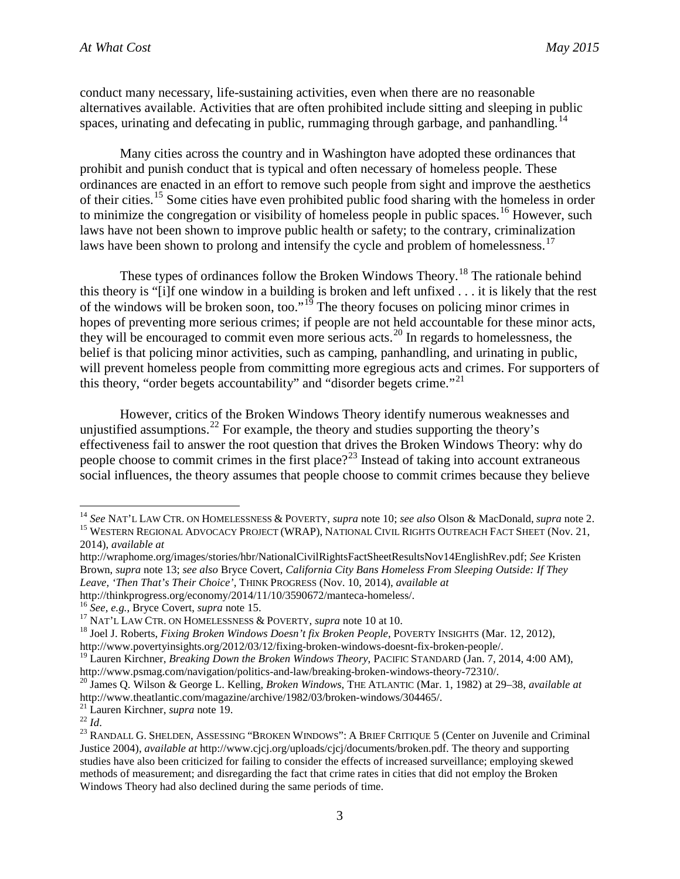conduct many necessary, life-sustaining activities, even when there are no reasonable alternatives available. Activities that are often prohibited include sitting and sleeping in public spaces, urinating and defecating in public, rummaging through garbage, and panhandling.[14]

Many cities across the country and in Washington have adopted these ordinances that prohibit and punish conduct that is typical and often necessary of homeless people. These ordinances are enacted in an effort to remove such people from sight and improve the aesthetics of their cities.[15] Some cities have even prohibited public food sharing with the homeless in order to minimize the congregation or visibility of homeless people in public spaces.[16] However, such laws have not been shown to improve public health or safety; to the contrary, criminalization laws have been shown to prolong and intensify the cycle and problem of homelessness.[17]

These types of ordinances follow the Broken Windows Theory.[18] The rationale behind this theory is "[i]f one window in a building is broken and left unfixed . . . it is likely that the rest of the windows will be broken soon, too."[19] The theory focuses on policing minor crimes in hopes of preventing more serious crimes; if people are not held accountable for these minor acts, they will be encouraged to commit even more serious acts.[20] In regards to homelessness, the belief is that policing minor activities, such as camping, panhandling, and urinating in public, will prevent homeless people from committing more egregious acts and crimes. For supporters of this theory, "order begets accountability" and "disorder begets crime."[21]

However, critics of the Broken Windows Theory identify numerous weaknesses and unjustified assumptions.[22] For example, the theory and studies supporting the theory's effectiveness fail to answer the root question that drives the Broken Windows Theory: why do people choose to commit crimes in the first place?[23] Instead of taking into account extraneous social influences, the theory assumes that people choose to commit crimes because they believe

---

[14] *See* NAT'L LAW CTR. ON HOMELESSNESS & POVERTY, *supra* note 10; *see also* Olson & MacDonald, *supra* note 2.

[15] WESTERN REGIONAL ADVOCACY PROJECT (WRAP), NATIONAL CIVIL RIGHTS OUTREACH FACT SHEET (Nov. 21, 2014), *available at* http://wraphome.org/images/stories/hbr/NationalCivilRightsFactSheetResultsNov14EnglishRev.pdf; *See* Kristen Brown, *supra* note 13; *see also* Bryce Covert, *California City Bans Homeless From Sleeping Outside: If They Leave, 'Then That's Their Choice'*, THINK PROGRESS (Nov. 10, 2014), *available at* http://thinkprogress.org/economy/2014/11/10/3590672/manteca-homeless/.

[16] *See, e.g.*, Bryce Covert, *supra* note 15.

[17] NAT'L LAW CTR. ON HOMELESSNESS & POVERTY, *supra* note 10 at 10.

[18] Joel J. Roberts, *Fixing Broken Windows Doesn't fix Broken People*, POVERTY INSIGHTS (Mar. 12, 2012), http://www.povertyinsights.org/2012/03/12/fixing-broken-windows-doesnt-fix-broken-people/.

[19] Lauren Kirchner, *Breaking Down the Broken Windows Theory*, PACIFIC STANDARD (Jan. 7, 2014, 4:00 AM), http://www.psmag.com/navigation/politics-and-law/breaking-broken-windows-theory-72310/.

[20] James Q. Wilson & George L. Kelling, *Broken Windows*, THE ATLANTIC (Mar. 1, 1982) at 29–38, *available at* http://www.theatlantic.com/magazine/archive/1982/03/broken-windows/304465/.

[21] Lauren Kirchner, *supra* note 19.

[22] *Id*.

[23] RANDALL G. SHELDEN, ASSESSING "BROKEN WINDOWS": A BRIEF CRITIQUE 5 (Center on Juvenile and Criminal Justice 2004), *available at* http://www.cjcj.org/uploads/cjcj/documents/broken.pdf. The theory and supporting studies have also been criticized for failing to consider the effects of increased surveillance; employing skewed methods of measurement; and disregarding the fact that crime rates in cities that did not employ the Broken Windows Theory had also declined during the same periods of time.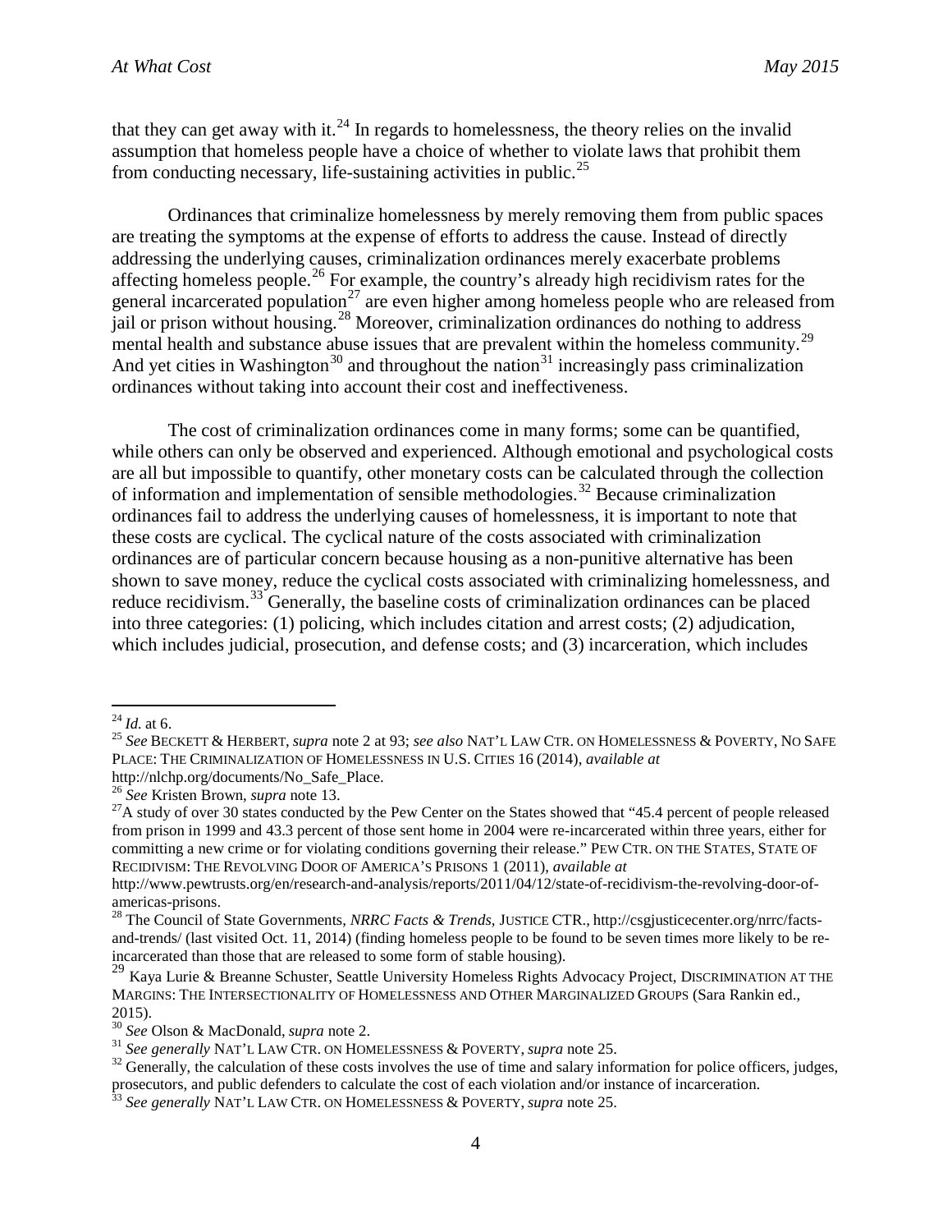that they can get away with it.[24] In regards to homelessness, the theory relies on the invalid assumption that homeless people have a choice of whether to violate laws that prohibit them from conducting necessary, life-sustaining activities in public.[25]

Ordinances that criminalize homelessness by merely removing them from public spaces are treating the symptoms at the expense of efforts to address the cause. Instead of directly addressing the underlying causes, criminalization ordinances merely exacerbate problems affecting homeless people.[26] For example, the country's already high recidivism rates for the general incarcerated population[27] are even higher among homeless people who are released from jail or prison without housing.[28] Moreover, criminalization ordinances do nothing to address mental health and substance abuse issues that are prevalent within the homeless community.[29] And yet cities in Washington[30] and throughout the nation[31] increasingly pass criminalization ordinances without taking into account their cost and ineffectiveness.

The cost of criminalization ordinances come in many forms; some can be quantified, while others can only be observed and experienced. Although emotional and psychological costs are all but impossible to quantify, other monetary costs can be calculated through the collection of information and implementation of sensible methodologies.[32] Because criminalization ordinances fail to address the underlying causes of homelessness, it is important to note that these costs are cyclical. The cyclical nature of the costs associated with criminalization ordinances are of particular concern because housing as a non-punitive alternative has been shown to save money, reduce the cyclical costs associated with criminalizing homelessness, and reduce recidivism.[33] Generally, the baseline costs of criminalization ordinances can be placed into three categories: (1) policing, which includes citation and arrest costs; (2) adjudication, which includes judicial, prosecution, and defense costs; and (3) incarceration, which includes

---

[24] *Id.* at 6.

[25] *See* BECKETT & HERBERT, *supra* note 2 at 93; *see also* NAT'L LAW CTR. ON HOMELESSNESS & POVERTY, NO SAFE PLACE: THE CRIMINALIZATION OF HOMELESSNESS IN U.S. CITIES 16 (2014), *available at* http://nlchp.org/documents/No_Safe_Place.

[26] *See* Kristen Brown, *supra* note 13.

[27] A study of over 30 states conducted by the Pew Center on the States showed that "45.4 percent of people released from prison in 1999 and 43.3 percent of those sent home in 2004 were re-incarcerated within three years, either for committing a new crime or for violating conditions governing their release." PEW CTR. ON THE STATES, STATE OF RECIDIVISM: THE REVOLVING DOOR OF AMERICA'S PRISONS 1 (2011), *available at* http://www.pewtrusts.org/en/research-and-analysis/reports/2011/04/12/state-of-recidivism-the-revolving-door-of-americas-prisons.

[28] The Council of State Governments, *NRRC Facts & Trends*, JUSTICE CTR., http://csgjusticecenter.org/nrrc/facts-and-trends/ (last visited Oct. 11, 2014) (finding homeless people to be found to be seven times more likely to be re-incarcerated than those that are released to some form of stable housing).

[29] Kaya Lurie & Breanne Schuster, Seattle University Homeless Rights Advocacy Project, DISCRIMINATION AT THE MARGINS: THE INTERSECTIONALITY OF HOMELESSNESS AND OTHER MARGINALIZED GROUPS (Sara Rankin ed., 2015).

[30] *See* Olson & MacDonald, *supra* note 2.

[31] *See generally* NAT'L LAW CTR. ON HOMELESSNESS & POVERTY, *supra* note 25.

[32] Generally, the calculation of these costs involves the use of time and salary information for police officers, judges, prosecutors, and public defenders to calculate the cost of each violation and/or instance of incarceration.

[33] *See generally* NAT'L LAW CTR. ON HOMELESSNESS & POVERTY, *supra* note 25.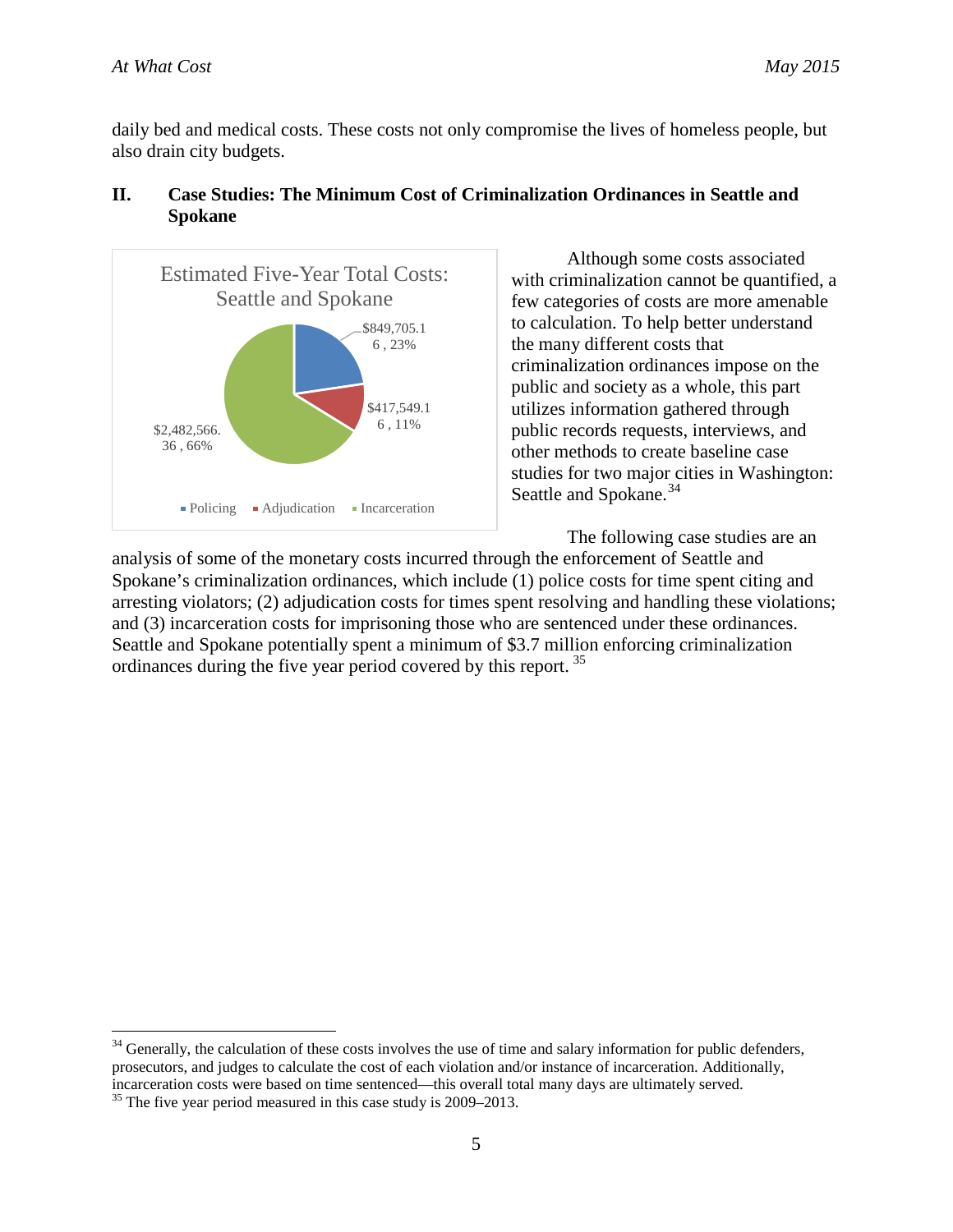daily bed and medical costs. These costs not only compromise the lives of homeless people, but also drain city budgets.

## II. Case Studies: The Minimum Cost of Criminalization Ordinances in Seattle and Spokane

Estimated Five-Year Total Costs: Seattle and Spokane

| Category | Cost | Percentage |
|---|---|---|
| Policing | $849,705.16 | 23% |
| Adjudication | $417,549.16 | 11% |
| Incarceration | $2,482,566.36 | 66% |

Although some costs associated with criminalization cannot be quantified, a few categories of costs are more amenable to calculation. To help better understand the many different costs that criminalization ordinances impose on the public and society as a whole, this part utilizes information gathered through public records requests, interviews, and other methods to create baseline case studies for two major cities in Washington: Seattle and Spokane.[34]

The following case studies are an analysis of some of the monetary costs incurred through the enforcement of Seattle and Spokane's criminalization ordinances, which include (1) police costs for time spent citing and arresting violators; (2) adjudication costs for times spent resolving and handling these violations; and (3) incarceration costs for imprisoning those who are sentenced under these ordinances. Seattle and Spokane potentially spent a minimum of $3.7 million enforcing criminalization ordinances during the five year period covered by this report.[35]

---

[34] Generally, the calculation of these costs involves the use of time and salary information for public defenders, prosecutors, and judges to calculate the cost of each violation and/or instance of incarceration. Additionally, incarceration costs were based on time sentenced—this overall total many days are ultimately served.

[35] The five year period measured in this case study is 2009–2013.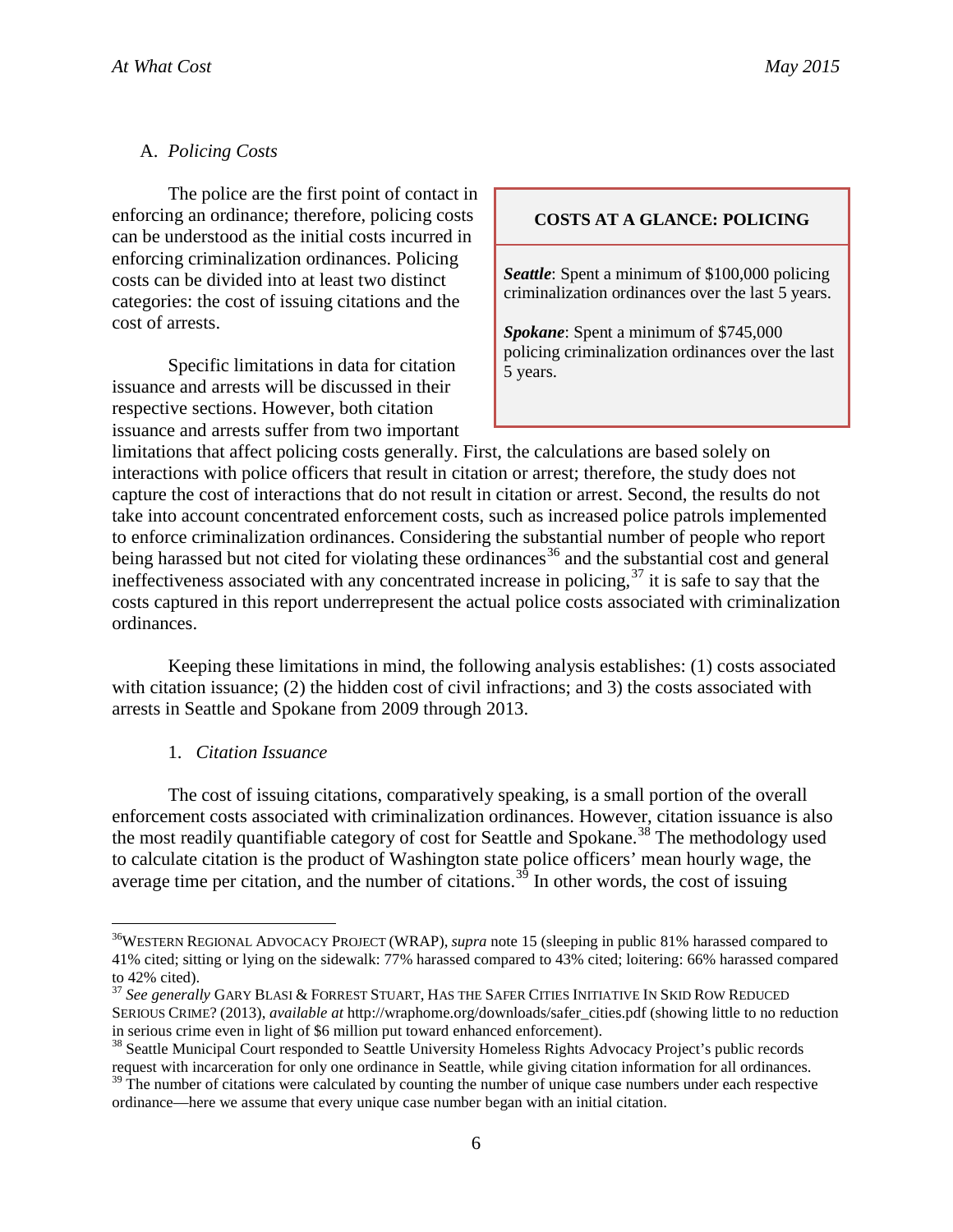### A. *Policing Costs*

The police are the first point of contact in enforcing an ordinance; therefore, policing costs can be understood as the initial costs incurred in enforcing criminalization ordinances. Policing costs can be divided into at least two distinct categories: the cost of issuing citations and the cost of arrests.

> **COSTS AT A GLANCE: POLICING**
>
> ***Seattle***: Spent a minimum of $100,000 policing criminalization ordinances over the last 5 years.
>
> ***Spokane***: Spent a minimum of $745,000 policing criminalization ordinances over the last 5 years.

Specific limitations in data for citation issuance and arrests will be discussed in their respective sections. However, both citation issuance and arrests suffer from two important limitations that affect policing costs generally. First, the calculations are based solely on interactions with police officers that result in citation or arrest; therefore, the study does not capture the cost of interactions that do not result in citation or arrest. Second, the results do not take into account concentrated enforcement costs, such as increased police patrols implemented to enforce criminalization ordinances. Considering the substantial number of people who report being harassed but not cited for violating these ordinances[36] and the substantial cost and general ineffectiveness associated with any concentrated increase in policing,[37] it is safe to say that the costs captured in this report underrepresent the actual police costs associated with criminalization ordinances.

Keeping these limitations in mind, the following analysis establishes: (1) costs associated with citation issuance; (2) the hidden cost of civil infractions; and 3) the costs associated with arrests in Seattle and Spokane from 2009 through 2013.

#### 1. *Citation Issuance*

The cost of issuing citations, comparatively speaking, is a small portion of the overall enforcement costs associated with criminalization ordinances. However, citation issuance is also the most readily quantifiable category of cost for Seattle and Spokane.[38] The methodology used to calculate citation is the product of Washington state police officers' mean hourly wage, the average time per citation, and the number of citations.[39] In other words, the cost of issuing

---

[36] WESTERN REGIONAL ADVOCACY PROJECT (WRAP), *supra* note 15 (sleeping in public 81% harassed compared to 41% cited; sitting or lying on the sidewalk: 77% harassed compared to 43% cited; loitering: 66% harassed compared to 42% cited).

[37] *See generally* GARY BLASI & FORREST STUART, HAS THE SAFER CITIES INITIATIVE IN SKID ROW REDUCED SERIOUS CRIME? (2013), *available at* http://wraphome.org/downloads/safer_cities.pdf (showing little to no reduction in serious crime even in light of $6 million put toward enhanced enforcement).

[38] Seattle Municipal Court responded to Seattle University Homeless Rights Advocacy Project's public records request with incarceration for only one ordinance in Seattle, while giving citation information for all ordinances.

[39] The number of citations were calculated by counting the number of unique case numbers under each respective ordinance—here we assume that every unique case number began with an initial citation.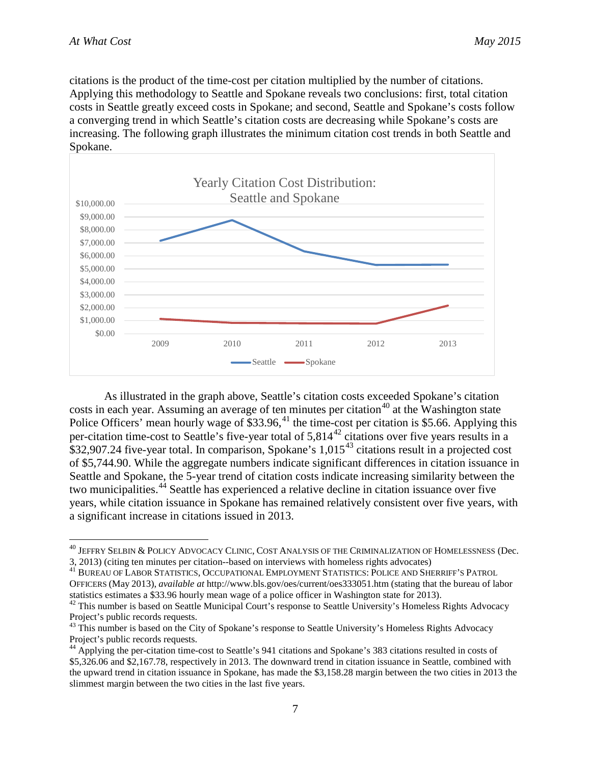citations is the product of the time-cost per citation multiplied by the number of citations. Applying this methodology to Seattle and Spokane reveals two conclusions: first, total citation costs in Seattle greatly exceed costs in Spokane; and second, Seattle and Spokane's costs follow a converging trend in which Seattle's citation costs are decreasing while Spokane's costs are increasing. The following graph illustrates the minimum citation cost trends in both Seattle and Spokane.

Yearly Citation Cost Distribution: Seattle and Spokane

As illustrated in the graph above, Seattle's citation costs exceeded Spokane's citation costs in each year. Assuming an average of ten minutes per citation[40] at the Washington state Police Officers' mean hourly wage of $33.96,[41] the time-cost per citation is $5.66. Applying this per-citation time-cost to Seattle's five-year total of 5,814[42] citations over five years results in a $32,907.24 five-year total. In comparison, Spokane's 1,015[43] citations result in a projected cost of $5,744.90. While the aggregate numbers indicate significant differences in citation issuance in Seattle and Spokane, the 5-year trend of citation costs indicate increasing similarity between the two municipalities.[44] Seattle has experienced a relative decline in citation issuance over five years, while citation issuance in Spokane has remained relatively consistent over five years, with a significant increase in citations issued in 2013.

---

[40] JEFFRY SELBIN & POLICY ADVOCACY CLINIC, COST ANALYSIS OF THE CRIMINALIZATION OF HOMELESSNESS (Dec. 3, 2013) (citing ten minutes per citation--based on interviews with homeless rights advocates)

[41] BUREAU OF LABOR STATISTICS, OCCUPATIONAL EMPLOYMENT STATISTICS: POLICE AND SHERRIFF'S PATROL OFFICERS (May 2013), *available at* http://www.bls.gov/oes/current/oes333051.htm (stating that the bureau of labor statistics estimates a $33.96 hourly mean wage of a police officer in Washington state for 2013).

[42] This number is based on Seattle Municipal Court's response to Seattle University's Homeless Rights Advocacy Project's public records requests.

[43] This number is based on the City of Spokane's response to Seattle University's Homeless Rights Advocacy Project's public records requests.

[44] Applying the per-citation time-cost to Seattle's 941 citations and Spokane's 383 citations resulted in costs of $5,326.06 and $2,167.78, respectively in 2013. The downward trend in citation issuance in Seattle, combined with the upward trend in citation issuance in Spokane, has made the $3,158.28 margin between the two cities in 2013 the slimmest margin between the two cities in the last five years.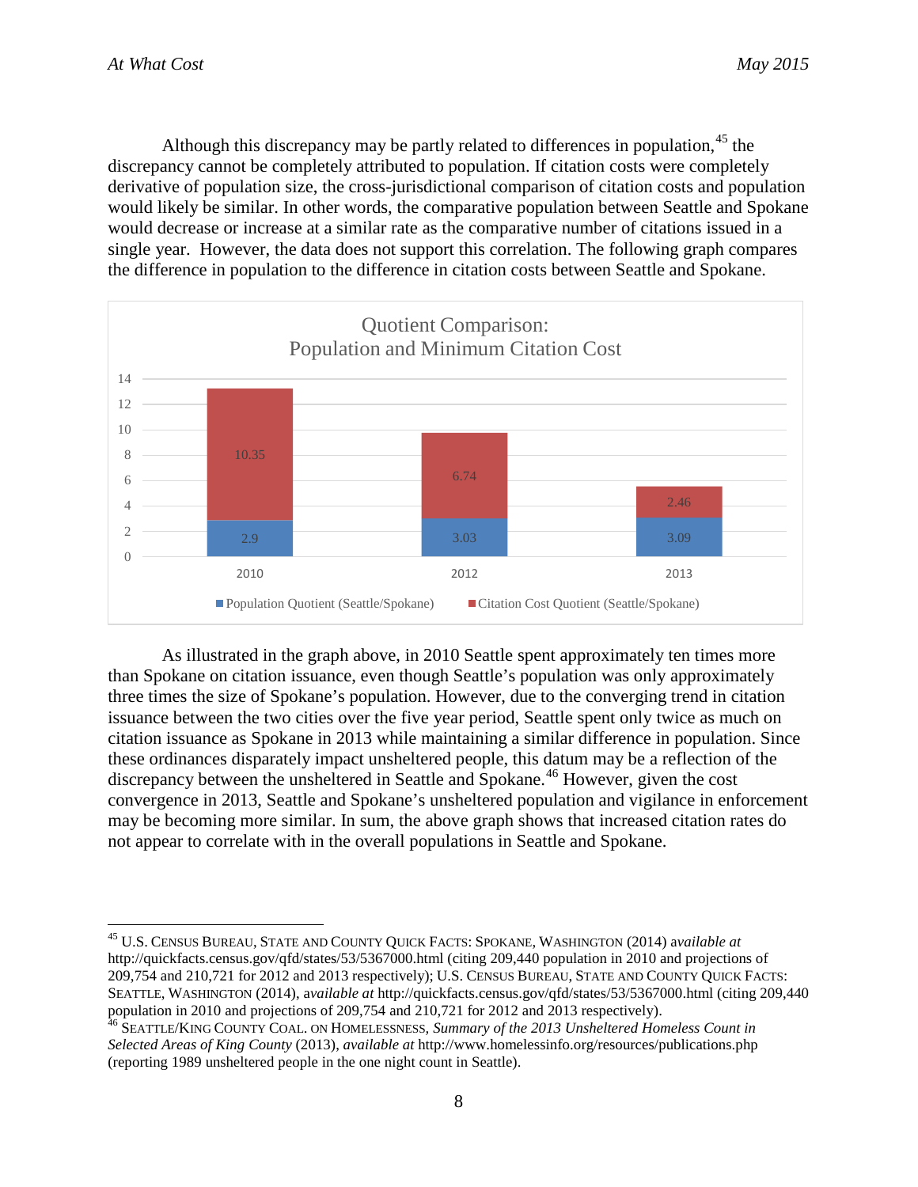Although this discrepancy may be partly related to differences in population,[45] the discrepancy cannot be completely attributed to population. If citation costs were completely derivative of population size, the cross-jurisdictional comparison of citation costs and population would likely be similar. In other words, the comparative population between Seattle and Spokane would decrease or increase at a similar rate as the comparative number of citations issued in a single year. However, the data does not support this correlation. The following graph compares the difference in population to the difference in citation costs between Seattle and Spokane.

**Quotient Comparison: Population and Minimum Citation Cost**

| Year | Population Quotient (Seattle/Spokane) | Citation Cost Quotient (Seattle/Spokane) |
|---|---|---|
| 2010 | 2.9 | 10.35 |
| 2012 | 3.03 | 6.74 |
| 2013 | 3.09 | 2.46 |

As illustrated in the graph above, in 2010 Seattle spent approximately ten times more than Spokane on citation issuance, even though Seattle's population was only approximately three times the size of Spokane's population. However, due to the converging trend in citation issuance between the two cities over the five year period, Seattle spent only twice as much on citation issuance as Spokane in 2013 while maintaining a similar difference in population. Since these ordinances disparately impact unsheltered people, this datum may be a reflection of the discrepancy between the unsheltered in Seattle and Spokane.[46] However, given the cost convergence in 2013, Seattle and Spokane's unsheltered population and vigilance in enforcement may be becoming more similar. In sum, the above graph shows that increased citation rates do not appear to correlate with in the overall populations in Seattle and Spokane.

---

[45] U.S. CENSUS BUREAU, STATE AND COUNTY QUICK FACTS: SPOKANE, WASHINGTON (2014) *available at* http://quickfacts.census.gov/qfd/states/53/5367000.html (citing 209,440 population in 2010 and projections of 209,754 and 210,721 for 2012 and 2013 respectively); U.S. CENSUS BUREAU, STATE AND COUNTY QUICK FACTS: SEATTLE, WASHINGTON (2014), *available at* http://quickfacts.census.gov/qfd/states/53/5367000.html (citing 209,440 population in 2010 and projections of 209,754 and 210,721 for 2012 and 2013 respectively).

[46] SEATTLE/KING COUNTY COAL. ON HOMELESSNESS, *Summary of the 2013 Unsheltered Homeless Count in Selected Areas of King County* (2013), *available at* http://www.homelessinfo.org/resources/publications.php (reporting 1989 unsheltered people in the one night count in Seattle).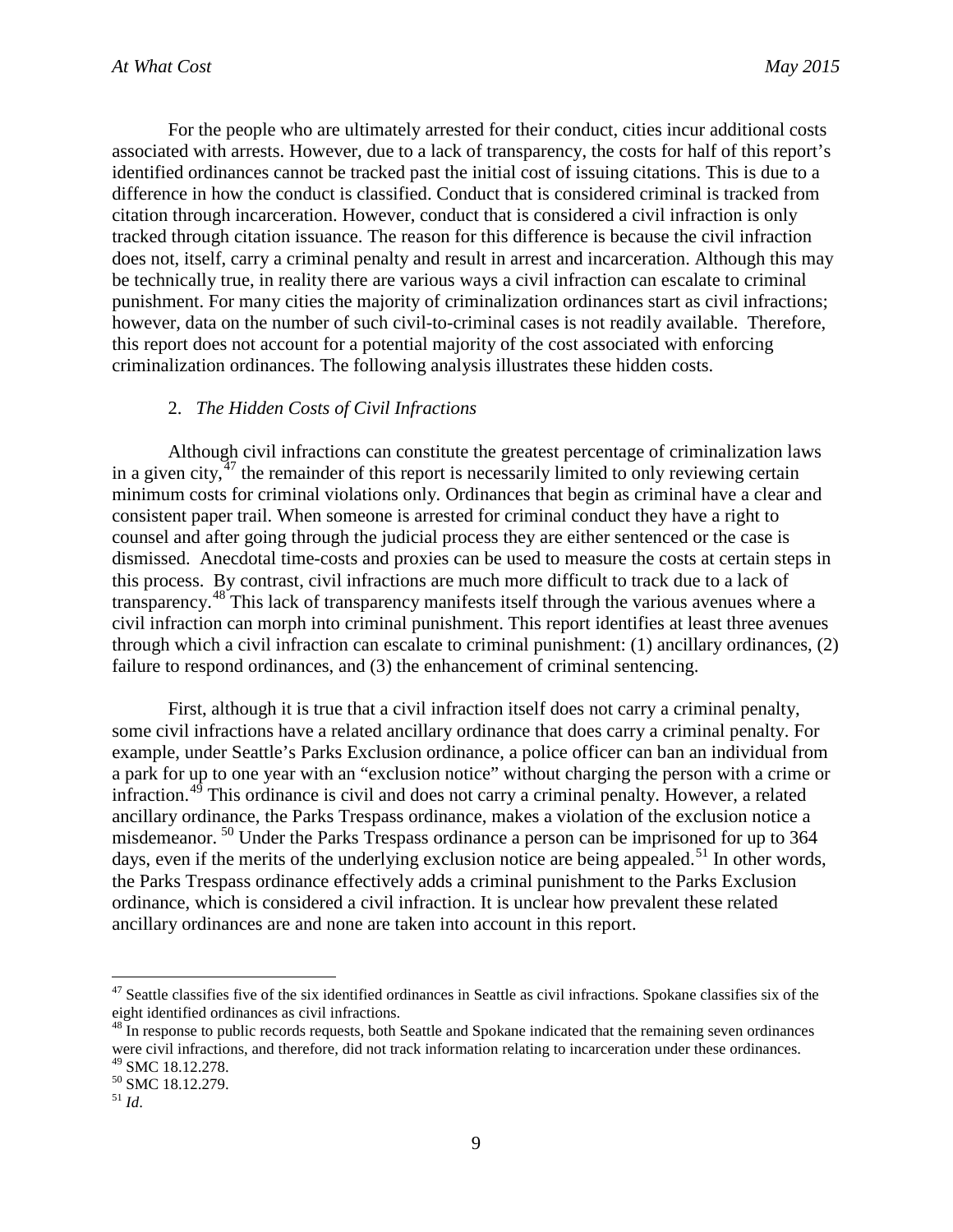For the people who are ultimately arrested for their conduct, cities incur additional costs associated with arrests. However, due to a lack of transparency, the costs for half of this report's identified ordinances cannot be tracked past the initial cost of issuing citations. This is due to a difference in how the conduct is classified. Conduct that is considered criminal is tracked from citation through incarceration. However, conduct that is considered a civil infraction is only tracked through citation issuance. The reason for this difference is because the civil infraction does not, itself, carry a criminal penalty and result in arrest and incarceration. Although this may be technically true, in reality there are various ways a civil infraction can escalate to criminal punishment. For many cities the majority of criminalization ordinances start as civil infractions; however, data on the number of such civil-to-criminal cases is not readily available. Therefore, this report does not account for a potential majority of the cost associated with enforcing criminalization ordinances. The following analysis illustrates these hidden costs.

### 2. *The Hidden Costs of Civil Infractions*

Although civil infractions can constitute the greatest percentage of criminalization laws in a given city,[47] the remainder of this report is necessarily limited to only reviewing certain minimum costs for criminal violations only. Ordinances that begin as criminal have a clear and consistent paper trail. When someone is arrested for criminal conduct they have a right to counsel and after going through the judicial process they are either sentenced or the case is dismissed. Anecdotal time-costs and proxies can be used to measure the costs at certain steps in this process. By contrast, civil infractions are much more difficult to track due to a lack of transparency.[48] This lack of transparency manifests itself through the various avenues where a civil infraction can morph into criminal punishment. This report identifies at least three avenues through which a civil infraction can escalate to criminal punishment: (1) ancillary ordinances, (2) failure to respond ordinances, and (3) the enhancement of criminal sentencing.

First, although it is true that a civil infraction itself does not carry a criminal penalty, some civil infractions have a related ancillary ordinance that does carry a criminal penalty. For example, under Seattle's Parks Exclusion ordinance, a police officer can ban an individual from a park for up to one year with an "exclusion notice" without charging the person with a crime or infraction.[49] This ordinance is civil and does not carry a criminal penalty. However, a related ancillary ordinance, the Parks Trespass ordinance, makes a violation of the exclusion notice a misdemeanor.[50] Under the Parks Trespass ordinance a person can be imprisoned for up to 364 days, even if the merits of the underlying exclusion notice are being appealed.[51] In other words, the Parks Trespass ordinance effectively adds a criminal punishment to the Parks Exclusion ordinance, which is considered a civil infraction. It is unclear how prevalent these related ancillary ordinances are and none are taken into account in this report.

---

[47] Seattle classifies five of the six identified ordinances in Seattle as civil infractions. Spokane classifies six of the eight identified ordinances as civil infractions.

[48] In response to public records requests, both Seattle and Spokane indicated that the remaining seven ordinances were civil infractions, and therefore, did not track information relating to incarceration under these ordinances.

[49] SMC 18.12.278.

[50] SMC 18.12.279.

[51] *Id*.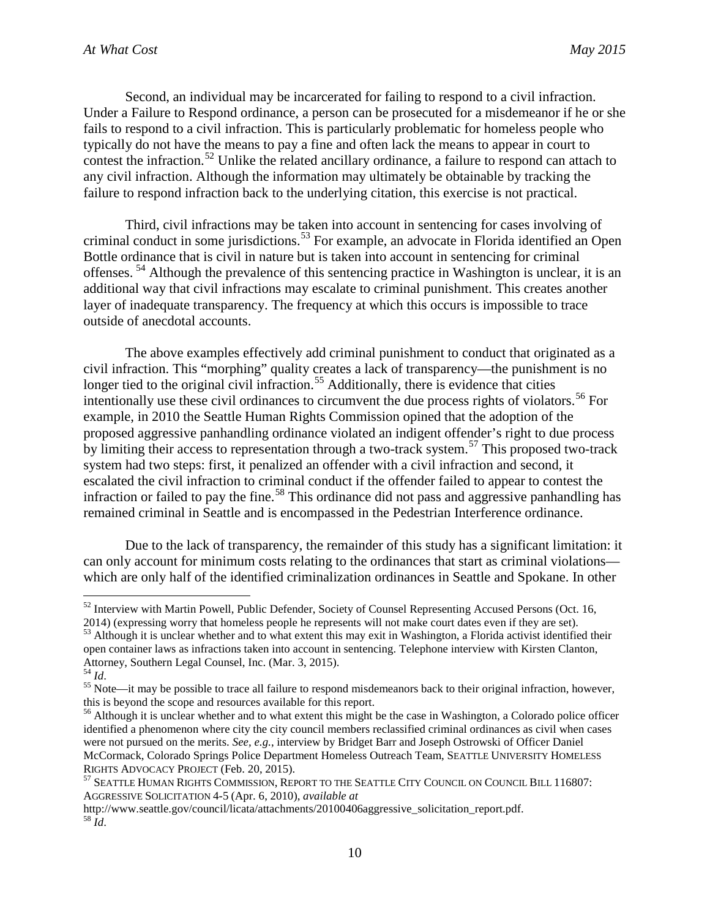Second, an individual may be incarcerated for failing to respond to a civil infraction. Under a Failure to Respond ordinance, a person can be prosecuted for a misdemeanor if he or she fails to respond to a civil infraction. This is particularly problematic for homeless people who typically do not have the means to pay a fine and often lack the means to appear in court to contest the infraction.[52] Unlike the related ancillary ordinance, a failure to respond can attach to any civil infraction. Although the information may ultimately be obtainable by tracking the failure to respond infraction back to the underlying citation, this exercise is not practical.

Third, civil infractions may be taken into account in sentencing for cases involving of criminal conduct in some jurisdictions.[53] For example, an advocate in Florida identified an Open Bottle ordinance that is civil in nature but is taken into account in sentencing for criminal offenses.[54] Although the prevalence of this sentencing practice in Washington is unclear, it is an additional way that civil infractions may escalate to criminal punishment. This creates another layer of inadequate transparency. The frequency at which this occurs is impossible to trace outside of anecdotal accounts.

The above examples effectively add criminal punishment to conduct that originated as a civil infraction. This "morphing" quality creates a lack of transparency—the punishment is no longer tied to the original civil infraction.[55] Additionally, there is evidence that cities intentionally use these civil ordinances to circumvent the due process rights of violators.[56] For example, in 2010 the Seattle Human Rights Commission opined that the adoption of the proposed aggressive panhandling ordinance violated an indigent offender's right to due process by limiting their access to representation through a two-track system.[57] This proposed two-track system had two steps: first, it penalized an offender with a civil infraction and second, it escalated the civil infraction to criminal conduct if the offender failed to appear to contest the infraction or failed to pay the fine.[58] This ordinance did not pass and aggressive panhandling has remained criminal in Seattle and is encompassed in the Pedestrian Interference ordinance.

Due to the lack of transparency, the remainder of this study has a significant limitation: it can only account for minimum costs relating to the ordinances that start as criminal violations—which are only half of the identified criminalization ordinances in Seattle and Spokane. In other

---

[52] Interview with Martin Powell, Public Defender, Society of Counsel Representing Accused Persons (Oct. 16, 2014) (expressing worry that homeless people he represents will not make court dates even if they are set).

[53] Although it is unclear whether and to what extent this may exit in Washington, a Florida activist identified their open container laws as infractions taken into account in sentencing. Telephone interview with Kirsten Clanton, Attorney, Southern Legal Counsel, Inc. (Mar. 3, 2015).

[54] *Id*.

[55] Note—it may be possible to trace all failure to respond misdemeanors back to their original infraction, however, this is beyond the scope and resources available for this report.

[56] Although it is unclear whether and to what extent this might be the case in Washington, a Colorado police officer identified a phenomenon where city the city council members reclassified criminal ordinances as civil when cases were not pursued on the merits. *See, e.g.*, interview by Bridget Barr and Joseph Ostrowski of Officer Daniel McCormack, Colorado Springs Police Department Homeless Outreach Team, SEATTLE UNIVERSITY HOMELESS RIGHTS ADVOCACY PROJECT (Feb. 20, 2015).

[57] SEATTLE HUMAN RIGHTS COMMISSION, REPORT TO THE SEATTLE CITY COUNCIL ON COUNCIL BILL 116807: AGGRESSIVE SOLICITATION 4-5 (Apr. 6, 2010), *available at* http://www.seattle.gov/council/licata/attachments/20100406aggressive_solicitation_report.pdf.

[58] *Id*.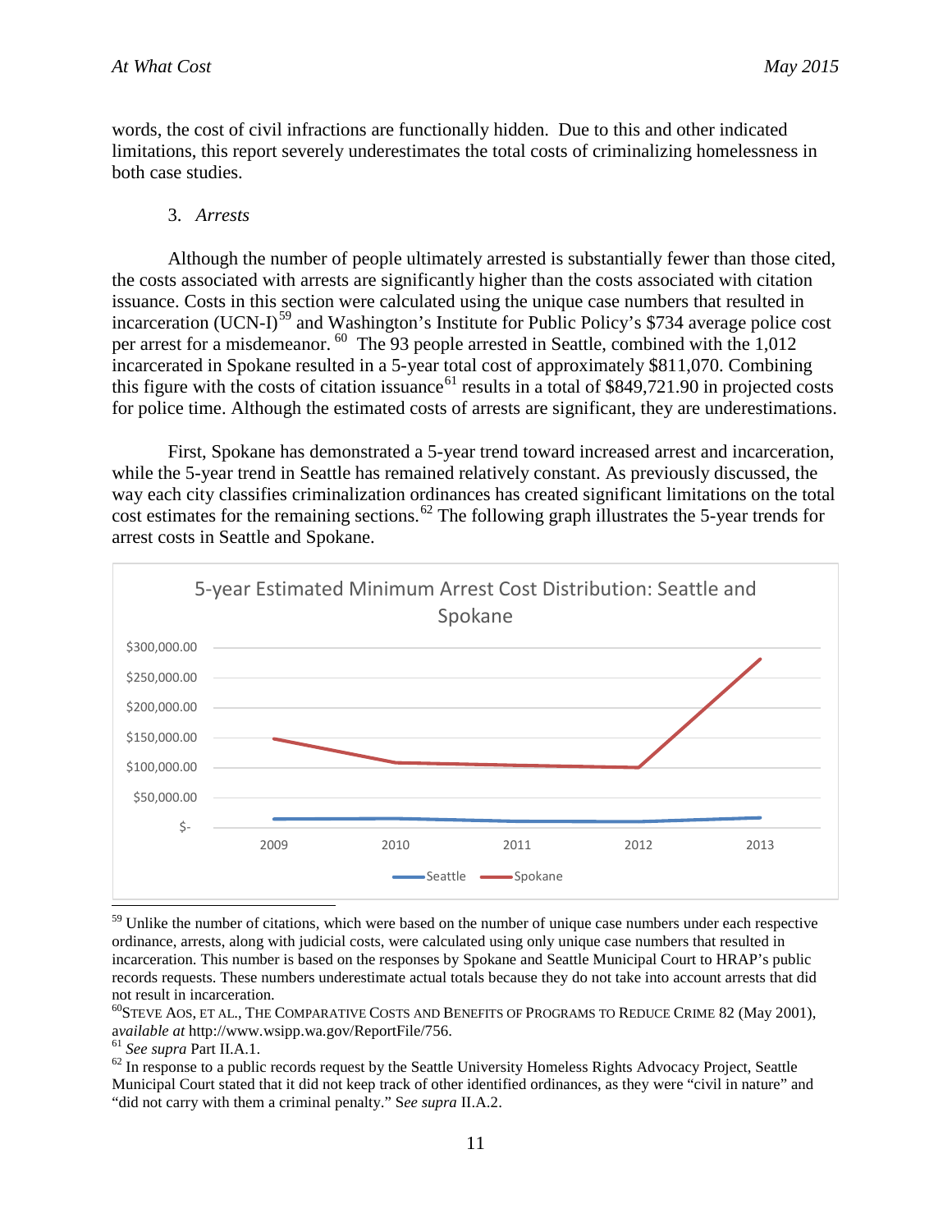words, the cost of civil infractions are functionally hidden. Due to this and other indicated limitations, this report severely underestimates the total costs of criminalizing homelessness in both case studies.

3. *Arrests*

Although the number of people ultimately arrested is substantially fewer than those cited, the costs associated with arrests are significantly higher than the costs associated with citation issuance. Costs in this section were calculated using the unique case numbers that resulted in incarceration (UCN-I)[59] and Washington's Institute for Public Policy's $734 average police cost per arrest for a misdemeanor.[60] The 93 people arrested in Seattle, combined with the 1,012 incarcerated in Spokane resulted in a 5-year total cost of approximately $811,070. Combining this figure with the costs of citation issuance[61] results in a total of $849,721.90 in projected costs for police time. Although the estimated costs of arrests are significant, they are underestimations.

First, Spokane has demonstrated a 5-year trend toward increased arrest and incarceration, while the 5-year trend in Seattle has remained relatively constant. As previously discussed, the way each city classifies criminalization ordinances has created significant limitations on the total cost estimates for the remaining sections.[62] The following graph illustrates the 5-year trends for arrest costs in Seattle and Spokane.

5-year Estimated Minimum Arrest Cost Distribution: Seattle and Spokane

---

[59] Unlike the number of citations, which were based on the number of unique case numbers under each respective ordinance, arrests, along with judicial costs, were calculated using only unique case numbers that resulted in incarceration. This number is based on the responses by Spokane and Seattle Municipal Court to HRAP's public records requests. These numbers underestimate actual totals because they do not take into account arrests that did not result in incarceration.

[60] STEVE AOS, ET AL., THE COMPARATIVE COSTS AND BENEFITS OF PROGRAMS TO REDUCE CRIME 82 (May 2001), *available at* http://www.wsipp.wa.gov/ReportFile/756.

[61] *See supra* Part II.A.1.

[62] In response to a public records request by the Seattle University Homeless Rights Advocacy Project, Seattle Municipal Court stated that it did not keep track of other identified ordinances, as they were "civil in nature" and "did not carry with them a criminal penalty." S*ee supra* II.A.2.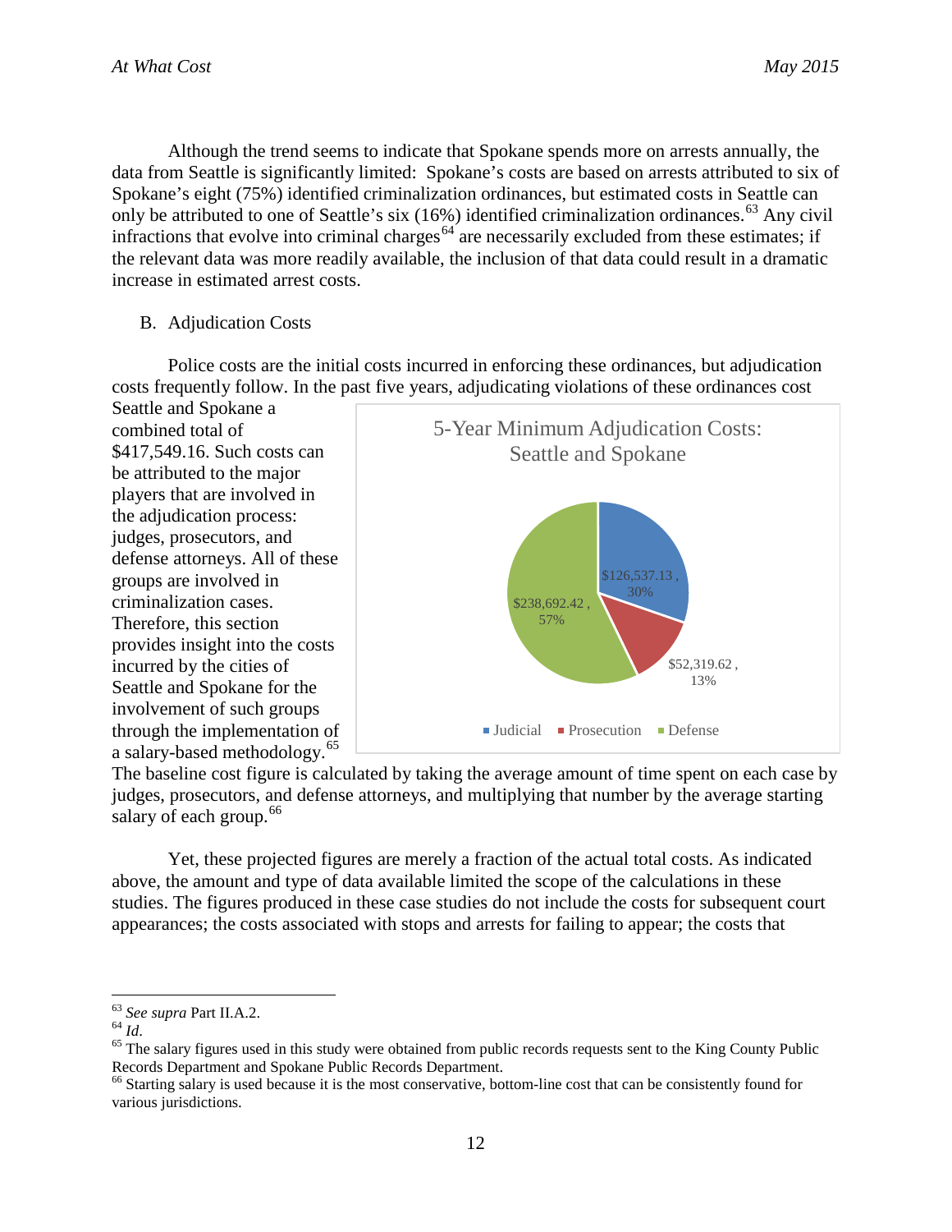Although the trend seems to indicate that Spokane spends more on arrests annually, the data from Seattle is significantly limited: Spokane's costs are based on arrests attributed to six of Spokane's eight (75%) identified criminalization ordinances, but estimated costs in Seattle can only be attributed to one of Seattle's six (16%) identified criminalization ordinances.[63] Any civil infractions that evolve into criminal charges[64] are necessarily excluded from these estimates; if the relevant data was more readily available, the inclusion of that data could result in a dramatic increase in estimated arrest costs.

## B. Adjudication Costs

Police costs are the initial costs incurred in enforcing these ordinances, but adjudication costs frequently follow. In the past five years, adjudicating violations of these ordinances cost Seattle and Spokane a combined total of $417,549.16. Such costs can be attributed to the major players that are involved in the adjudication process: judges, prosecutors, and defense attorneys. All of these groups are involved in criminalization cases. Therefore, this section provides insight into the costs incurred by the cities of Seattle and Spokane for the involvement of such groups through the implementation of a salary-based methodology.[65] The baseline cost figure is calculated by taking the average amount of time spent on each case by judges, prosecutors, and defense attorneys, and multiplying that number by the average starting salary of each group.[66]

**5-Year Minimum Adjudication Costs: Seattle and Spokane**

| Category | Cost | Percent |
|---|---|---|
| Judicial | $126,537.13 | 30% |
| Prosecution | $52,319.62 | 13% |
| Defense | $238,692.42 | 57% |

Yet, these projected figures are merely a fraction of the actual total costs. As indicated above, the amount and type of data available limited the scope of the calculations in these studies. The figures produced in these case studies do not include the costs for subsequent court appearances; the costs associated with stops and arrests for failing to appear; the costs that

---

[63] *See supra* Part II.A.2.

[64] *Id.*

[65] The salary figures used in this study were obtained from public records requests sent to the King County Public Records Department and Spokane Public Records Department.

[66] Starting salary is used because it is the most conservative, bottom-line cost that can be consistently found for various jurisdictions.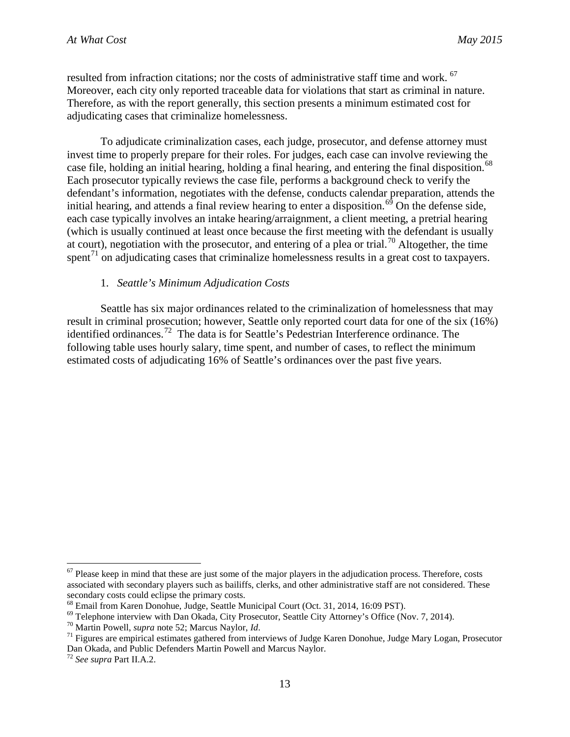resulted from infraction citations; nor the costs of administrative staff time and work. [67] Moreover, each city only reported traceable data for violations that start as criminal in nature. Therefore, as with the report generally, this section presents a minimum estimated cost for adjudicating cases that criminalize homelessness.

To adjudicate criminalization cases, each judge, prosecutor, and defense attorney must invest time to properly prepare for their roles. For judges, each case can involve reviewing the case file, holding an initial hearing, holding a final hearing, and entering the final disposition.[68] Each prosecutor typically reviews the case file, performs a background check to verify the defendant's information, negotiates with the defense, conducts calendar preparation, attends the initial hearing, and attends a final review hearing to enter a disposition.[69] On the defense side, each case typically involves an intake hearing/arraignment, a client meeting, a pretrial hearing (which is usually continued at least once because the first meeting with the defendant is usually at court), negotiation with the prosecutor, and entering of a plea or trial.[70] Altogether, the time spent[71] on adjudicating cases that criminalize homelessness results in a great cost to taxpayers.

### 1. *Seattle's Minimum Adjudication Costs*

Seattle has six major ordinances related to the criminalization of homelessness that may result in criminal prosecution; however, Seattle only reported court data for one of the six (16%) identified ordinances.[72] The data is for Seattle's Pedestrian Interference ordinance. The following table uses hourly salary, time spent, and number of cases, to reflect the minimum estimated costs of adjudicating 16% of Seattle's ordinances over the past five years.

---

[67] Please keep in mind that these are just some of the major players in the adjudication process. Therefore, costs associated with secondary players such as bailiffs, clerks, and other administrative staff are not considered. These secondary costs could eclipse the primary costs.

[68] Email from Karen Donohue, Judge, Seattle Municipal Court (Oct. 31, 2014, 16:09 PST).

[69] Telephone interview with Dan Okada, City Prosecutor, Seattle City Attorney's Office (Nov. 7, 2014).

[70] Martin Powell, *supra* note 52; Marcus Naylor, *Id*.

[71] Figures are empirical estimates gathered from interviews of Judge Karen Donohue, Judge Mary Logan, Prosecutor Dan Okada, and Public Defenders Martin Powell and Marcus Naylor.

[72] *See supra* Part II.A.2.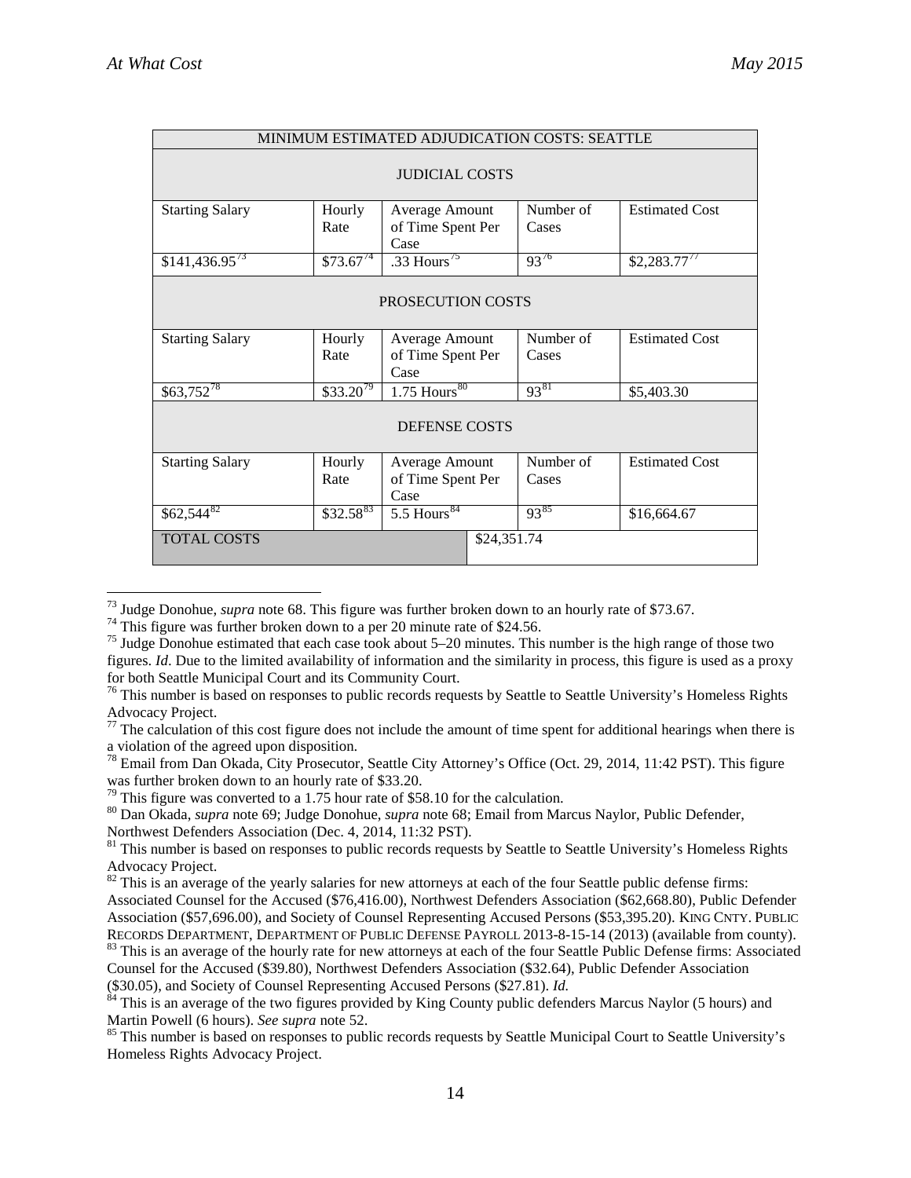| MINIMUM ESTIMATED ADJUDICATION COSTS: SEATTLE | | | | |
|---|---|---|---|---|
| JUDICIAL COSTS | | | | |
| Starting Salary | Hourly Rate | Average Amount of Time Spent Per Case | Number of Cases | Estimated Cost |
| $141,436.95[73] | $73.67[74] | .33 Hours[75] | 93[76] | $2,283.77[77] |
| PROSECUTION COSTS | | | | |
| Starting Salary | Hourly Rate | Average Amount of Time Spent Per Case | Number of Cases | Estimated Cost |
| $63,752[78] | $33.20[79] | 1.75 Hours[80] | 93[81] | $5,403.30 |
| DEFENSE COSTS | | | | |
| Starting Salary | Hourly Rate | Average Amount of Time Spent Per Case | Number of Cases | Estimated Cost |
| $62,544[82] | $32.58[83] | 5.5 Hours[84] | 93[85] | $16,664.67 |
| TOTAL COSTS | | | $24,351.74 | |

---

[73] Judge Donohue, *supra* note 68. This figure was further broken down to an hourly rate of $73.67.

[74] This figure was further broken down to a per 20 minute rate of $24.56.

[75] Judge Donohue estimated that each case took about 5–20 minutes. This number is the high range of those two figures. *Id*. Due to the limited availability of information and the similarity in process, this figure is used as a proxy for both Seattle Municipal Court and its Community Court.

[76] This number is based on responses to public records requests by Seattle to Seattle University's Homeless Rights Advocacy Project.

[77] The calculation of this cost figure does not include the amount of time spent for additional hearings when there is a violation of the agreed upon disposition.

[78] Email from Dan Okada, City Prosecutor, Seattle City Attorney's Office (Oct. 29, 2014, 11:42 PST). This figure was further broken down to an hourly rate of $33.20.

[79] This figure was converted to a 1.75 hour rate of $58.10 for the calculation.

[80] Dan Okada, *supra* note 69; Judge Donohue, *supra* note 68; Email from Marcus Naylor, Public Defender, Northwest Defenders Association (Dec. 4, 2014, 11:32 PST).

[81] This number is based on responses to public records requests by Seattle to Seattle University's Homeless Rights Advocacy Project.

[82] This is an average of the yearly salaries for new attorneys at each of the four Seattle public defense firms: Associated Counsel for the Accused ($76,416.00), Northwest Defenders Association ($62,668.80), Public Defender Association ($57,696.00), and Society of Counsel Representing Accused Persons ($53,395.20). KING CNTY. PUBLIC RECORDS DEPARTMENT, DEPARTMENT OF PUBLIC DEFENSE PAYROLL 2013-8-15-14 (2013) (available from county).

[83] This is an average of the hourly rate for new attorneys at each of the four Seattle Public Defense firms: Associated Counsel for the Accused ($39.80), Northwest Defenders Association ($32.64), Public Defender Association ($30.05), and Society of Counsel Representing Accused Persons ($27.81). *Id.*

[84] This is an average of the two figures provided by King County public defenders Marcus Naylor (5 hours) and Martin Powell (6 hours). *See supra* note 52.

[85] This number is based on responses to public records requests by Seattle Municipal Court to Seattle University's Homeless Rights Advocacy Project.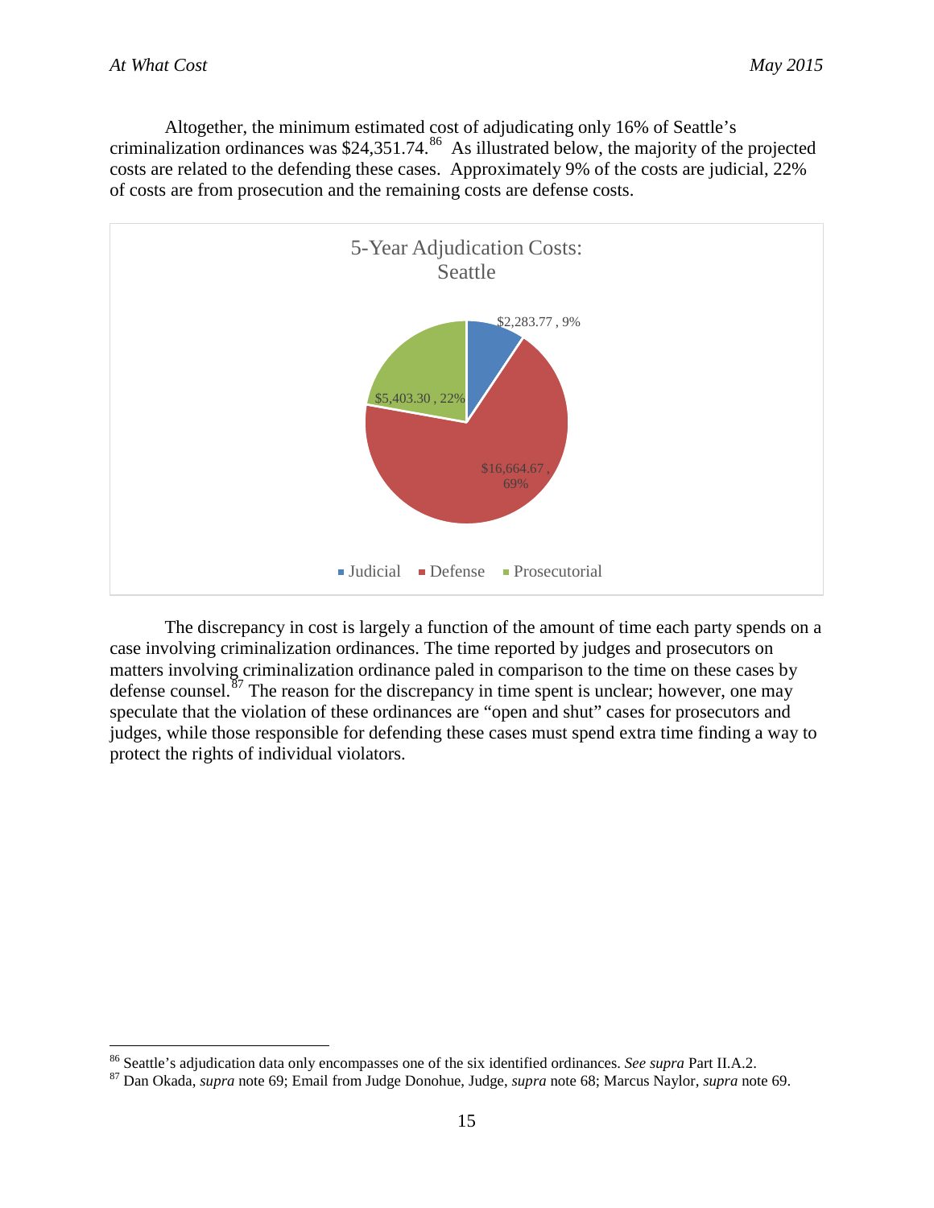Altogether, the minimum estimated cost of adjudicating only 16% of Seattle's criminalization ordinances was $24,351.74.[86] As illustrated below, the majority of the projected costs are related to the defending these cases. Approximately 9% of the costs are judicial, 22% of costs are from prosecution and the remaining costs are defense costs.

5-Year Adjudication Costs: Seattle

| Category | Cost | Percent |
|---|---|---|
| Judicial | $2,283.77 | 9% |
| Defense | $16,664.67 | 69% |
| Prosecutorial | $5,403.30 | 22% |

The discrepancy in cost is largely a function of the amount of time each party spends on a case involving criminalization ordinances. The time reported by judges and prosecutors on matters involving criminalization ordinance paled in comparison to the time on these cases by defense counsel.[87] The reason for the discrepancy in time spent is unclear; however, one may speculate that the violation of these ordinances are "open and shut" cases for prosecutors and judges, while those responsible for defending these cases must spend extra time finding a way to protect the rights of individual violators.

---

[86] Seattle's adjudication data only encompasses one of the six identified ordinances. *See supra* Part II.A.2.

[87] Dan Okada, *supra* note 69; Email from Judge Donohue, Judge, *supra* note 68; Marcus Naylor, *supra* note 69.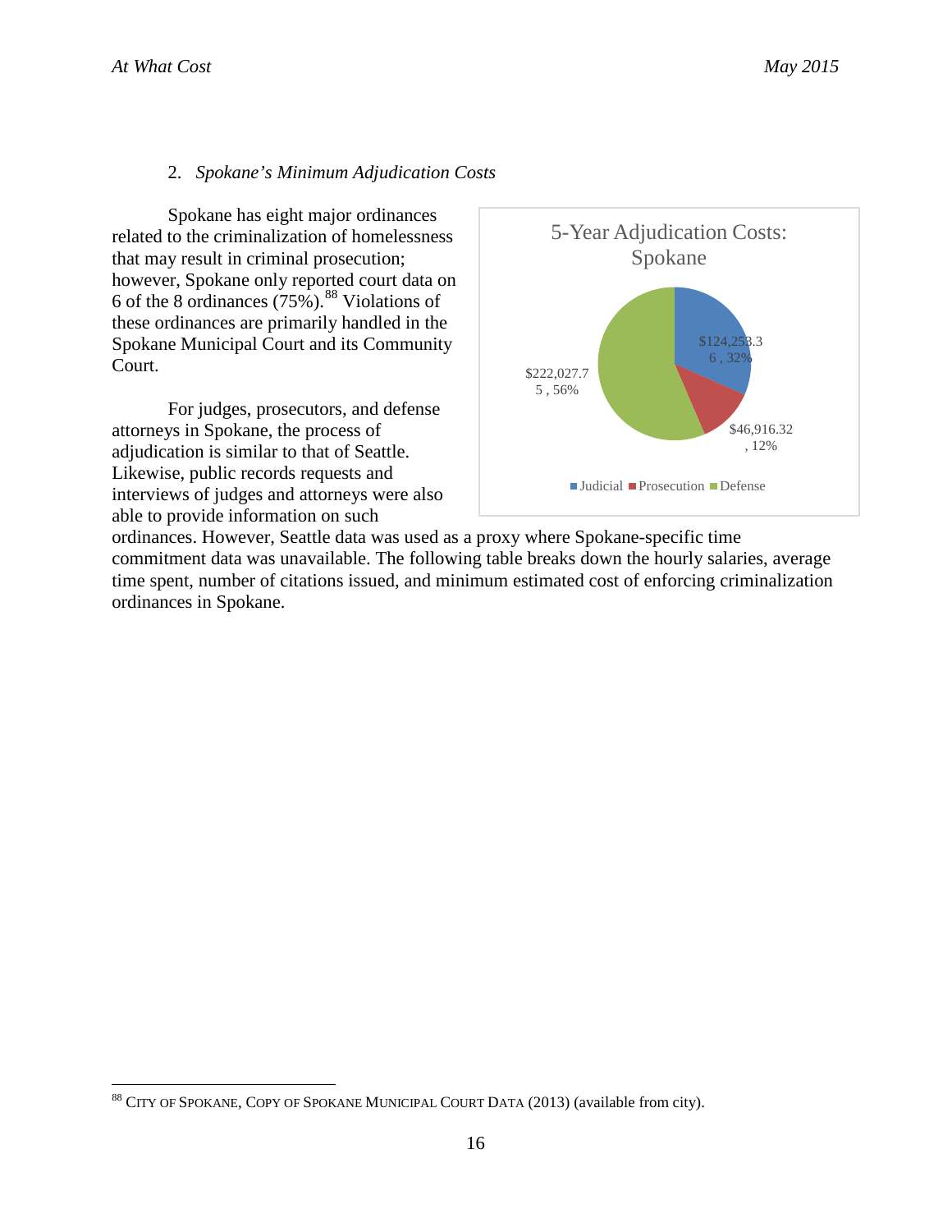2. *Spokane's Minimum Adjudication Costs*

Spokane has eight major ordinances related to the criminalization of homelessness that may result in criminal prosecution; however, Spokane only reported court data on 6 of the 8 ordinances (75%).[88] Violations of these ordinances are primarily handled in the Spokane Municipal Court and its Community Court.

For judges, prosecutors, and defense attorneys in Spokane, the process of adjudication is similar to that of Seattle. Likewise, public records requests and interviews of judges and attorneys were also able to provide information on such ordinances. However, Seattle data was used as a proxy where Spokane-specific time commitment data was unavailable. The following table breaks down the hourly salaries, average time spent, number of citations issued, and minimum estimated cost of enforcing criminalization ordinances in Spokane.

**5-Year Adjudication Costs: Spokane**

| Category | Cost | Percent |
|---|---|---|
| Judicial | $124,253.36 | 32% |
| Prosecution | $46,916.32 | 12% |
| Defense | $222,027.75 | 56% |

---

[88] CITY OF SPOKANE, COPY OF SPOKANE MUNICIPAL COURT DATA (2013) (available from city).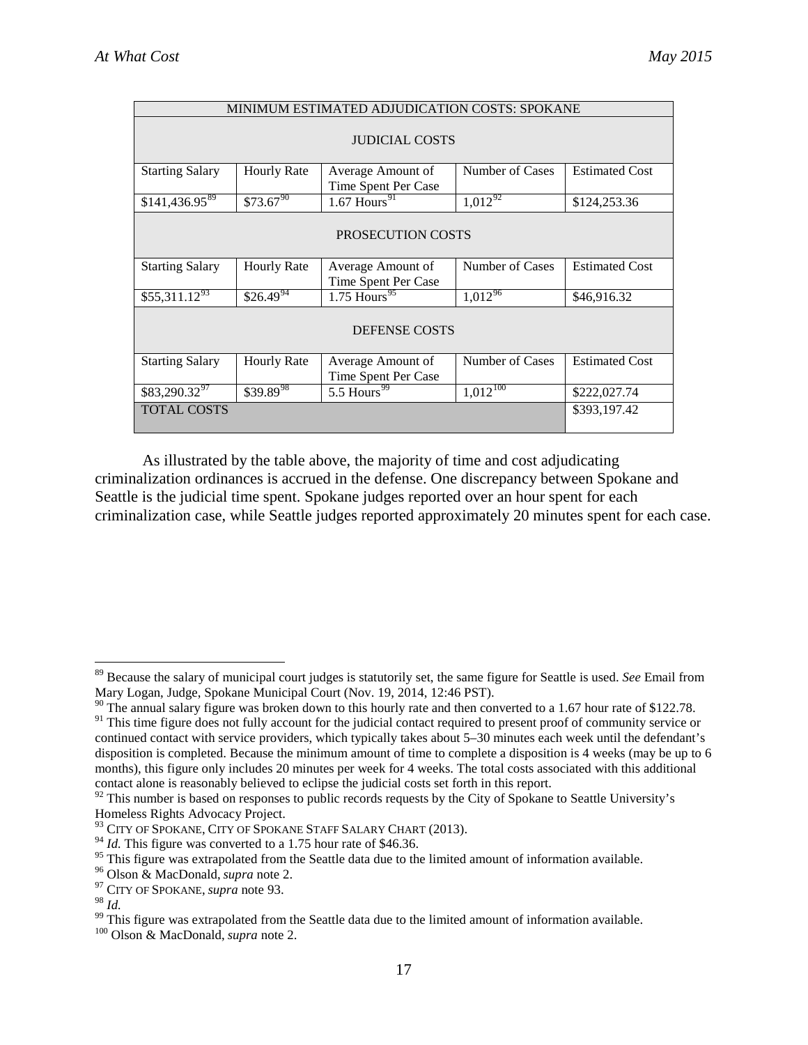| MINIMUM ESTIMATED ADJUDICATION COSTS: SPOKANE | | | | |
|---|---|---|---|---|
| JUDICIAL COSTS | | | | |
| Starting Salary | Hourly Rate | Average Amount of Time Spent Per Case | Number of Cases | Estimated Cost |
| $141,436.95[89] | $73.67[90] | 1.67 Hours[91] | 1,012[92] | $124,253.36 |
| PROSECUTION COSTS | | | | |
| Starting Salary | Hourly Rate | Average Amount of Time Spent Per Case | Number of Cases | Estimated Cost |
| $55,311.12[93] | $26.49[94] | 1.75 Hours[95] | 1,012[96] | $46,916.32 |
| DEFENSE COSTS | | | | |
| Starting Salary | Hourly Rate | Average Amount of Time Spent Per Case | Number of Cases | Estimated Cost |
| $83,290.32[97] | $39.89[98] | 5.5 Hours[99] | 1,012[100] | $222,027.74 |
| TOTAL COSTS | | | | $393,197.42 |

As illustrated by the table above, the majority of time and cost adjudicating criminalization ordinances is accrued in the defense. One discrepancy between Spokane and Seattle is the judicial time spent. Spokane judges reported over an hour spent for each criminalization case, while Seattle judges reported approximately 20 minutes spent for each case.

---

[89] Because the salary of municipal court judges is statutorily set, the same figure for Seattle is used. *See* Email from Mary Logan, Judge, Spokane Municipal Court (Nov. 19, 2014, 12:46 PST).

[90] The annual salary figure was broken down to this hourly rate and then converted to a 1.67 hour rate of $122.78.

[91] This time figure does not fully account for the judicial contact required to present proof of community service or continued contact with service providers, which typically takes about 5–30 minutes each week until the defendant's disposition is completed. Because the minimum amount of time to complete a disposition is 4 weeks (may be up to 6 months), this figure only includes 20 minutes per week for 4 weeks. The total costs associated with this additional contact alone is reasonably believed to eclipse the judicial costs set forth in this report.

[92] This number is based on responses to public records requests by the City of Spokane to Seattle University's Homeless Rights Advocacy Project.

[93] CITY OF SPOKANE, CITY OF SPOKANE STAFF SALARY CHART (2013).

[94] *Id.* This figure was converted to a 1.75 hour rate of $46.36.

[95] This figure was extrapolated from the Seattle data due to the limited amount of information available.

[96] Olson & MacDonald, *supra* note 2.

[97] CITY OF SPOKANE, *supra* note 93.

[98] *Id.*

[99] This figure was extrapolated from the Seattle data due to the limited amount of information available.

[100] Olson & MacDonald, *supra* note 2.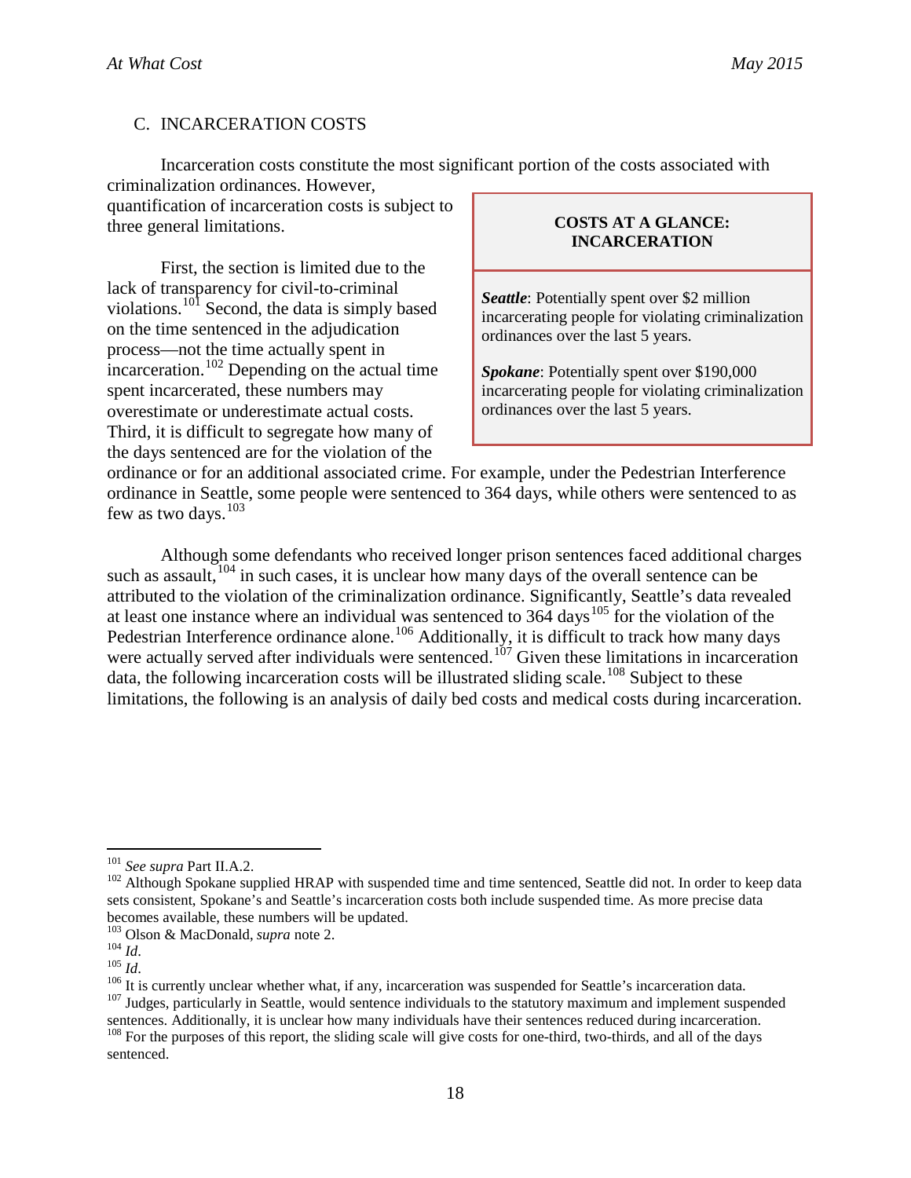## C. INCARCERATION COSTS

Incarceration costs constitute the most significant portion of the costs associated with criminalization ordinances. However, quantification of incarceration costs is subject to three general limitations.

> **COSTS AT A GLANCE: INCARCERATION**
>
> ***Seattle***: Potentially spent over $2 million incarcerating people for violating criminalization ordinances over the last 5 years.
>
> ***Spokane***: Potentially spent over $190,000 incarcerating people for violating criminalization ordinances over the last 5 years.

First, the section is limited due to the lack of transparency for civil-to-criminal violations.[101] Second, the data is simply based on the time sentenced in the adjudication process—not the time actually spent in incarceration.[102] Depending on the actual time spent incarcerated, these numbers may overestimate or underestimate actual costs. Third, it is difficult to segregate how many of the days sentenced are for the violation of the ordinance or for an additional associated crime. For example, under the Pedestrian Interference ordinance in Seattle, some people were sentenced to 364 days, while others were sentenced to as few as two days.[103]

Although some defendants who received longer prison sentences faced additional charges such as assault,[104] in such cases, it is unclear how many days of the overall sentence can be attributed to the violation of the criminalization ordinance. Significantly, Seattle's data revealed at least one instance where an individual was sentenced to 364 days[105] for the violation of the Pedestrian Interference ordinance alone.[106] Additionally, it is difficult to track how many days were actually served after individuals were sentenced.[107] Given these limitations in incarceration data, the following incarceration costs will be illustrated sliding scale.[108] Subject to these limitations, the following is an analysis of daily bed costs and medical costs during incarceration.

---

[101] *See supra* Part II.A.2.

[102] Although Spokane supplied HRAP with suspended time and time sentenced, Seattle did not. In order to keep data sets consistent, Spokane's and Seattle's incarceration costs both include suspended time. As more precise data becomes available, these numbers will be updated.

[103] Olson & MacDonald, *supra* note 2.

[104] *Id*.

[105] *Id*.

[106] It is currently unclear whether what, if any, incarceration was suspended for Seattle's incarceration data.

[107] Judges, particularly in Seattle, would sentence individuals to the statutory maximum and implement suspended sentences. Additionally, it is unclear how many individuals have their sentences reduced during incarceration.

[108] For the purposes of this report, the sliding scale will give costs for one-third, two-thirds, and all of the days sentenced.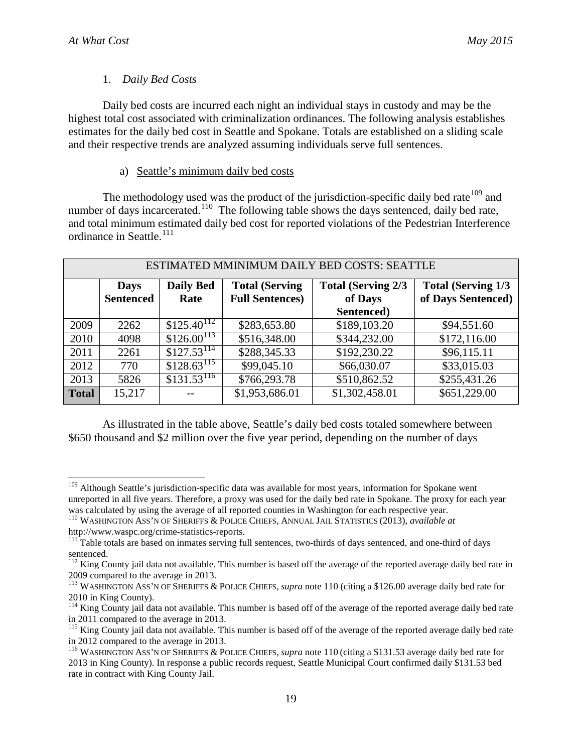### 1. *Daily Bed Costs*

Daily bed costs are incurred each night an individual stays in custody and may be the highest total cost associated with criminalization ordinances. The following analysis establishes estimates for the daily bed cost in Seattle and Spokane. Totals are established on a sliding scale and their respective trends are analyzed assuming individuals serve full sentences.

#### a) Seattle's minimum daily bed costs

The methodology used was the product of the jurisdiction-specific daily bed rate[109] and number of days incarcerated.[110] The following table shows the days sentenced, daily bed rate, and total minimum estimated daily bed cost for reported violations of the Pedestrian Interference ordinance in Seattle.[111]

| ESTIMATED MMINIMUM DAILY BED COSTS: SEATTLE | | | | | |
|---|---|---|---|---|---|
| | **Days Sentenced** | **Daily Bed Rate** | **Total (Serving Full Sentences)** | **Total (Serving 2/3 of Days Sentenced)** | **Total (Serving 1/3 of Days Sentenced)** |
| 2009 | 2262 | $125.40[112] | $283,653.80 | $189,103.20 | $94,551.60 |
| 2010 | 4098 | $126.00[113] | $516,348.00 | $344,232.00 | $172,116.00 |
| 2011 | 2261 | $127.53[114] | $288,345.33 | $192,230.22 | $96,115.11 |
| 2012 | 770 | $128.63[115] | $99,045.10 | $66,030.07 | $33,015.03 |
| 2013 | 5826 | $131.53[116] | $766,293.78 | $510,862.52 | $255,431.26 |
| **Total** | 15,217 | -- | $1,953,686.01 | $1,302,458.01 | $651,229.00 |

As illustrated in the table above, Seattle's daily bed costs totaled somewhere between $650 thousand and $2 million over the five year period, depending on the number of days

---

[109] Although Seattle's jurisdiction-specific data was available for most years, information for Spokane went unreported in all five years. Therefore, a proxy was used for the daily bed rate in Spokane. The proxy for each year was calculated by using the average of all reported counties in Washington for each respective year.

[110] WASHINGTON ASS'N OF SHERIFFS & POLICE CHIEFS, ANNUAL JAIL STATISTICS (2013), *available at* http://www.waspc.org/crime-statistics-reports.

[111] Table totals are based on inmates serving full sentences, two-thirds of days sentenced, and one-third of days sentenced.

[112] King County jail data not available. This number is based off the average of the reported average daily bed rate in 2009 compared to the average in 2013.

[113] WASHINGTON ASS'N OF SHERIFFS & POLICE CHIEFS, *supra* note 110 (citing a $126.00 average daily bed rate for 2010 in King County).

[114] King County jail data not available. This number is based off of the average of the reported average daily bed rate in 2011 compared to the average in 2013.

[115] King County jail data not available. This number is based off of the average of the reported average daily bed rate in 2012 compared to the average in 2013.

[116] WASHINGTON ASS'N OF SHERIFFS & POLICE CHIEFS, *supra* note 110 (citing a $131.53 average daily bed rate for 2013 in King County). In response a public records request, Seattle Municipal Court confirmed daily $131.53 bed rate in contract with King County Jail.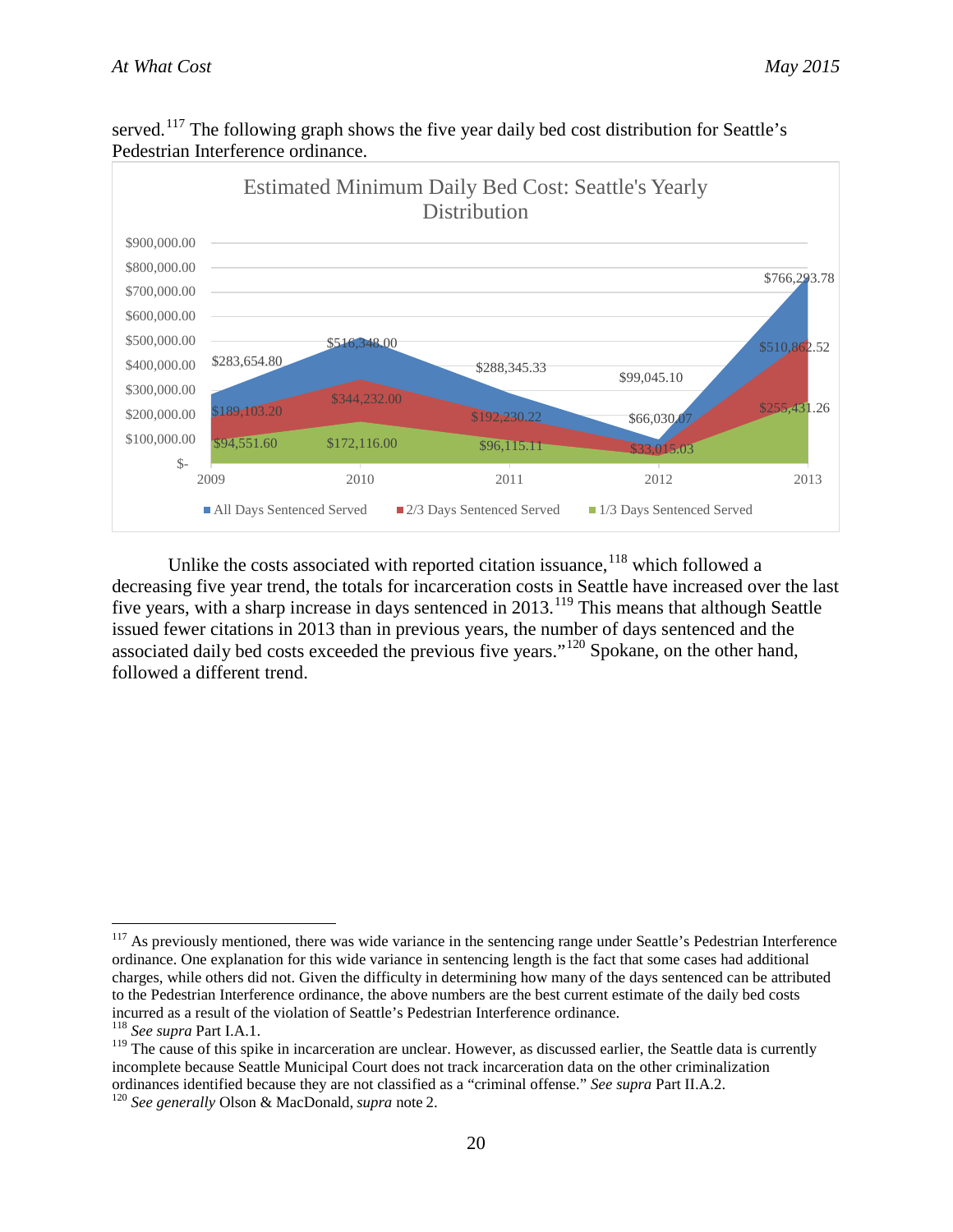served.[117] The following graph shows the five year daily bed cost distribution for Seattle's Pedestrian Interference ordinance.

**Estimated Minimum Daily Bed Cost: Seattle's Yearly Distribution**

| Year | All Days Sentenced Served | 2/3 Days Sentenced Served | 1/3 Days Sentenced Served |
|---|---|---|---|
| 2009 | $283,654.80 | $189,103.20 | $94,551.60 |
| 2010 | $516,348.00 | $344,232.00 | $172,116.00 |
| 2011 | $288,345.33 | $192,230.22 | $96,115.11 |
| 2012 | $99,045.10 | $66,030.07 | $33,015.03 |
| 2013 | $766,293.78 | $510,862.52 | $255,431.26 |

Unlike the costs associated with reported citation issuance,[118] which followed a decreasing five year trend, the totals for incarceration costs in Seattle have increased over the last five years, with a sharp increase in days sentenced in 2013.[119] This means that although Seattle issued fewer citations in 2013 than in previous years, the number of days sentenced and the associated daily bed costs exceeded the previous five years."[120] Spokane, on the other hand, followed a different trend.

---

[117] As previously mentioned, there was wide variance in the sentencing range under Seattle's Pedestrian Interference ordinance. One explanation for this wide variance in sentencing length is the fact that some cases had additional charges, while others did not. Given the difficulty in determining how many of the days sentenced can be attributed to the Pedestrian Interference ordinance, the above numbers are the best current estimate of the daily bed costs incurred as a result of the violation of Seattle's Pedestrian Interference ordinance.

[118] *See supra* Part I.A.1.

[119] The cause of this spike in incarceration are unclear. However, as discussed earlier, the Seattle data is currently incomplete because Seattle Municipal Court does not track incarceration data on the other criminalization ordinances identified because they are not classified as a "criminal offense." *See supra* Part II.A.2.

[120] *See generally* Olson & MacDonald, *supra* note 2.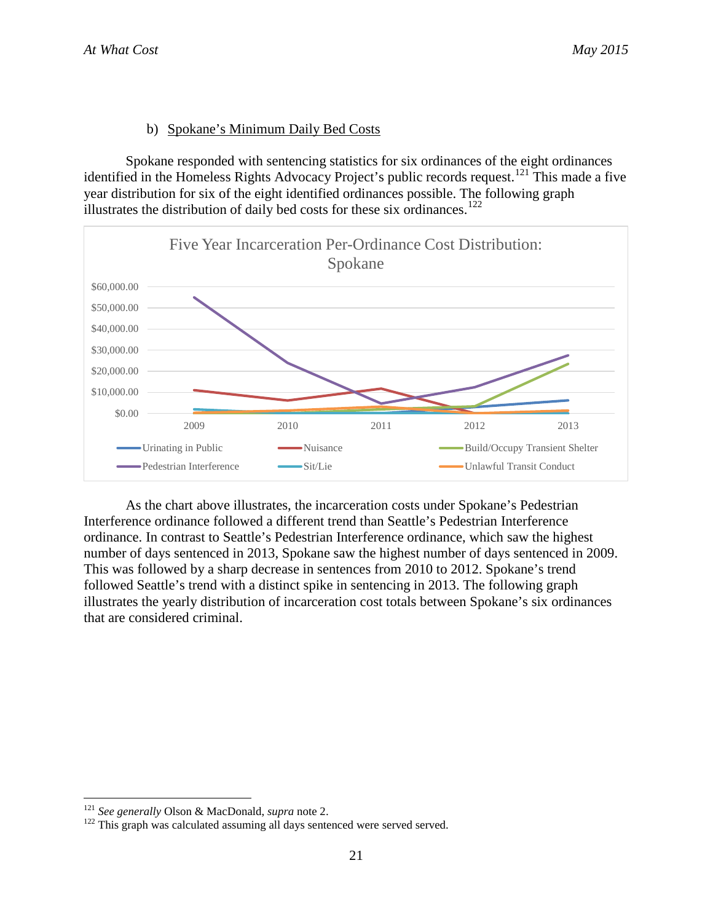b) Spokane's Minimum Daily Bed Costs

Spokane responded with sentencing statistics for six ordinances of the eight ordinances identified in the Homeless Rights Advocacy Project's public records request.[121] This made a five year distribution for six of the eight identified ordinances possible. The following graph illustrates the distribution of daily bed costs for these six ordinances.[122]

Five Year Incarceration Per-Ordinance Cost Distribution: Spokane

As the chart above illustrates, the incarceration costs under Spokane's Pedestrian Interference ordinance followed a different trend than Seattle's Pedestrian Interference ordinance. In contrast to Seattle's Pedestrian Interference ordinance, which saw the highest number of days sentenced in 2013, Spokane saw the highest number of days sentenced in 2009. This was followed by a sharp decrease in sentences from 2010 to 2012. Spokane's trend followed Seattle's trend with a distinct spike in sentencing in 2013. The following graph illustrates the yearly distribution of incarceration cost totals between Spokane's six ordinances that are considered criminal.

---

[121] *See generally* Olson & MacDonald, *supra* note 2.

[122] This graph was calculated assuming all days sentenced were served served.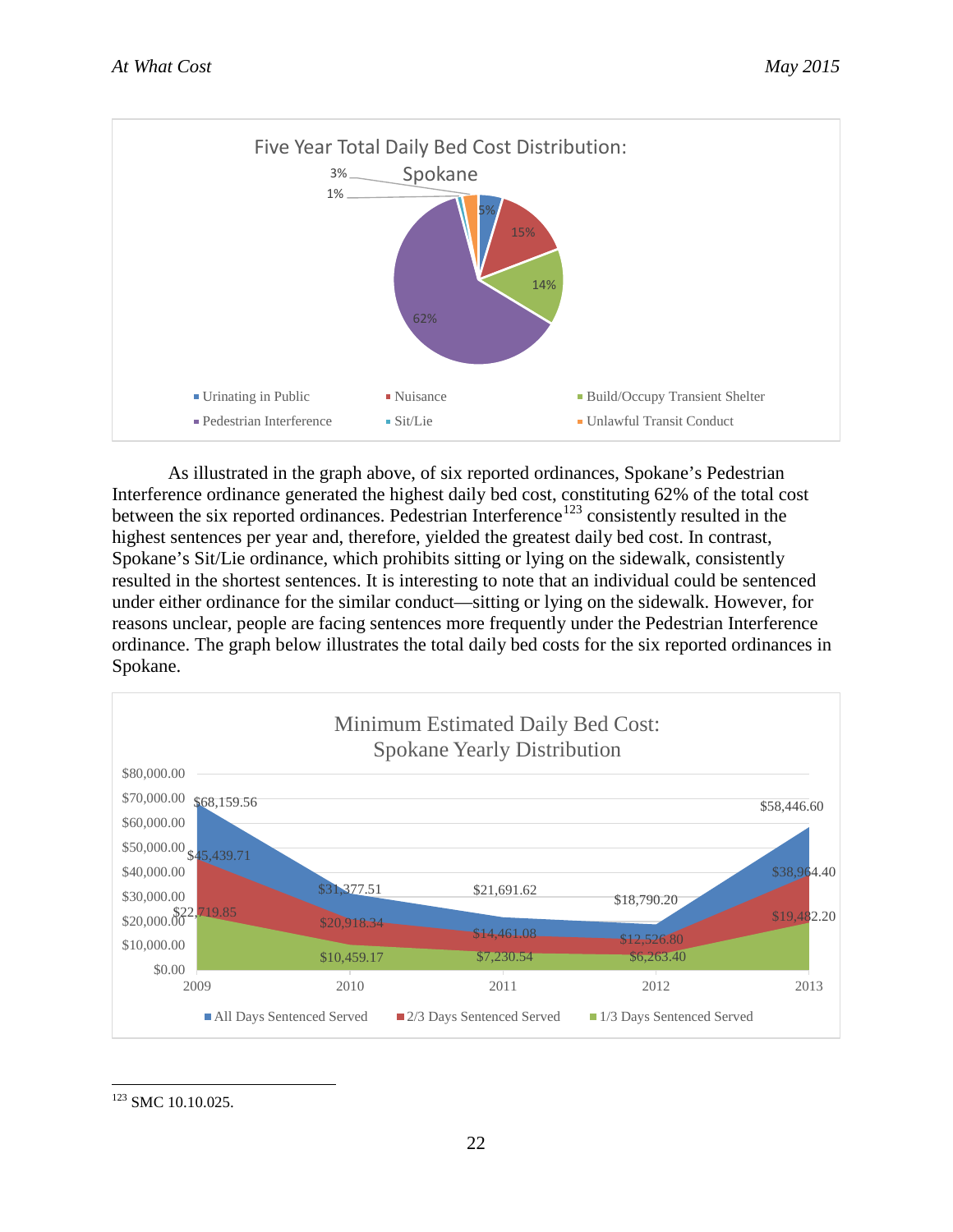Five Year Total Daily Bed Cost Distribution: Spokane

| Ordinance | Share |
|---|---|
| Urinating in Public | 5% |
| Nuisance | 15% |
| Build/Occupy Transient Shelter | 14% |
| Pedestrian Interference | 62% |
| Sit/Lie | 1% |
| Unlawful Transit Conduct | 3% |

As illustrated in the graph above, of six reported ordinances, Spokane's Pedestrian Interference ordinance generated the highest daily bed cost, constituting 62% of the total cost between the six reported ordinances. Pedestrian Interference[123] consistently resulted in the highest sentences per year and, therefore, yielded the greatest daily bed cost. In contrast, Spokane's Sit/Lie ordinance, which prohibits sitting or lying on the sidewalk, consistently resulted in the shortest sentences. It is interesting to note that an individual could be sentenced under either ordinance for the similar conduct—sitting or lying on the sidewalk. However, for reasons unclear, people are facing sentences more frequently under the Pedestrian Interference ordinance. The graph below illustrates the total daily bed costs for the six reported ordinances in Spokane.

Minimum Estimated Daily Bed Cost: Spokane Yearly Distribution

| Year | All Days Sentenced Served | 2/3 Days Sentenced Served | 1/3 Days Sentenced Served |
|---|---|---|---|
| 2009 | $68,159.56 | $45,439.71 | $22,719.85 |
| 2010 | $31,377.51 | $20,918.34 | $10,459.17 |
| 2011 | $21,691.62 | $14,461.08 | $7,230.54 |
| 2012 | $18,790.20 | $12,526.80 | $6,263.40 |
| 2013 | $58,446.60 | $38,964.40 | $19,482.20 |

123 SMC 10.10.025.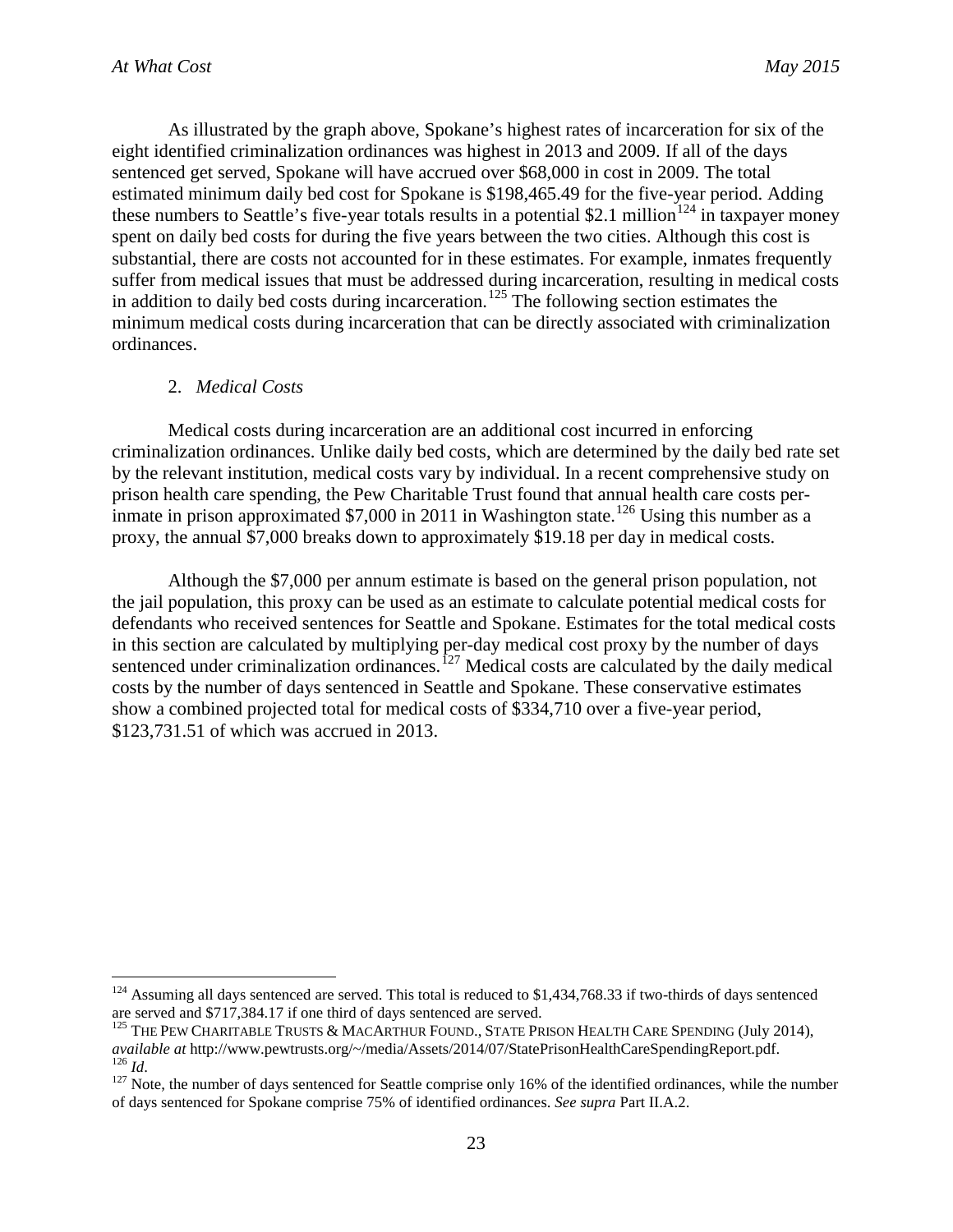As illustrated by the graph above, Spokane's highest rates of incarceration for six of the eight identified criminalization ordinances was highest in 2013 and 2009. If all of the days sentenced get served, Spokane will have accrued over $68,000 in cost in 2009. The total estimated minimum daily bed cost for Spokane is $198,465.49 for the five-year period. Adding these numbers to Seattle's five-year totals results in a potential $2.1 million[124] in taxpayer money spent on daily bed costs for during the five years between the two cities. Although this cost is substantial, there are costs not accounted for in these estimates. For example, inmates frequently suffer from medical issues that must be addressed during incarceration, resulting in medical costs in addition to daily bed costs during incarceration.[125] The following section estimates the minimum medical costs during incarceration that can be directly associated with criminalization ordinances.

### 2. *Medical Costs*

Medical costs during incarceration are an additional cost incurred in enforcing criminalization ordinances. Unlike daily bed costs, which are determined by the daily bed rate set by the relevant institution, medical costs vary by individual. In a recent comprehensive study on prison health care spending, the Pew Charitable Trust found that annual health care costs per-inmate in prison approximated $7,000 in 2011 in Washington state.[126] Using this number as a proxy, the annual $7,000 breaks down to approximately $19.18 per day in medical costs.

Although the $7,000 per annum estimate is based on the general prison population, not the jail population, this proxy can be used as an estimate to calculate potential medical costs for defendants who received sentences for Seattle and Spokane. Estimates for the total medical costs in this section are calculated by multiplying per-day medical cost proxy by the number of days sentenced under criminalization ordinances.[127] Medical costs are calculated by the daily medical costs by the number of days sentenced in Seattle and Spokane. These conservative estimates show a combined projected total for medical costs of $334,710 over a five-year period, $123,731.51 of which was accrued in 2013.

---

[124] Assuming all days sentenced are served. This total is reduced to $1,434,768.33 if two-thirds of days sentenced are served and $717,384.17 if one third of days sentenced are served.

[125] THE PEW CHARITABLE TRUSTS & MACARTHUR FOUND., STATE PRISON HEALTH CARE SPENDING (July 2014), *available at* http://www.pewtrusts.org/~/media/Assets/2014/07/StatePrisonHealthCareSpendingReport.pdf.

[126] *Id*.

[127] Note, the number of days sentenced for Seattle comprise only 16% of the identified ordinances, while the number of days sentenced for Spokane comprise 75% of identified ordinances. *See supra* Part II.A.2.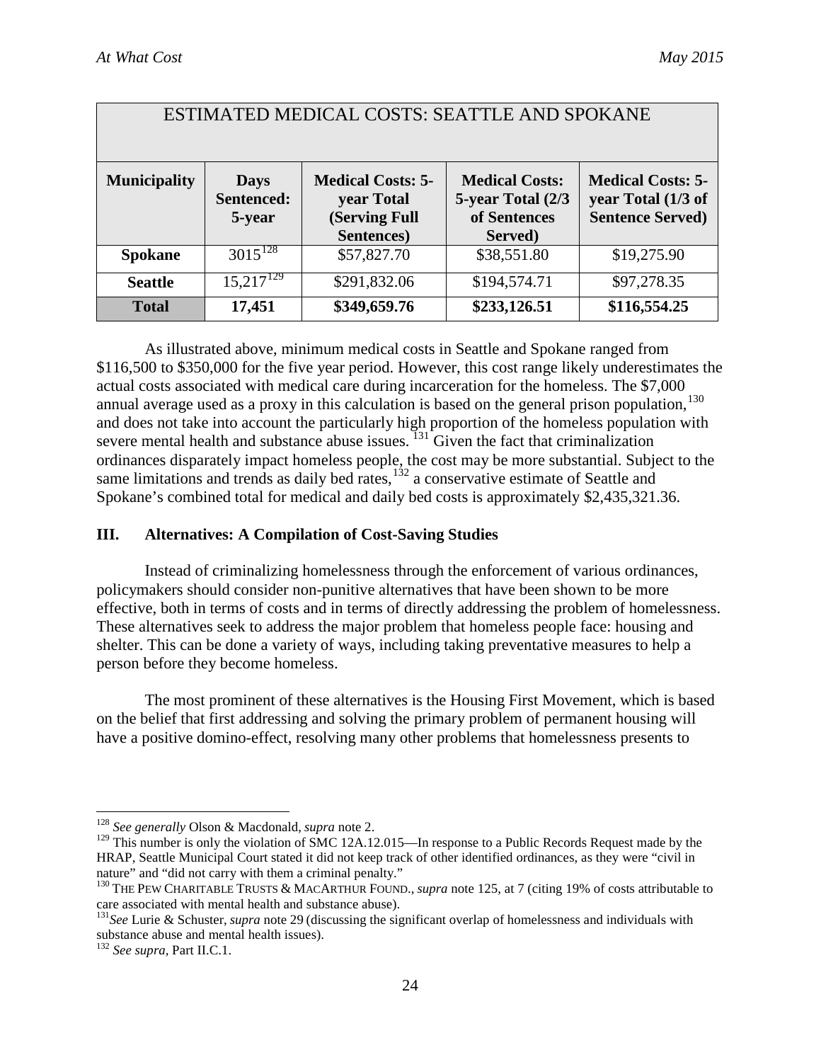| ESTIMATED MEDICAL COSTS: SEATTLE AND SPOKANE | | | | |
|---|---|---|---|---|
| **Municipality** | **Days Sentenced: 5-year** | **Medical Costs: 5-year Total (Serving Full Sentences)** | **Medical Costs: 5-year Total (2/3 of Sentences Served)** | **Medical Costs: 5-year Total (1/3 of Sentence Served)** |
| **Spokane** | 3015[128] | \$57,827.70 | \$38,551.80 | \$19,275.90 |
| **Seattle** | 15,217[129] | \$291,832.06 | \$194,574.71 | \$97,278.35 |
| **Total** | **17,451** | **\$349,659.76** | **\$233,126.51** | **\$116,554.25** |

As illustrated above, minimum medical costs in Seattle and Spokane ranged from \$116,500 to \$350,000 for the five year period. However, this cost range likely underestimates the actual costs associated with medical care during incarceration for the homeless. The \$7,000 annual average used as a proxy in this calculation is based on the general prison population,[130] and does not take into account the particularly high proportion of the homeless population with severe mental health and substance abuse issues.[131] Given the fact that criminalization ordinances disparately impact homeless people, the cost may be more substantial. Subject to the same limitations and trends as daily bed rates,[132] a conservative estimate of Seattle and Spokane's combined total for medical and daily bed costs is approximately \$2,435,321.36.

## III. Alternatives: A Compilation of Cost-Saving Studies

Instead of criminalizing homelessness through the enforcement of various ordinances, policymakers should consider non-punitive alternatives that have been shown to be more effective, both in terms of costs and in terms of directly addressing the problem of homelessness. These alternatives seek to address the major problem that homeless people face: housing and shelter. This can be done a variety of ways, including taking preventative measures to help a person before they become homeless.

The most prominent of these alternatives is the Housing First Movement, which is based on the belief that first addressing and solving the primary problem of permanent housing will have a positive domino-effect, resolving many other problems that homelessness presents to

---

[128] *See generally* Olson & Macdonald, *supra* note 2.

[129] This number is only the violation of SMC 12A.12.015—In response to a Public Records Request made by the HRAP, Seattle Municipal Court stated it did not keep track of other identified ordinances, as they were "civil in nature" and "did not carry with them a criminal penalty."

[130] THE PEW CHARITABLE TRUSTS & MACARTHUR FOUND., *supra* note 125, at 7 (citing 19% of costs attributable to care associated with mental health and substance abuse).

[131] *See* Lurie & Schuster, *supra* note 29 (discussing the significant overlap of homelessness and individuals with substance abuse and mental health issues).

[132] *See supra*, Part II.C.1.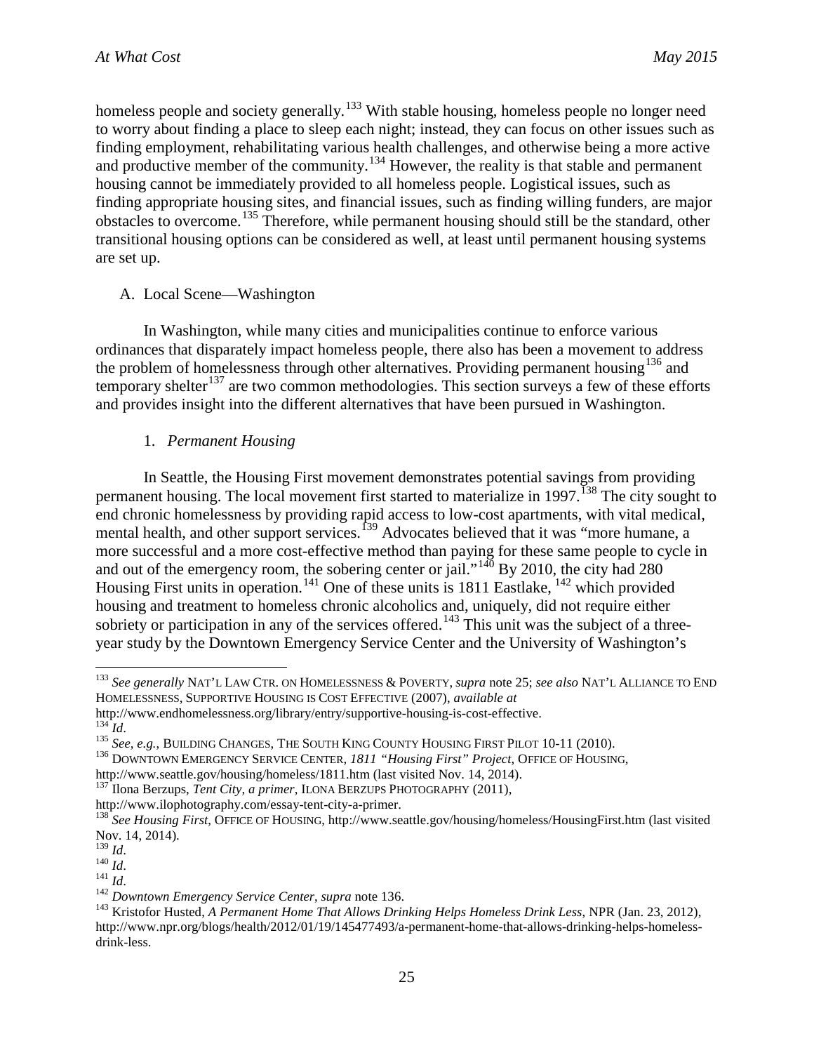homeless people and society generally.[133] With stable housing, homeless people no longer need to worry about finding a place to sleep each night; instead, they can focus on other issues such as finding employment, rehabilitating various health challenges, and otherwise being a more active and productive member of the community.[134] However, the reality is that stable and permanent housing cannot be immediately provided to all homeless people. Logistical issues, such as finding appropriate housing sites, and financial issues, such as finding willing funders, are major obstacles to overcome.[135] Therefore, while permanent housing should still be the standard, other transitional housing options can be considered as well, at least until permanent housing systems are set up.

### A. Local Scene—Washington

In Washington, while many cities and municipalities continue to enforce various ordinances that disparately impact homeless people, there also has been a movement to address the problem of homelessness through other alternatives. Providing permanent housing[136] and temporary shelter[137] are two common methodologies. This section surveys a few of these efforts and provides insight into the different alternatives that have been pursued in Washington.

#### 1. *Permanent Housing*

In Seattle, the Housing First movement demonstrates potential savings from providing permanent housing. The local movement first started to materialize in 1997.[138] The city sought to end chronic homelessness by providing rapid access to low-cost apartments, with vital medical, mental health, and other support services.[139] Advocates believed that it was "more humane, a more successful and a more cost-effective method than paying for these same people to cycle in and out of the emergency room, the sobering center or jail."[140] By 2010, the city had 280 Housing First units in operation.[141] One of these units is 1811 Eastlake,[142] which provided housing and treatment to homeless chronic alcoholics and, uniquely, did not require either sobriety or participation in any of the services offered.[143] This unit was the subject of a three-year study by the Downtown Emergency Service Center and the University of Washington's

---

[133] *See generally* NAT'L LAW CTR. ON HOMELESSNESS & POVERTY, *supra* note 25; *see also* NAT'L ALLIANCE TO END HOMELESSNESS, SUPPORTIVE HOUSING IS COST EFFECTIVE (2007), *available at* http://www.endhomelessness.org/library/entry/supportive-housing-is-cost-effective.

[134] *Id*.

[135] *See, e.g.*, BUILDING CHANGES, THE SOUTH KING COUNTY HOUSING FIRST PILOT 10-11 (2010).

[136] DOWNTOWN EMERGENCY SERVICE CENTER, *1811 "Housing First" Project*, OFFICE OF HOUSING, http://www.seattle.gov/housing/homeless/1811.htm (last visited Nov. 14, 2014).

[137] Ilona Berzups, *Tent City, a primer*, ILONA BERZUPS PHOTOGRAPHY (2011), http://www.ilophotography.com/essay-tent-city-a-primer.

[138] *See Housing First*, OFFICE OF HOUSING, http://www.seattle.gov/housing/homeless/HousingFirst.htm (last visited Nov. 14, 2014).

[139] *Id*.

[140] *Id*.

[141] *Id*.

[142] *Downtown Emergency Service Center*, *supra* note 136.

[143] Kristofor Husted, *A Permanent Home That Allows Drinking Helps Homeless Drink Less*, NPR (Jan. 23, 2012), http://www.npr.org/blogs/health/2012/01/19/145477493/a-permanent-home-that-allows-drinking-helps-homeless-drink-less.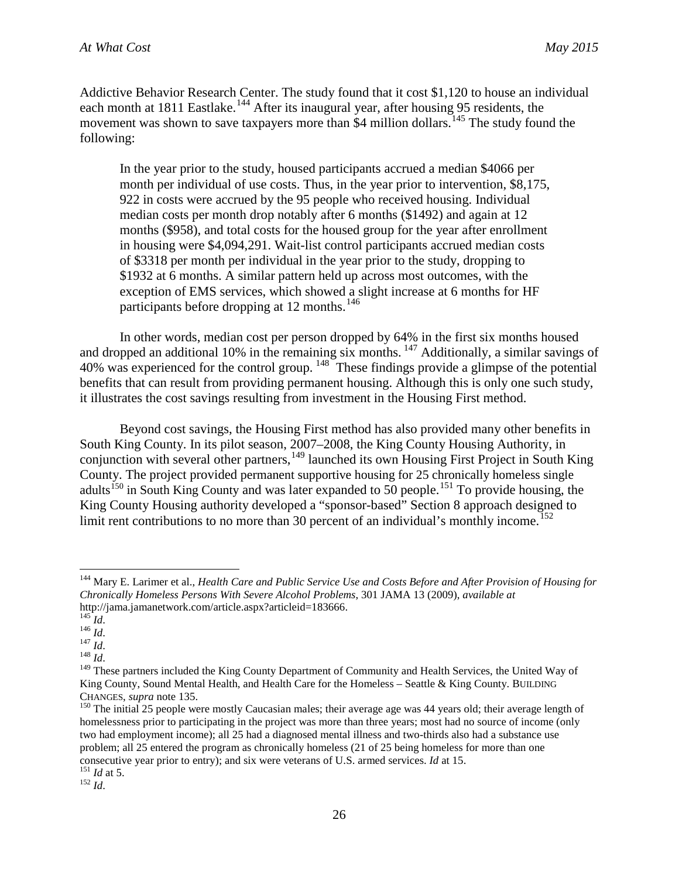Addictive Behavior Research Center. The study found that it cost $1,120 to house an individual each month at 1811 Eastlake.[144] After its inaugural year, after housing 95 residents, the movement was shown to save taxpayers more than $4 million dollars.[145] The study found the following:

> In the year prior to the study, housed participants accrued a median $4066 per month per individual of use costs. Thus, in the year prior to intervention, $8,175, 922 in costs were accrued by the 95 people who received housing. Individual median costs per month drop notably after 6 months ($1492) and again at 12 months ($958), and total costs for the housed group for the year after enrollment in housing were $4,094,291. Wait-list control participants accrued median costs of $3318 per month per individual in the year prior to the study, dropping to $1932 at 6 months. A similar pattern held up across most outcomes, with the exception of EMS services, which showed a slight increase at 6 months for HF participants before dropping at 12 months.[146]

In other words, median cost per person dropped by 64% in the first six months housed and dropped an additional 10% in the remaining six months.[147] Additionally, a similar savings of 40% was experienced for the control group.[148] These findings provide a glimpse of the potential benefits that can result from providing permanent housing. Although this is only one such study, it illustrates the cost savings resulting from investment in the Housing First method.

Beyond cost savings, the Housing First method has also provided many other benefits in South King County. In its pilot season, 2007–2008, the King County Housing Authority, in conjunction with several other partners,[149] launched its own Housing First Project in South King County. The project provided permanent supportive housing for 25 chronically homeless single adults[150] in South King County and was later expanded to 50 people.[151] To provide housing, the King County Housing authority developed a "sponsor-based" Section 8 approach designed to limit rent contributions to no more than 30 percent of an individual's monthly income.[152]

---

[144] Mary E. Larimer et al., *Health Care and Public Service Use and Costs Before and After Provision of Housing for Chronically Homeless Persons With Severe Alcohol Problems*, 301 JAMA 13 (2009), *available at* http://jama.jamanetwork.com/article.aspx?articleid=183666.

[145] *Id*.

[146] *Id*.

[147] *Id*.

[148] *Id*.

[149] These partners included the King County Department of Community and Health Services, the United Way of King County, Sound Mental Health, and Health Care for the Homeless – Seattle & King County. BUILDING CHANGES, *supra* note 135.

[150] The initial 25 people were mostly Caucasian males; their average age was 44 years old; their average length of homelessness prior to participating in the project was more than three years; most had no source of income (only two had employment income); all 25 had a diagnosed mental illness and two-thirds also had a substance use problem; all 25 entered the program as chronically homeless (21 of 25 being homeless for more than one consecutive year prior to entry); and six were veterans of U.S. armed services. *Id* at 15.

[151] *Id* at 5.

[152] *Id*.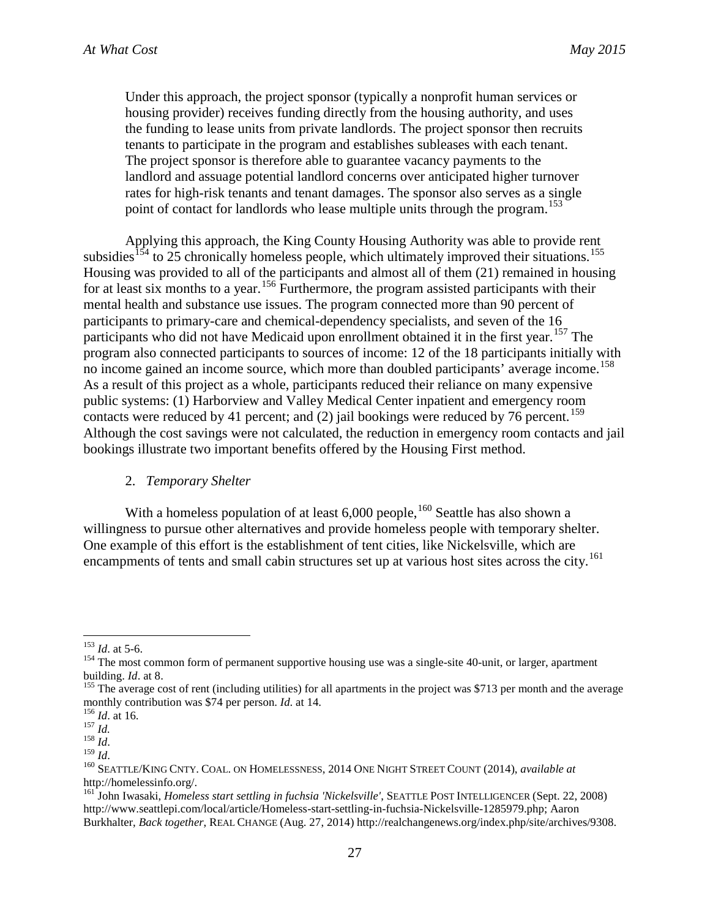> Under this approach, the project sponsor (typically a nonprofit human services or housing provider) receives funding directly from the housing authority, and uses the funding to lease units from private landlords. The project sponsor then recruits tenants to participate in the program and establishes subleases with each tenant. The project sponsor is therefore able to guarantee vacancy payments to the landlord and assuage potential landlord concerns over anticipated higher turnover rates for high-risk tenants and tenant damages. The sponsor also serves as a single point of contact for landlords who lease multiple units through the program.[153]

Applying this approach, the King County Housing Authority was able to provide rent subsidies[154] to 25 chronically homeless people, which ultimately improved their situations.[155] Housing was provided to all of the participants and almost all of them (21) remained in housing for at least six months to a year.[156] Furthermore, the program assisted participants with their mental health and substance use issues. The program connected more than 90 percent of participants to primary-care and chemical-dependency specialists, and seven of the 16 participants who did not have Medicaid upon enrollment obtained it in the first year.[157] The program also connected participants to sources of income: 12 of the 18 participants initially with no income gained an income source, which more than doubled participants' average income.[158] As a result of this project as a whole, participants reduced their reliance on many expensive public systems: (1) Harborview and Valley Medical Center inpatient and emergency room contacts were reduced by 41 percent; and (2) jail bookings were reduced by 76 percent.[159] Although the cost savings were not calculated, the reduction in emergency room contacts and jail bookings illustrate two important benefits offered by the Housing First method.

2. *Temporary Shelter*

With a homeless population of at least 6,000 people,[160] Seattle has also shown a willingness to pursue other alternatives and provide homeless people with temporary shelter. One example of this effort is the establishment of tent cities, like Nickelsville, which are encampments of tents and small cabin structures set up at various host sites across the city.[161]

---

[153] *Id*. at 5-6.

[154] The most common form of permanent supportive housing use was a single-site 40-unit, or larger, apartment building. *Id*. at 8.

[155] The average cost of rent (including utilities) for all apartments in the project was $713 per month and the average monthly contribution was $74 per person. *Id*. at 14.

[156] *Id*. at 16.

[157] *Id.*

[158] *Id*.

[159] *Id*.

[160] SEATTLE/KING CNTY. COAL. ON HOMELESSNESS, 2014 ONE NIGHT STREET COUNT (2014), *available at* http://homelessinfo.org/.

[161] John Iwasaki, *Homeless start settling in fuchsia 'Nickelsville'*, SEATTLE POST INTELLIGENCER (Sept. 22, 2008) http://www.seattlepi.com/local/article/Homeless-start-settling-in-fuchsia-Nickelsville-1285979.php; Aaron Burkhalter, *Back together*, REAL CHANGE (Aug. 27, 2014) http://realchangenews.org/index.php/site/archives/9308.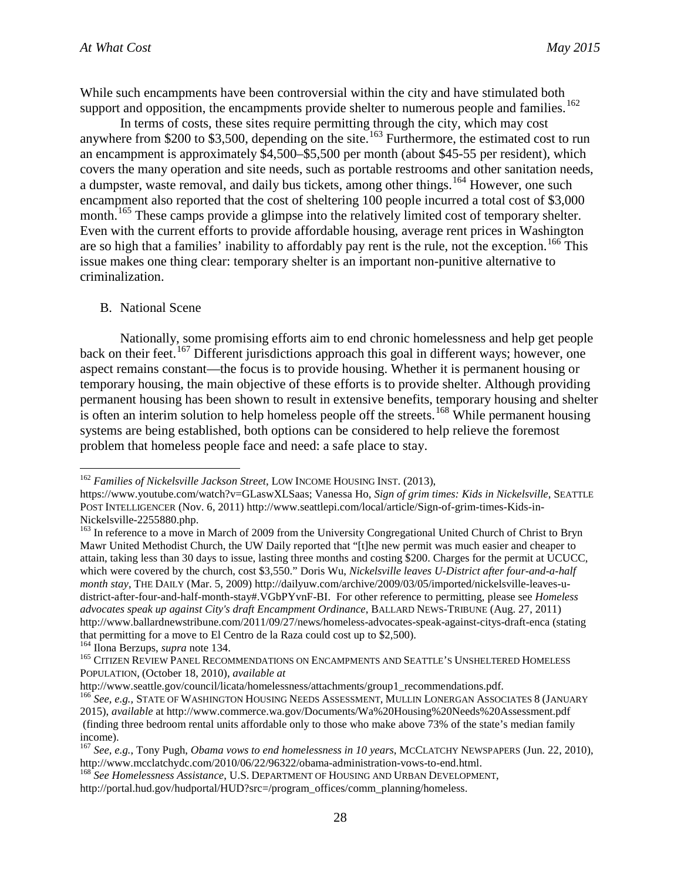While such encampments have been controversial within the city and have stimulated both support and opposition, the encampments provide shelter to numerous people and families.[162]

In terms of costs, these sites require permitting through the city, which may cost anywhere from $200 to $3,500, depending on the site.[163] Furthermore, the estimated cost to run an encampment is approximately $4,500–$5,500 per month (about $45-55 per resident), which covers the many operation and site needs, such as portable restrooms and other sanitation needs, a dumpster, waste removal, and daily bus tickets, among other things.[164] However, one such encampment also reported that the cost of sheltering 100 people incurred a total cost of $3,000 month.[165] These camps provide a glimpse into the relatively limited cost of temporary shelter. Even with the current efforts to provide affordable housing, average rent prices in Washington are so high that a families' inability to affordably pay rent is the rule, not the exception.[166] This issue makes one thing clear: temporary shelter is an important non-punitive alternative to criminalization.

## B. National Scene

Nationally, some promising efforts aim to end chronic homelessness and help get people back on their feet.[167] Different jurisdictions approach this goal in different ways; however, one aspect remains constant—the focus is to provide housing. Whether it is permanent housing or temporary housing, the main objective of these efforts is to provide shelter. Although providing permanent housing has been shown to result in extensive benefits, temporary housing and shelter is often an interim solution to help homeless people off the streets.[168] While permanent housing systems are being established, both options can be considered to help relieve the foremost problem that homeless people face and need: a safe place to stay.

---

[162] *Families of Nickelsville Jackson Street*, LOW INCOME HOUSING INST. (2013), https://www.youtube.com/watch?v=GLaswXLSaas; Vanessa Ho, *Sign of grim times: Kids in Nickelsville*, SEATTLE POST INTELLIGENCER (Nov. 6, 2011) http://www.seattlepi.com/local/article/Sign-of-grim-times-Kids-in-Nickelsville-2255880.php.

[163] In reference to a move in March of 2009 from the University Congregational United Church of Christ to Bryn Mawr United Methodist Church, the UW Daily reported that "[t]he new permit was much easier and cheaper to attain, taking less than 30 days to issue, lasting three months and costing $200. Charges for the permit at UCUCC, which were covered by the church, cost $3,550." Doris Wu, *Nickelsville leaves U-District after four-and-a-half month stay*, THE DAILY (Mar. 5, 2009) http://dailyuw.com/archive/2009/03/05/imported/nickelsville-leaves-u-district-after-four-and-half-month-stay#.VGbPYvnF-BI. For other reference to permitting, please see *Homeless advocates speak up against City's draft Encampment Ordinance*, BALLARD NEWS-TRIBUNE (Aug. 27, 2011) http://www.ballardnewstribune.com/2011/09/27/news/homeless-advocates-speak-against-citys-draft-enca (stating that permitting for a move to El Centro de la Raza could cost up to $2,500).

[164] Ilona Berzups, *supra* note 134.

[165] CITIZEN REVIEW PANEL RECOMMENDATIONS ON ENCAMPMENTS AND SEATTLE'S UNSHELTERED HOMELESS POPULATION, (October 18, 2010), *available at* http://www.seattle.gov/council/licata/homelessness/attachments/group1_recommendations.pdf.

[166] *See, e.g.*, STATE OF WASHINGTON HOUSING NEEDS ASSESSMENT, MULLIN LONERGAN ASSOCIATES 8 (JANUARY 2015), *available* at http://www.commerce.wa.gov/Documents/Wa%20Housing%20Needs%20Assessment.pdf (finding three bedroom rental units affordable only to those who make above 73% of the state's median family income).

[167] *See, e.g.*, Tony Pugh, *Obama vows to end homelessness in 10 years*, MCCLATCHY NEWSPAPERS (Jun. 22, 2010), http://www.mcclatchydc.com/2010/06/22/96322/obama-administration-vows-to-end.html.

[168] *See Homelessness Assistance*, U.S. DEPARTMENT OF HOUSING AND URBAN DEVELOPMENT, http://portal.hud.gov/hudportal/HUD?src=/program_offices/comm_planning/homeless.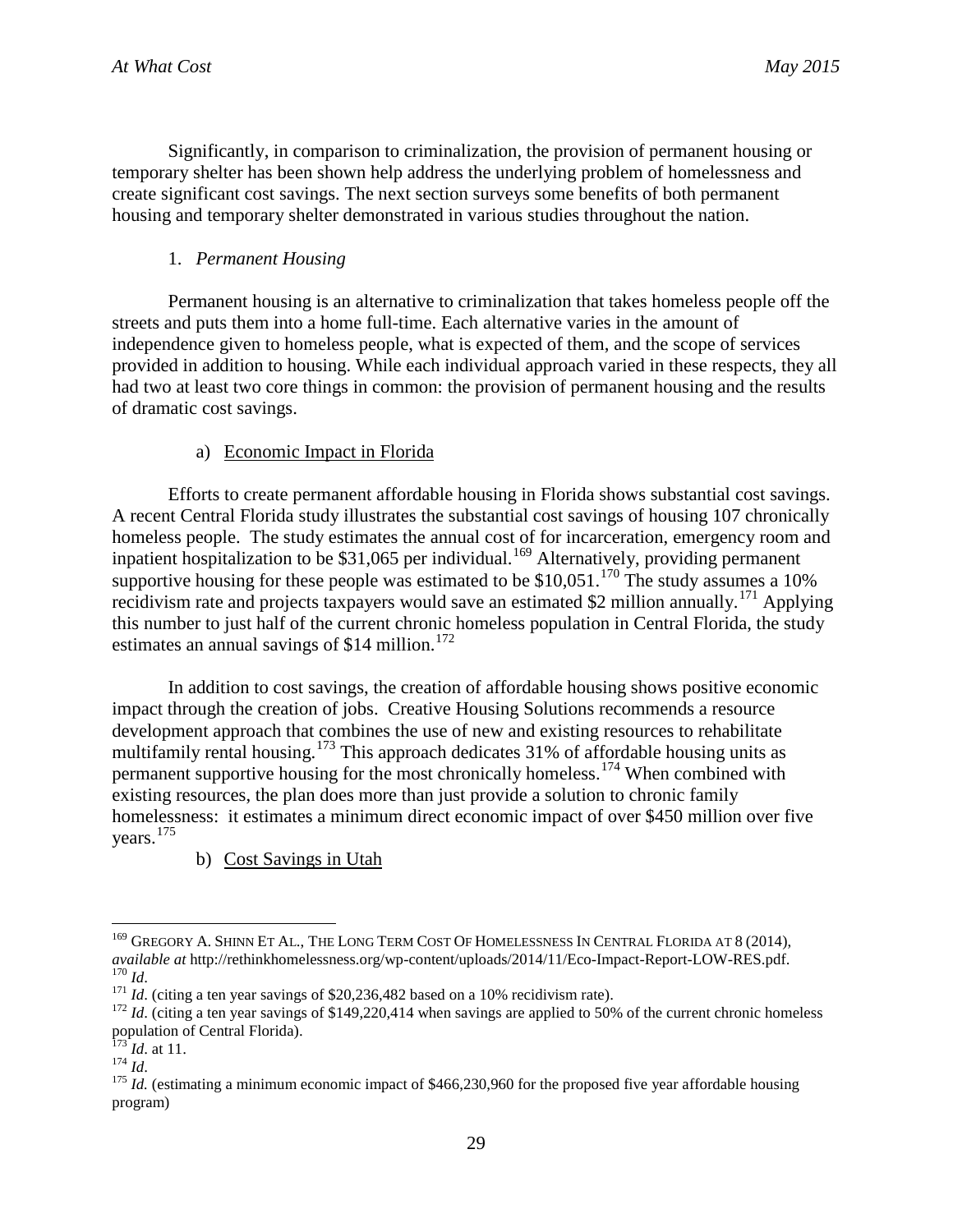Significantly, in comparison to criminalization, the provision of permanent housing or temporary shelter has been shown help address the underlying problem of homelessness and create significant cost savings. The next section surveys some benefits of both permanent housing and temporary shelter demonstrated in various studies throughout the nation.

### 1. *Permanent Housing*

Permanent housing is an alternative to criminalization that takes homeless people off the streets and puts them into a home full-time. Each alternative varies in the amount of independence given to homeless people, what is expected of them, and the scope of services provided in addition to housing. While each individual approach varied in these respects, they all had two at least two core things in common: the provision of permanent housing and the results of dramatic cost savings.

#### a) Economic Impact in Florida

Efforts to create permanent affordable housing in Florida shows substantial cost savings. A recent Central Florida study illustrates the substantial cost savings of housing 107 chronically homeless people. The study estimates the annual cost of for incarceration, emergency room and inpatient hospitalization to be \$31,065 per individual.[169] Alternatively, providing permanent supportive housing for these people was estimated to be \$10,051.[170] The study assumes a 10% recidivism rate and projects taxpayers would save an estimated \$2 million annually.[171] Applying this number to just half of the current chronic homeless population in Central Florida, the study estimates an annual savings of \$14 million.[172]

In addition to cost savings, the creation of affordable housing shows positive economic impact through the creation of jobs. Creative Housing Solutions recommends a resource development approach that combines the use of new and existing resources to rehabilitate multifamily rental housing.[173] This approach dedicates 31% of affordable housing units as permanent supportive housing for the most chronically homeless.[174] When combined with existing resources, the plan does more than just provide a solution to chronic family homelessness: it estimates a minimum direct economic impact of over \$450 million over five years.[175]

#### b) Cost Savings in Utah

---

[169] GREGORY A. SHINN ET AL., THE LONG TERM COST OF HOMELESSNESS IN CENTRAL FLORIDA AT 8 (2014), *available at* http://rethinkhomelessness.org/wp-content/uploads/2014/11/Eco-Impact-Report-LOW-RES.pdf.

[170] *Id*.

[171] *Id*. (citing a ten year savings of \$20,236,482 based on a 10% recidivism rate).

[172] *Id*. (citing a ten year savings of \$149,220,414 when savings are applied to 50% of the current chronic homeless population of Central Florida).

[173] *Id*. at 11.

[174] *Id*.

[175] *Id.* (estimating a minimum economic impact of \$466,230,960 for the proposed five year affordable housing program)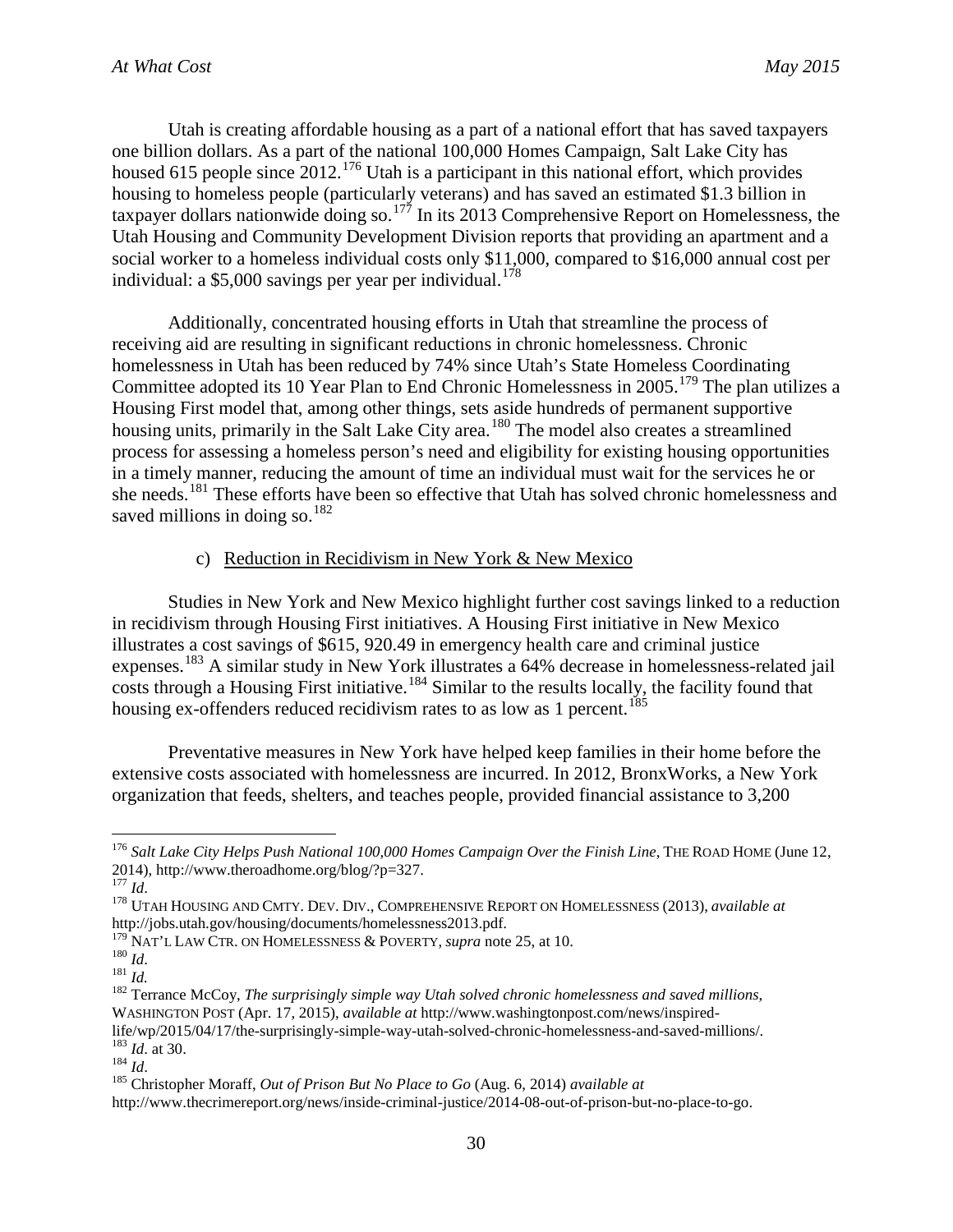Utah is creating affordable housing as a part of a national effort that has saved taxpayers one billion dollars. As a part of the national 100,000 Homes Campaign, Salt Lake City has housed 615 people since 2012.[176] Utah is a participant in this national effort, which provides housing to homeless people (particularly veterans) and has saved an estimated $1.3 billion in taxpayer dollars nationwide doing so.[177] In its 2013 Comprehensive Report on Homelessness, the Utah Housing and Community Development Division reports that providing an apartment and a social worker to a homeless individual costs only $11,000, compared to $16,000 annual cost per individual: a $5,000 savings per year per individual.[178]

Additionally, concentrated housing efforts in Utah that streamline the process of receiving aid are resulting in significant reductions in chronic homelessness. Chronic homelessness in Utah has been reduced by 74% since Utah's State Homeless Coordinating Committee adopted its 10 Year Plan to End Chronic Homelessness in 2005.[179] The plan utilizes a Housing First model that, among other things, sets aside hundreds of permanent supportive housing units, primarily in the Salt Lake City area.[180] The model also creates a streamlined process for assessing a homeless person's need and eligibility for existing housing opportunities in a timely manner, reducing the amount of time an individual must wait for the services he or she needs.[181] These efforts have been so effective that Utah has solved chronic homelessness and saved millions in doing so.[182]

c) Reduction in Recidivism in New York & New Mexico

Studies in New York and New Mexico highlight further cost savings linked to a reduction in recidivism through Housing First initiatives. A Housing First initiative in New Mexico illustrates a cost savings of $615, 920.49 in emergency health care and criminal justice expenses.[183] A similar study in New York illustrates a 64% decrease in homelessness-related jail costs through a Housing First initiative.[184] Similar to the results locally, the facility found that housing ex-offenders reduced recidivism rates to as low as 1 percent.[185]

Preventative measures in New York have helped keep families in their home before the extensive costs associated with homelessness are incurred. In 2012, BronxWorks, a New York organization that feeds, shelters, and teaches people, provided financial assistance to 3,200

---

[176] *Salt Lake City Helps Push National 100,000 Homes Campaign Over the Finish Line*, THE ROAD HOME (June 12, 2014), http://www.theroadhome.org/blog/?p=327.

[177] *Id*.

[178] UTAH HOUSING AND CMTY. DEV. DIV., COMPREHENSIVE REPORT ON HOMELESSNESS (2013), *available at* http://jobs.utah.gov/housing/documents/homelessness2013.pdf.

[179] NAT'L LAW CTR. ON HOMELESSNESS & POVERTY, *supra* note 25, at 10.

[180] *Id*.

[181] *Id.*

[182] Terrance McCoy, *The surprisingly simple way Utah solved chronic homelessness and saved millions*, WASHINGTON POST (Apr. 17, 2015), *available at* http://www.washingtonpost.com/news/inspired-life/wp/2015/04/17/the-surprisingly-simple-way-utah-solved-chronic-homelessness-and-saved-millions/.

[183] *Id*. at 30.

[184] *Id*.

[185] Christopher Moraff, *Out of Prison But No Place to Go* (Aug. 6, 2014) *available at* http://www.thecrimereport.org/news/inside-criminal-justice/2014-08-out-of-prison-but-no-place-to-go.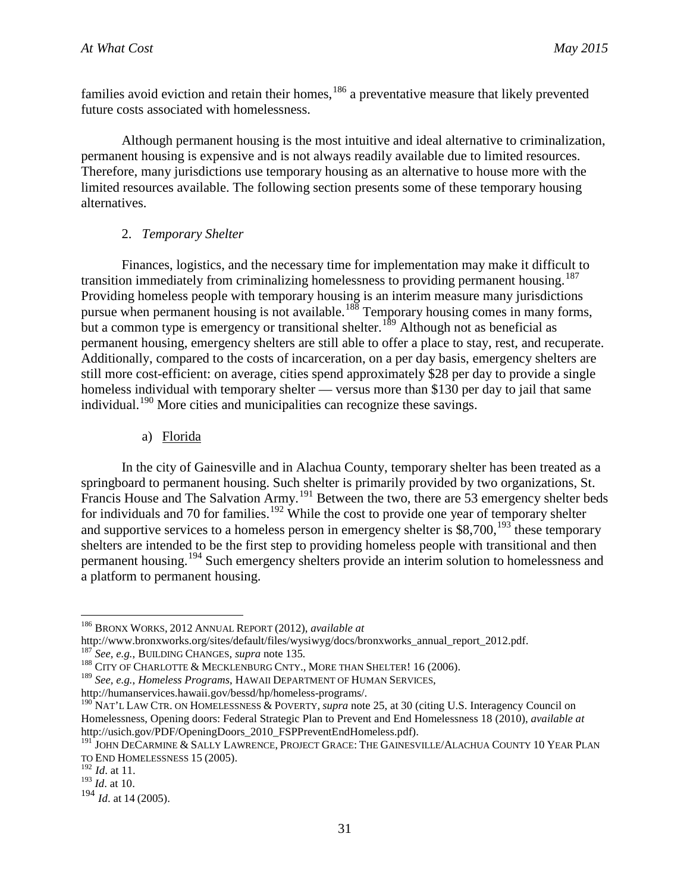families avoid eviction and retain their homes,[186] a preventative measure that likely prevented future costs associated with homelessness.

Although permanent housing is the most intuitive and ideal alternative to criminalization, permanent housing is expensive and is not always readily available due to limited resources. Therefore, many jurisdictions use temporary housing as an alternative to house more with the limited resources available. The following section presents some of these temporary housing alternatives.

### 2. *Temporary Shelter*

Finances, logistics, and the necessary time for implementation may make it difficult to transition immediately from criminalizing homelessness to providing permanent housing.[187] Providing homeless people with temporary housing is an interim measure many jurisdictions pursue when permanent housing is not available.[188] Temporary housing comes in many forms, but a common type is emergency or transitional shelter.[189] Although not as beneficial as permanent housing, emergency shelters are still able to offer a place to stay, rest, and recuperate. Additionally, compared to the costs of incarceration, on a per day basis, emergency shelters are still more cost-efficient: on average, cities spend approximately $28 per day to provide a single homeless individual with temporary shelter — versus more than $130 per day to jail that same individual.[190] More cities and municipalities can recognize these savings.

#### a) Florida

In the city of Gainesville and in Alachua County, temporary shelter has been treated as a springboard to permanent housing. Such shelter is primarily provided by two organizations, St. Francis House and The Salvation Army.[191] Between the two, there are 53 emergency shelter beds for individuals and 70 for families.[192] While the cost to provide one year of temporary shelter and supportive services to a homeless person in emergency shelter is $8,700,[193] these temporary shelters are intended to be the first step to providing homeless people with transitional and then permanent housing.[194] Such emergency shelters provide an interim solution to homelessness and a platform to permanent housing.

---

[186] BRONX WORKS, 2012 ANNUAL REPORT (2012), *available at* http://www.bronxworks.org/sites/default/files/wysiwyg/docs/bronxworks_annual_report_2012.pdf.

[187] *See, e.g.*, BUILDING CHANGES, *supra* note 135.

[188] CITY OF CHARLOTTE & MECKLENBURG CNTY., MORE THAN SHELTER! 16 (2006).

[189] *See, e.g.*, *Homeless Programs*, HAWAII DEPARTMENT OF HUMAN SERVICES, http://humanservices.hawaii.gov/bessd/hp/homeless-programs/.

[190] NAT'L LAW CTR. ON HOMELESSNESS & POVERTY, *supra* note 25, at 30 (citing U.S. Interagency Council on Homelessness, Opening doors: Federal Strategic Plan to Prevent and End Homelessness 18 (2010), *available at* http://usich.gov/PDF/OpeningDoors_2010_FSPPreventEndHomeless.pdf).

[191] JOHN DECARMINE & SALLY LAWRENCE, PROJECT GRACE: THE GAINESVILLE/ALACHUA COUNTY 10 YEAR PLAN TO END HOMELESSNESS 15 (2005).

[192] *Id*. at 11.

[193] *Id*. at 10.

[194] *Id*. at 14 (2005).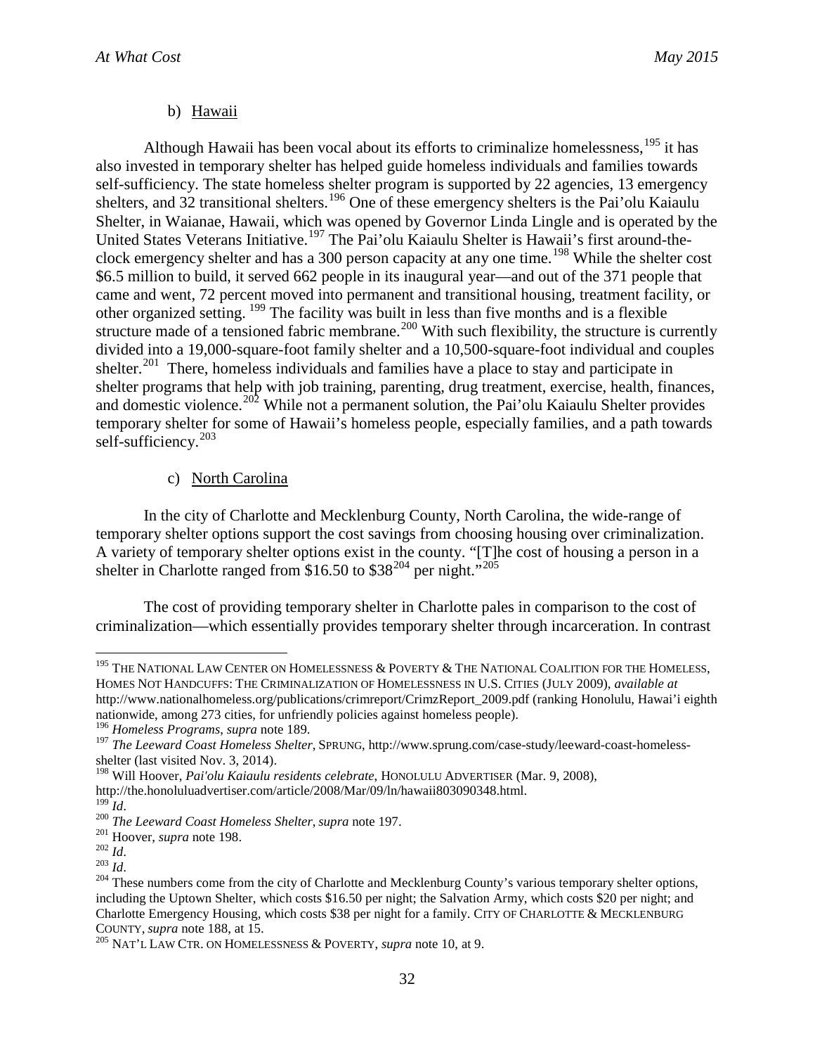b) Hawaii

Although Hawaii has been vocal about its efforts to criminalize homelessness,[195] it has also invested in temporary shelter has helped guide homeless individuals and families towards self-sufficiency. The state homeless shelter program is supported by 22 agencies, 13 emergency shelters, and 32 transitional shelters.[196] One of these emergency shelters is the Pai'olu Kaiaulu Shelter, in Waianae, Hawaii, which was opened by Governor Linda Lingle and is operated by the United States Veterans Initiative.[197] The Pai'olu Kaiaulu Shelter is Hawaii's first around-the-clock emergency shelter and has a 300 person capacity at any one time.[198] While the shelter cost $6.5 million to build, it served 662 people in its inaugural year—and out of the 371 people that came and went, 72 percent moved into permanent and transitional housing, treatment facility, or other organized setting. [199] The facility was built in less than five months and is a flexible structure made of a tensioned fabric membrane.[200] With such flexibility, the structure is currently divided into a 19,000-square-foot family shelter and a 10,500-square-foot individual and couples shelter.[201] There, homeless individuals and families have a place to stay and participate in shelter programs that help with job training, parenting, drug treatment, exercise, health, finances, and domestic violence.[202] While not a permanent solution, the Pai'olu Kaiaulu Shelter provides temporary shelter for some of Hawaii's homeless people, especially families, and a path towards self-sufficiency.[203]

c) North Carolina

In the city of Charlotte and Mecklenburg County, North Carolina, the wide-range of temporary shelter options support the cost savings from choosing housing over criminalization. A variety of temporary shelter options exist in the county. "[T]he cost of housing a person in a shelter in Charlotte ranged from $16.50 to $38[204] per night."[205]

The cost of providing temporary shelter in Charlotte pales in comparison to the cost of criminalization—which essentially provides temporary shelter through incarceration. In contrast

---

[195] THE NATIONAL LAW CENTER ON HOMELESSNESS & POVERTY & THE NATIONAL COALITION FOR THE HOMELESS, HOMES NOT HANDCUFFS: THE CRIMINALIZATION OF HOMELESSNESS IN U.S. CITIES (JULY 2009), *available at* http://www.nationalhomeless.org/publications/crimreport/CrimzReport_2009.pdf (ranking Honolulu, Hawai'i eighth nationwide, among 273 cities, for unfriendly policies against homeless people).

[196] *Homeless Programs*, *supra* note 189.

[197] *The Leeward Coast Homeless Shelter*, SPRUNG, http://www.sprung.com/case-study/leeward-coast-homeless-shelter (last visited Nov. 3, 2014).

[198] Will Hoover, *Pai'olu Kaiaulu residents celebrate*, HONOLULU ADVERTISER (Mar. 9, 2008), http://the.honoluluadvertiser.com/article/2008/Mar/09/ln/hawaii803090348.html.

[199] *Id*.

[200] *The Leeward Coast Homeless Shelter*, *supra* note 197.

[201] Hoover, *supra* note 198.

[202] *Id*.

[203] *Id*.

[204] These numbers come from the city of Charlotte and Mecklenburg County's various temporary shelter options, including the Uptown Shelter, which costs $16.50 per night; the Salvation Army, which costs $20 per night; and Charlotte Emergency Housing, which costs $38 per night for a family. CITY OF CHARLOTTE & MECKLENBURG COUNTY, *supra* note 188, at 15.

[205] NAT'L LAW CTR. ON HOMELESSNESS & POVERTY, *supra* note 10, at 9.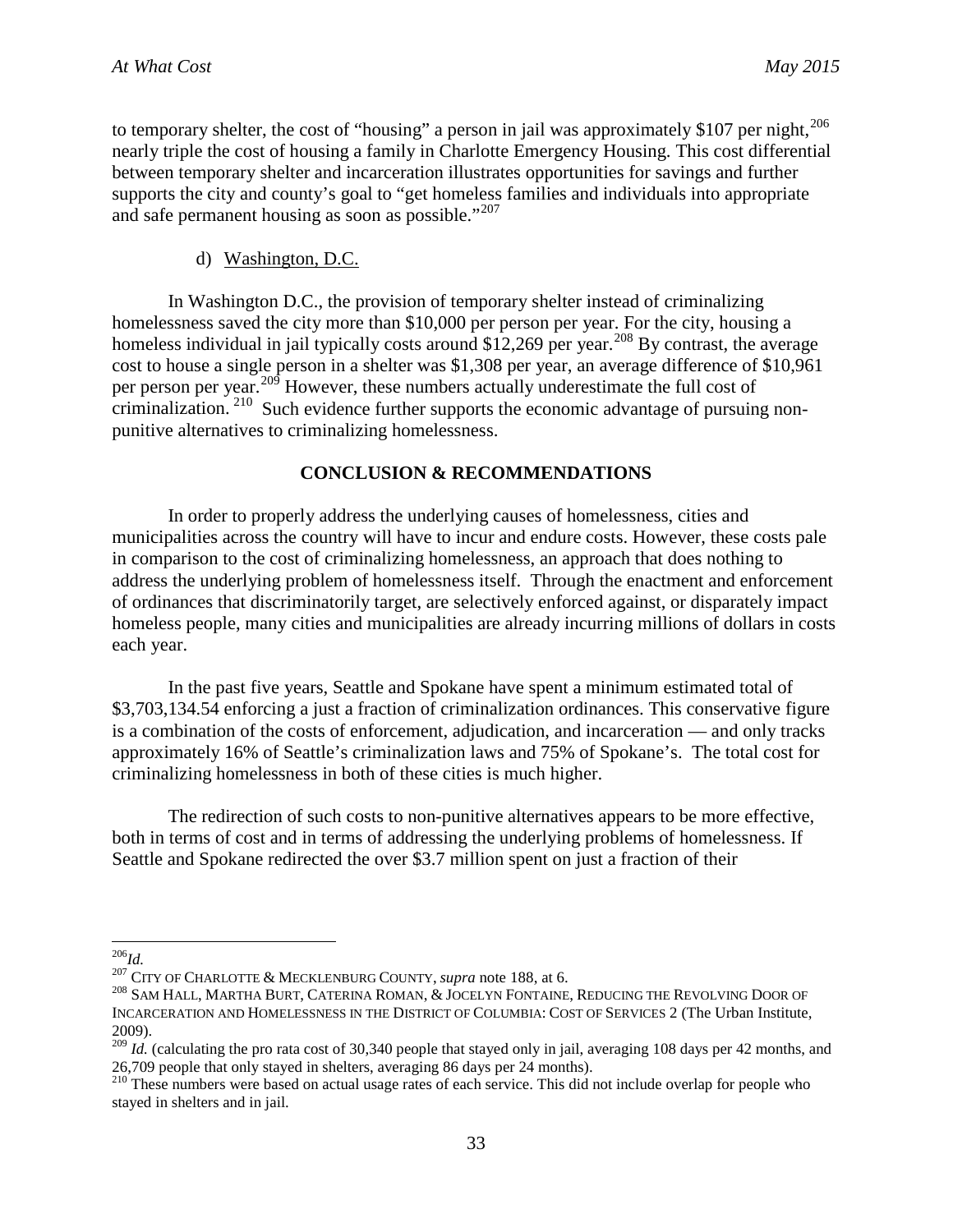to temporary shelter, the cost of "housing" a person in jail was approximately $107 per night,[206] nearly triple the cost of housing a family in Charlotte Emergency Housing. This cost differential between temporary shelter and incarceration illustrates opportunities for savings and further supports the city and county's goal to "get homeless families and individuals into appropriate and safe permanent housing as soon as possible."[207]

d) Washington, D.C.

In Washington D.C., the provision of temporary shelter instead of criminalizing homelessness saved the city more than $10,000 per person per year. For the city, housing a homeless individual in jail typically costs around $12,269 per year.[208] By contrast, the average cost to house a single person in a shelter was $1,308 per year, an average difference of $10,961 per person per year.[209] However, these numbers actually underestimate the full cost of criminalization.[210] Such evidence further supports the economic advantage of pursuing non-punitive alternatives to criminalizing homelessness.

## CONCLUSION & RECOMMENDATIONS

In order to properly address the underlying causes of homelessness, cities and municipalities across the country will have to incur and endure costs. However, these costs pale in comparison to the cost of criminalizing homelessness, an approach that does nothing to address the underlying problem of homelessness itself. Through the enactment and enforcement of ordinances that discriminatorily target, are selectively enforced against, or disparately impact homeless people, many cities and municipalities are already incurring millions of dollars in costs each year.

In the past five years, Seattle and Spokane have spent a minimum estimated total of $3,703,134.54 enforcing a just a fraction of criminalization ordinances. This conservative figure is a combination of the costs of enforcement, adjudication, and incarceration — and only tracks approximately 16% of Seattle's criminalization laws and 75% of Spokane's. The total cost for criminalizing homelessness in both of these cities is much higher.

The redirection of such costs to non-punitive alternatives appears to be more effective, both in terms of cost and in terms of addressing the underlying problems of homelessness. If Seattle and Spokane redirected the over $3.7 million spent on just a fraction of their

---

[206] *Id.*

[207] CITY OF CHARLOTTE & MECKLENBURG COUNTY, *supra* note 188, at 6.

[208] SAM HALL, MARTHA BURT, CATERINA ROMAN, & JOCELYN FONTAINE, REDUCING THE REVOLVING DOOR OF INCARCERATION AND HOMELESSNESS IN THE DISTRICT OF COLUMBIA: COST OF SERVICES 2 (The Urban Institute, 2009).

[209] *Id.* (calculating the pro rata cost of 30,340 people that stayed only in jail, averaging 108 days per 42 months, and 26,709 people that only stayed in shelters, averaging 86 days per 24 months).

[210] These numbers were based on actual usage rates of each service. This did not include overlap for people who stayed in shelters and in jail.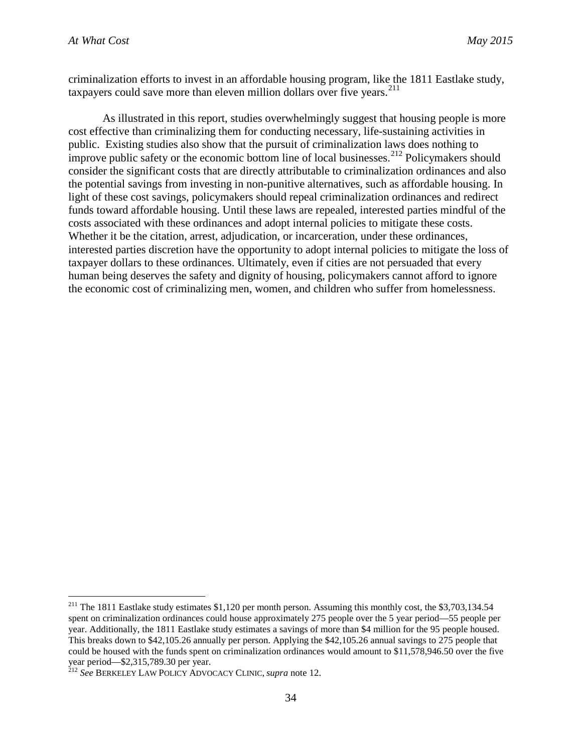criminalization efforts to invest in an affordable housing program, like the 1811 Eastlake study, taxpayers could save more than eleven million dollars over five years.[211]

As illustrated in this report, studies overwhelmingly suggest that housing people is more cost effective than criminalizing them for conducting necessary, life-sustaining activities in public. Existing studies also show that the pursuit of criminalization laws does nothing to improve public safety or the economic bottom line of local businesses.[212] Policymakers should consider the significant costs that are directly attributable to criminalization ordinances and also the potential savings from investing in non-punitive alternatives, such as affordable housing. In light of these cost savings, policymakers should repeal criminalization ordinances and redirect funds toward affordable housing. Until these laws are repealed, interested parties mindful of the costs associated with these ordinances and adopt internal policies to mitigate these costs. Whether it be the citation, arrest, adjudication, or incarceration, under these ordinances, interested parties discretion have the opportunity to adopt internal policies to mitigate the loss of taxpayer dollars to these ordinances. Ultimately, even if cities are not persuaded that every human being deserves the safety and dignity of housing, policymakers cannot afford to ignore the economic cost of criminalizing men, women, and children who suffer from homelessness.

---

[211] The 1811 Eastlake study estimates $1,120 per month person. Assuming this monthly cost, the $3,703,134.54 spent on criminalization ordinances could house approximately 275 people over the 5 year period—55 people per year. Additionally, the 1811 Eastlake study estimates a savings of more than $4 million for the 95 people housed. This breaks down to $42,105.26 annually per person. Applying the $42,105.26 annual savings to 275 people that could be housed with the funds spent on criminalization ordinances would amount to $11,578,946.50 over the five year period—$2,315,789.30 per year.

[212] *See* Berkeley Law Policy Advocacy Clinic, *supra* note 12.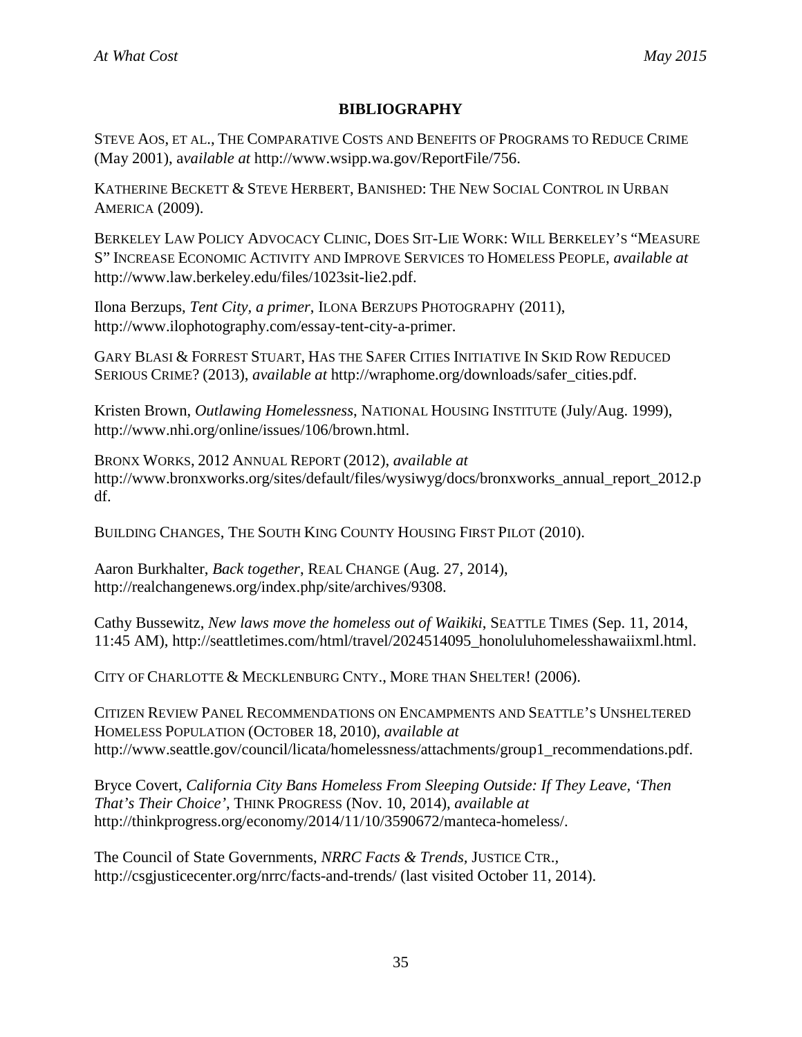## BIBLIOGRAPHY

STEVE AOS, ET AL., THE COMPARATIVE COSTS AND BENEFITS OF PROGRAMS TO REDUCE CRIME (May 2001), a*vailable at* http://www.wsipp.wa.gov/ReportFile/756.

KATHERINE BECKETT & STEVE HERBERT, BANISHED: THE NEW SOCIAL CONTROL IN URBAN AMERICA (2009).

BERKELEY LAW POLICY ADVOCACY CLINIC, DOES SIT-LIE WORK: WILL BERKELEY'S "MEASURE S" INCREASE ECONOMIC ACTIVITY AND IMPROVE SERVICES TO HOMELESS PEOPLE, *available at* http://www.law.berkeley.edu/files/1023sit-lie2.pdf.

Ilona Berzups, *Tent City, a primer*, ILONA BERZUPS PHOTOGRAPHY (2011), http://www.ilophotography.com/essay-tent-city-a-primer.

GARY BLASI & FORREST STUART, HAS THE SAFER CITIES INITIATIVE IN SKID ROW REDUCED SERIOUS CRIME? (2013), *available at* http://wraphome.org/downloads/safer_cities.pdf.

Kristen Brown, *Outlawing Homelessness*, NATIONAL HOUSING INSTITUTE (July/Aug. 1999), http://www.nhi.org/online/issues/106/brown.html.

BRONX WORKS, 2012 ANNUAL REPORT (2012), *available at* http://www.bronxworks.org/sites/default/files/wysiwyg/docs/bronxworks_annual_report_2012.pdf.

BUILDING CHANGES, THE SOUTH KING COUNTY HOUSING FIRST PILOT (2010).

Aaron Burkhalter, *Back together*, REAL CHANGE (Aug. 27, 2014), http://realchangenews.org/index.php/site/archives/9308.

Cathy Bussewitz, *New laws move the homeless out of Waikiki*, SEATTLE TIMES (Sep. 11, 2014, 11:45 AM), http://seattletimes.com/html/travel/2024514095_honoluluhomelesshawaiixml.html.

CITY OF CHARLOTTE & MECKLENBURG CNTY., MORE THAN SHELTER! (2006).

CITIZEN REVIEW PANEL RECOMMENDATIONS ON ENCAMPMENTS AND SEATTLE'S UNSHELTERED HOMELESS POPULATION (OCTOBER 18, 2010), *available at* http://www.seattle.gov/council/licata/homelessness/attachments/group1_recommendations.pdf.

Bryce Covert, *California City Bans Homeless From Sleeping Outside: If They Leave, 'Then That's Their Choice'*, THINK PROGRESS (Nov. 10, 2014), *available at* http://thinkprogress.org/economy/2014/11/10/3590672/manteca-homeless/.

The Council of State Governments, *NRRC Facts & Trends*, JUSTICE CTR., http://csgjusticecenter.org/nrrc/facts-and-trends/ (last visited October 11, 2014).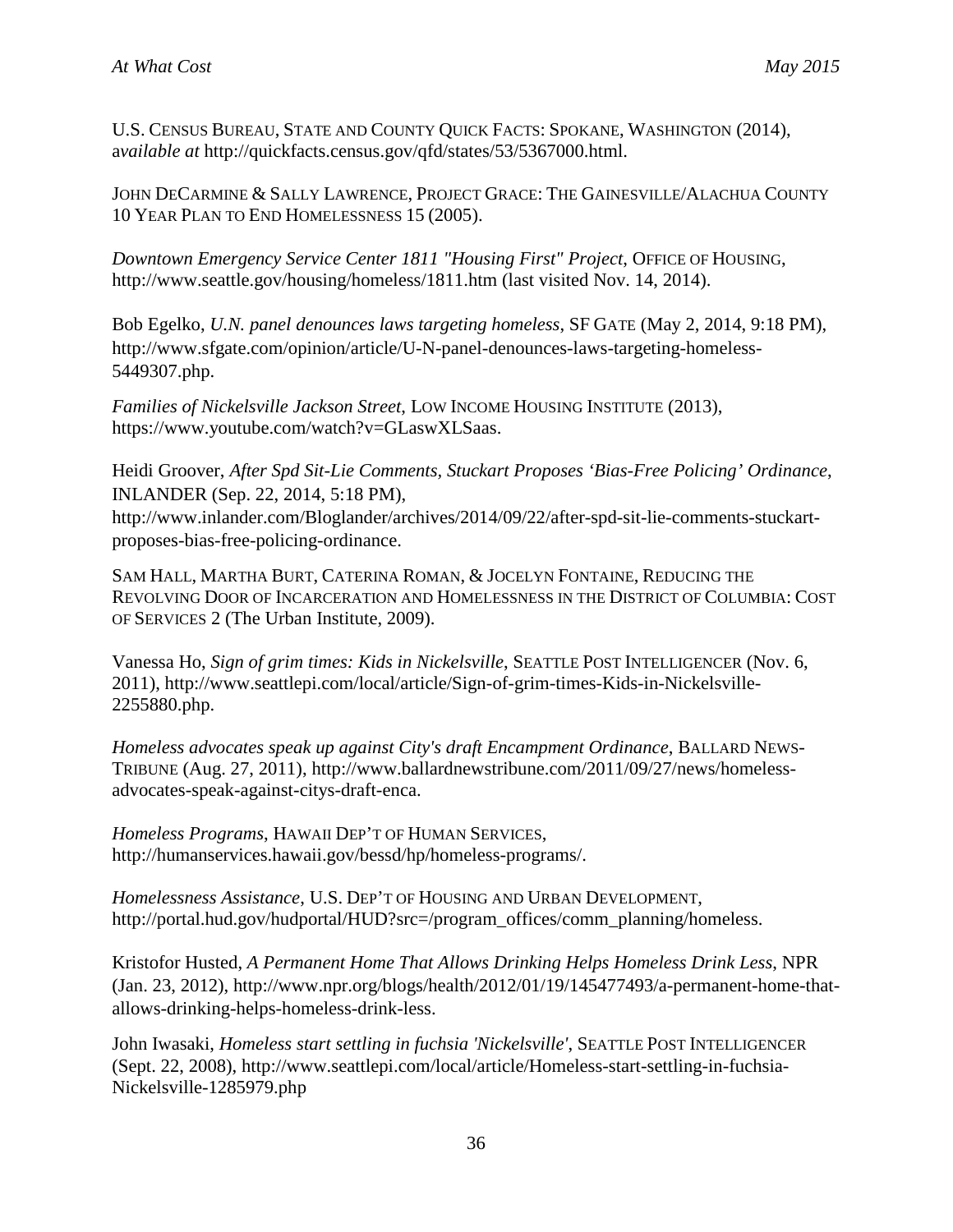U.S. CENSUS BUREAU, STATE AND COUNTY QUICK FACTS: SPOKANE, WASHINGTON (2014), a*vailable at* http://quickfacts.census.gov/qfd/states/53/5367000.html.

JOHN DECARMINE & SALLY LAWRENCE, PROJECT GRACE: THE GAINESVILLE/ALACHUA COUNTY 10 YEAR PLAN TO END HOMELESSNESS 15 (2005).

*Downtown Emergency Service Center 1811 "Housing First" Project*, OFFICE OF HOUSING, http://www.seattle.gov/housing/homeless/1811.htm (last visited Nov. 14, 2014).

Bob Egelko, *U.N. panel denounces laws targeting homeless*, SF GATE (May 2, 2014, 9:18 PM), http://www.sfgate.com/opinion/article/U-N-panel-denounces-laws-targeting-homeless-5449307.php.

*Families of Nickelsville Jackson Street*, LOW INCOME HOUSING INSTITUTE (2013), https://www.youtube.com/watch?v=GLaswXLSaas.

Heidi Groover, *After Spd Sit-Lie Comments, Stuckart Proposes 'Bias-Free Policing' Ordinance*, INLANDER (Sep. 22, 2014, 5:18 PM), http://www.inlander.com/Bloglander/archives/2014/09/22/after-spd-sit-lie-comments-stuckart-proposes-bias-free-policing-ordinance.

SAM HALL, MARTHA BURT, CATERINA ROMAN, & JOCELYN FONTAINE, REDUCING THE REVOLVING DOOR OF INCARCERATION AND HOMELESSNESS IN THE DISTRICT OF COLUMBIA: COST OF SERVICES 2 (The Urban Institute, 2009).

Vanessa Ho, *Sign of grim times: Kids in Nickelsville*, SEATTLE POST INTELLIGENCER (Nov. 6, 2011), http://www.seattlepi.com/local/article/Sign-of-grim-times-Kids-in-Nickelsville-2255880.php.

*Homeless advocates speak up against City's draft Encampment Ordinance*, BALLARD NEWS-TRIBUNE (Aug. 27, 2011), http://www.ballardnewstribune.com/2011/09/27/news/homeless-advocates-speak-against-citys-draft-enca.

*Homeless Programs*, HAWAII DEP'T OF HUMAN SERVICES, http://humanservices.hawaii.gov/bessd/hp/homeless-programs/.

*Homelessness Assistance*, U.S. DEP'T OF HOUSING AND URBAN DEVELOPMENT, http://portal.hud.gov/hudportal/HUD?src=/program_offices/comm_planning/homeless.

Kristofor Husted, *A Permanent Home That Allows Drinking Helps Homeless Drink Less*, NPR (Jan. 23, 2012), http://www.npr.org/blogs/health/2012/01/19/145477493/a-permanent-home-that-allows-drinking-helps-homeless-drink-less.

John Iwasaki, *Homeless start settling in fuchsia 'Nickelsville'*, SEATTLE POST INTELLIGENCER (Sept. 22, 2008), http://www.seattlepi.com/local/article/Homeless-start-settling-in-fuchsia-Nickelsville-1285979.php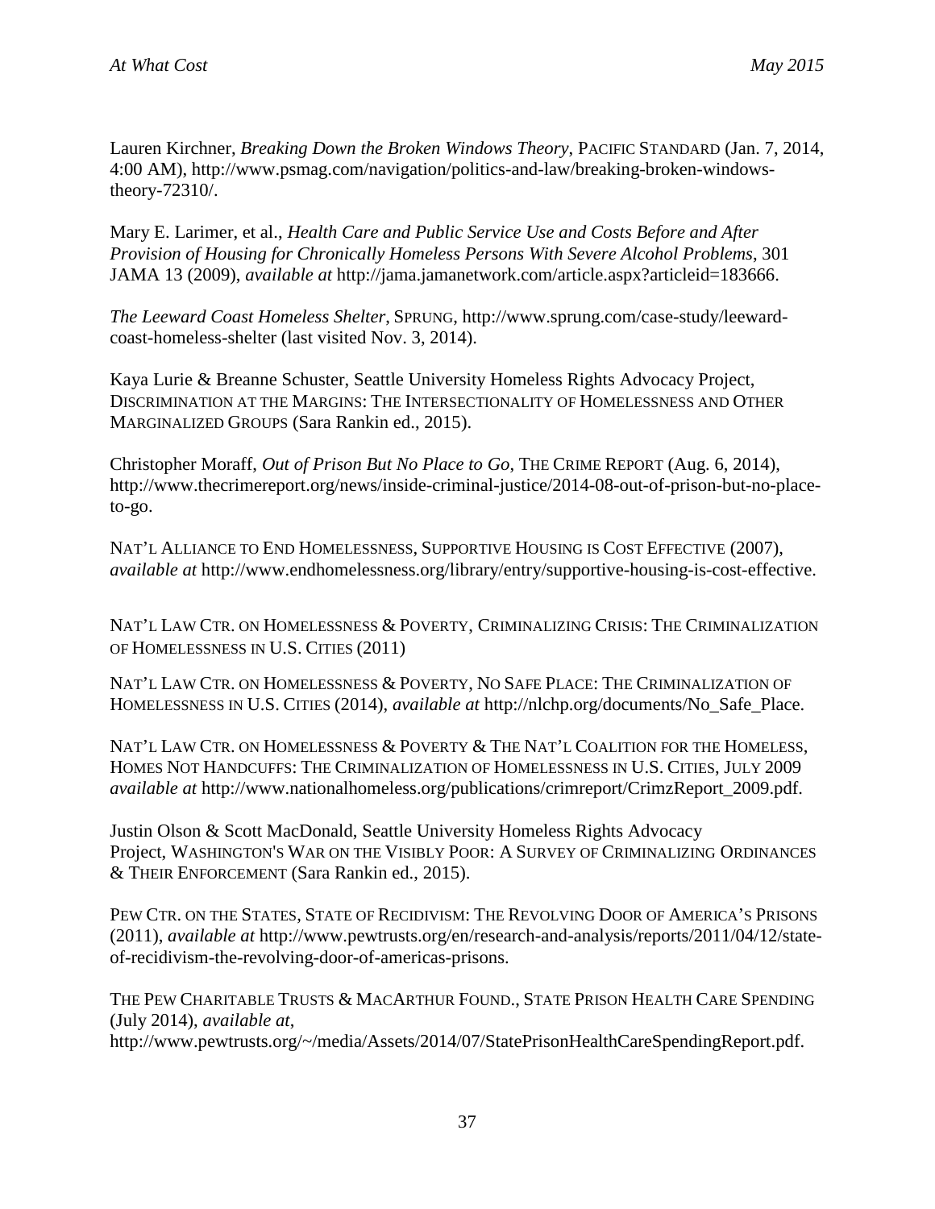Lauren Kirchner, *Breaking Down the Broken Windows Theory*, PACIFIC STANDARD (Jan. 7, 2014, 4:00 AM), http://www.psmag.com/navigation/politics-and-law/breaking-broken-windows-theory-72310/.

Mary E. Larimer, et al., *Health Care and Public Service Use and Costs Before and After Provision of Housing for Chronically Homeless Persons With Severe Alcohol Problems*, 301 JAMA 13 (2009), *available at* http://jama.jamanetwork.com/article.aspx?articleid=183666.

*The Leeward Coast Homeless Shelter*, SPRUNG, http://www.sprung.com/case-study/leeward-coast-homeless-shelter (last visited Nov. 3, 2014).

Kaya Lurie & Breanne Schuster, Seattle University Homeless Rights Advocacy Project, DISCRIMINATION AT THE MARGINS: THE INTERSECTIONALITY OF HOMELESSNESS AND OTHER MARGINALIZED GROUPS (Sara Rankin ed., 2015).

Christopher Moraff, *Out of Prison But No Place to Go*, THE CRIME REPORT (Aug. 6, 2014), http://www.thecrimereport.org/news/inside-criminal-justice/2014-08-out-of-prison-but-no-place-to-go.

NAT'L ALLIANCE TO END HOMELESSNESS, SUPPORTIVE HOUSING IS COST EFFECTIVE (2007), *available at* http://www.endhomelessness.org/library/entry/supportive-housing-is-cost-effective.

NAT'L LAW CTR. ON HOMELESSNESS & POVERTY, CRIMINALIZING CRISIS: THE CRIMINALIZATION OF HOMELESSNESS IN U.S. CITIES (2011)

NAT'L LAW CTR. ON HOMELESSNESS & POVERTY, NO SAFE PLACE: THE CRIMINALIZATION OF HOMELESSNESS IN U.S. CITIES (2014), *available at* http://nlchp.org/documents/No_Safe_Place.

NAT'L LAW CTR. ON HOMELESSNESS & POVERTY & THE NAT'L COALITION FOR THE HOMELESS, HOMES NOT HANDCUFFS: THE CRIMINALIZATION OF HOMELESSNESS IN U.S. CITIES, JULY 2009 *available at* http://www.nationalhomeless.org/publications/crimreport/CrimzReport_2009.pdf.

Justin Olson & Scott MacDonald, Seattle University Homeless Rights Advocacy Project, WASHINGTON'S WAR ON THE VISIBLY POOR: A SURVEY OF CRIMINALIZING ORDINANCES & THEIR ENFORCEMENT (Sara Rankin ed., 2015).

PEW CTR. ON THE STATES, STATE OF RECIDIVISM: THE REVOLVING DOOR OF AMERICA'S PRISONS (2011), *available at* http://www.pewtrusts.org/en/research-and-analysis/reports/2011/04/12/state-of-recidivism-the-revolving-door-of-americas-prisons.

THE PEW CHARITABLE TRUSTS & MACARTHUR FOUND., STATE PRISON HEALTH CARE SPENDING (July 2014), *available at*, http://www.pewtrusts.org/~/media/Assets/2014/07/StatePrisonHealthCareSpendingReport.pdf.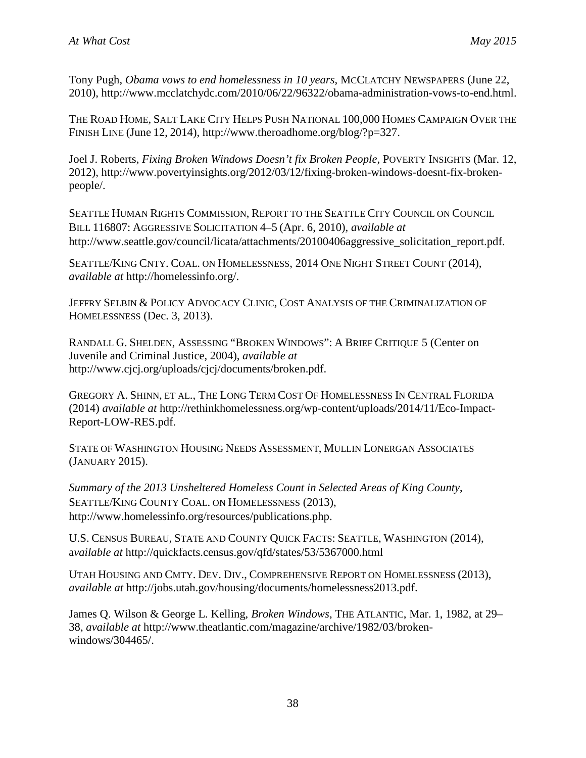Tony Pugh, *Obama vows to end homelessness in 10 years*, MCCLATCHY NEWSPAPERS (June 22, 2010), http://www.mcclatchydc.com/2010/06/22/96322/obama-administration-vows-to-end.html.

THE ROAD HOME, SALT LAKE CITY HELPS PUSH NATIONAL 100,000 HOMES CAMPAIGN OVER THE FINISH LINE (June 12, 2014), http://www.theroadhome.org/blog/?p=327.

Joel J. Roberts, *Fixing Broken Windows Doesn't fix Broken People*, POVERTY INSIGHTS (Mar. 12, 2012), http://www.povertyinsights.org/2012/03/12/fixing-broken-windows-doesnt-fix-broken-people/.

SEATTLE HUMAN RIGHTS COMMISSION, REPORT TO THE SEATTLE CITY COUNCIL ON COUNCIL BILL 116807: AGGRESSIVE SOLICITATION 4–5 (Apr. 6, 2010), *available at* http://www.seattle.gov/council/licata/attachments/20100406aggressive_solicitation_report.pdf.

SEATTLE/KING CNTY. COAL. ON HOMELESSNESS, 2014 ONE NIGHT STREET COUNT (2014), *available at* http://homelessinfo.org/.

JEFFRY SELBIN & POLICY ADVOCACY CLINIC, COST ANALYSIS OF THE CRIMINALIZATION OF HOMELESSNESS (Dec. 3, 2013).

RANDALL G. SHELDEN, ASSESSING "BROKEN WINDOWS": A BRIEF CRITIQUE 5 (Center on Juvenile and Criminal Justice, 2004), *available at* http://www.cjcj.org/uploads/cjcj/documents/broken.pdf.

GREGORY A. SHINN, ET AL., THE LONG TERM COST OF HOMELESSNESS IN CENTRAL FLORIDA (2014) *available at* http://rethinkhomelessness.org/wp-content/uploads/2014/11/Eco-Impact-Report-LOW-RES.pdf.

STATE OF WASHINGTON HOUSING NEEDS ASSESSMENT, MULLIN LONERGAN ASSOCIATES (JANUARY 2015).

*Summary of the 2013 Unsheltered Homeless Count in Selected Areas of King County*, SEATTLE/KING COUNTY COAL. ON HOMELESSNESS (2013), http://www.homelessinfo.org/resources/publications.php.

U.S. CENSUS BUREAU, STATE AND COUNTY QUICK FACTS: SEATTLE, WASHINGTON (2014), a*vailable at* http://quickfacts.census.gov/qfd/states/53/5367000.html

UTAH HOUSING AND CMTY. DEV. DIV., COMPREHENSIVE REPORT ON HOMELESSNESS (2013), *available at* http://jobs.utah.gov/housing/documents/homelessness2013.pdf.

James Q. Wilson & George L. Kelling, *Broken Windows*, THE ATLANTIC, Mar. 1, 1982, at 29–38, *available at* http://www.theatlantic.com/magazine/archive/1982/03/broken-windows/304465/.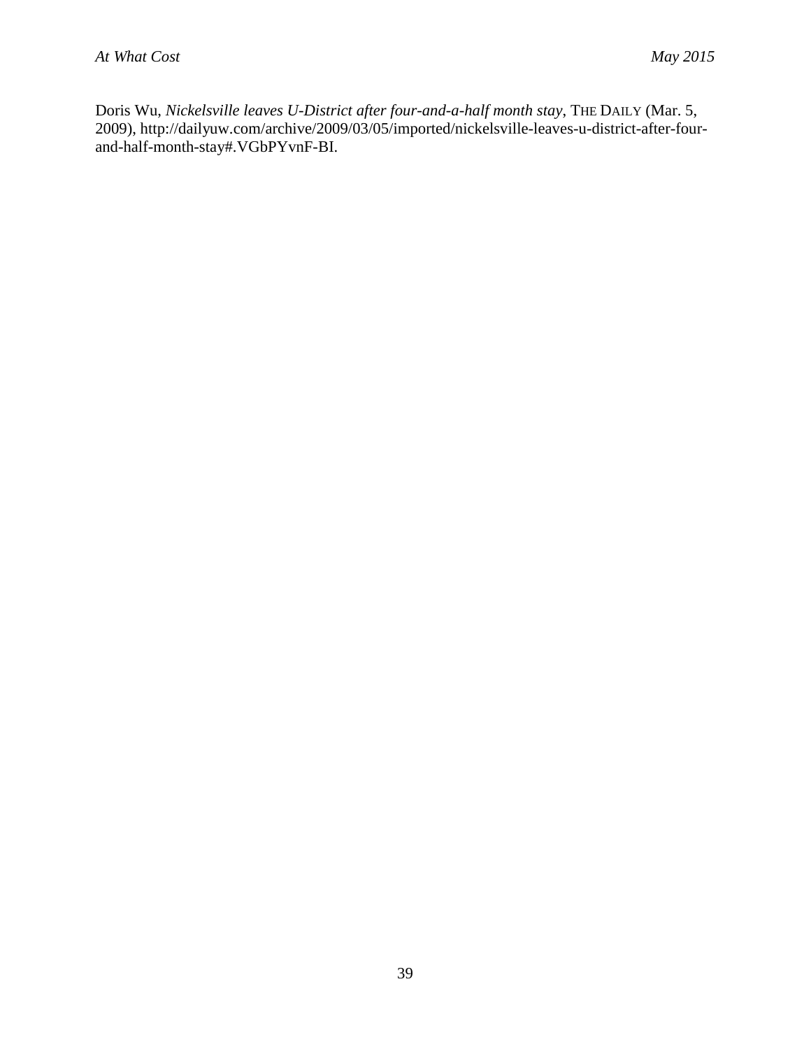Doris Wu, *Nickelsville leaves U-District after four-and-a-half month stay*, THE DAILY (Mar. 5, 2009), http://dailyuw.com/archive/2009/03/05/imported/nickelsville-leaves-u-district-after-four-and-half-month-stay#.VGbPYvnF-BI.